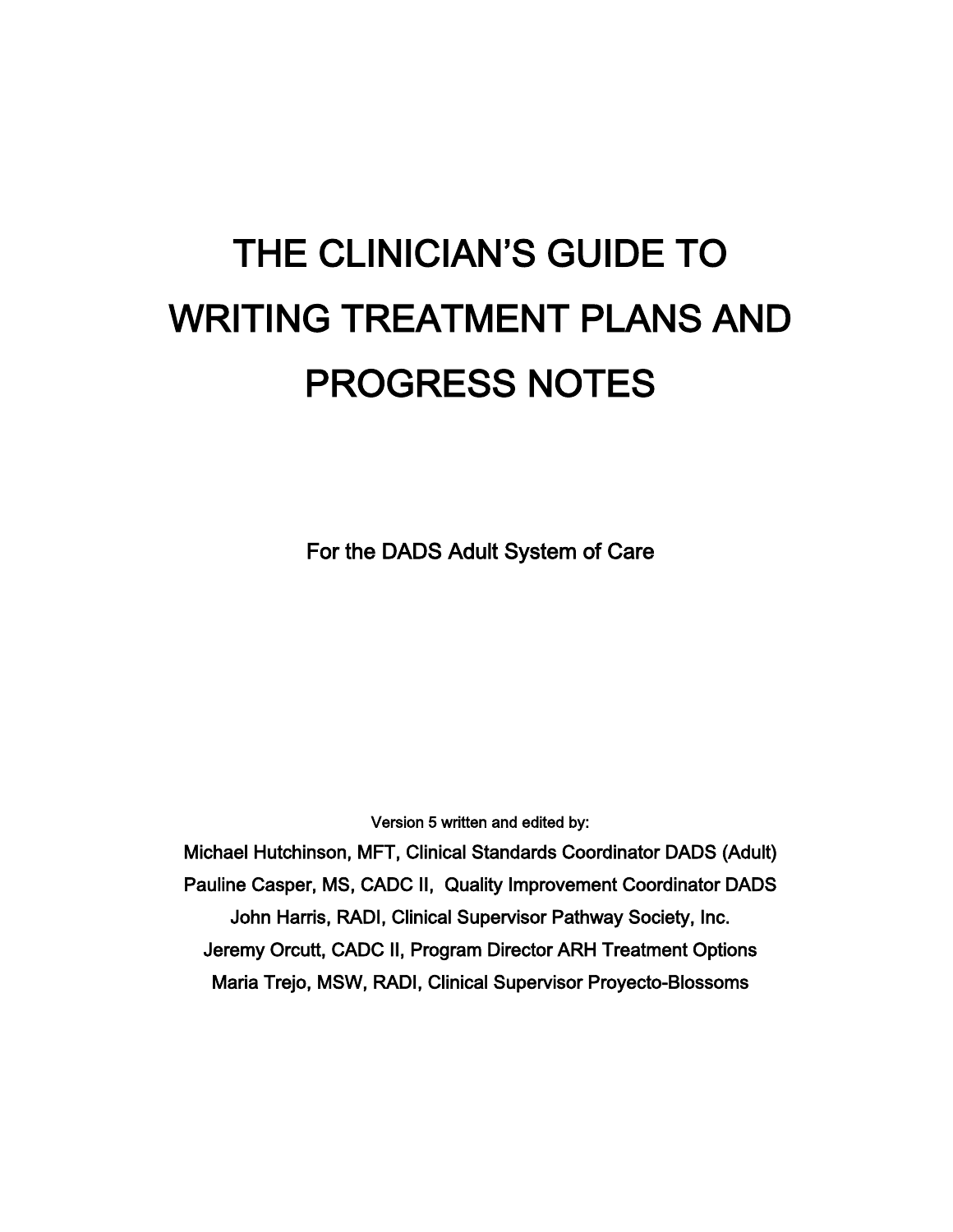# THE CLINICIAN'S GUIDE TO WRITING TREATMENT PLANS AND PROGRESS NOTES

For the DADS Adult System of Care

Version 5 written and edited by:

Michael Hutchinson, MFT, Clinical Standards Coordinator DADS (Adult)

Pauline Casper, MS, CADC II, Quality Improvement Coordinator DADS

John Harris, RADI, Clinical Supervisor Pathway Society, Inc.

Jeremy Orcutt, CADC II, Program Director ARH Treatment Options

Maria Trejo, MSW, RADI, Clinical Supervisor Proyecto-Blossoms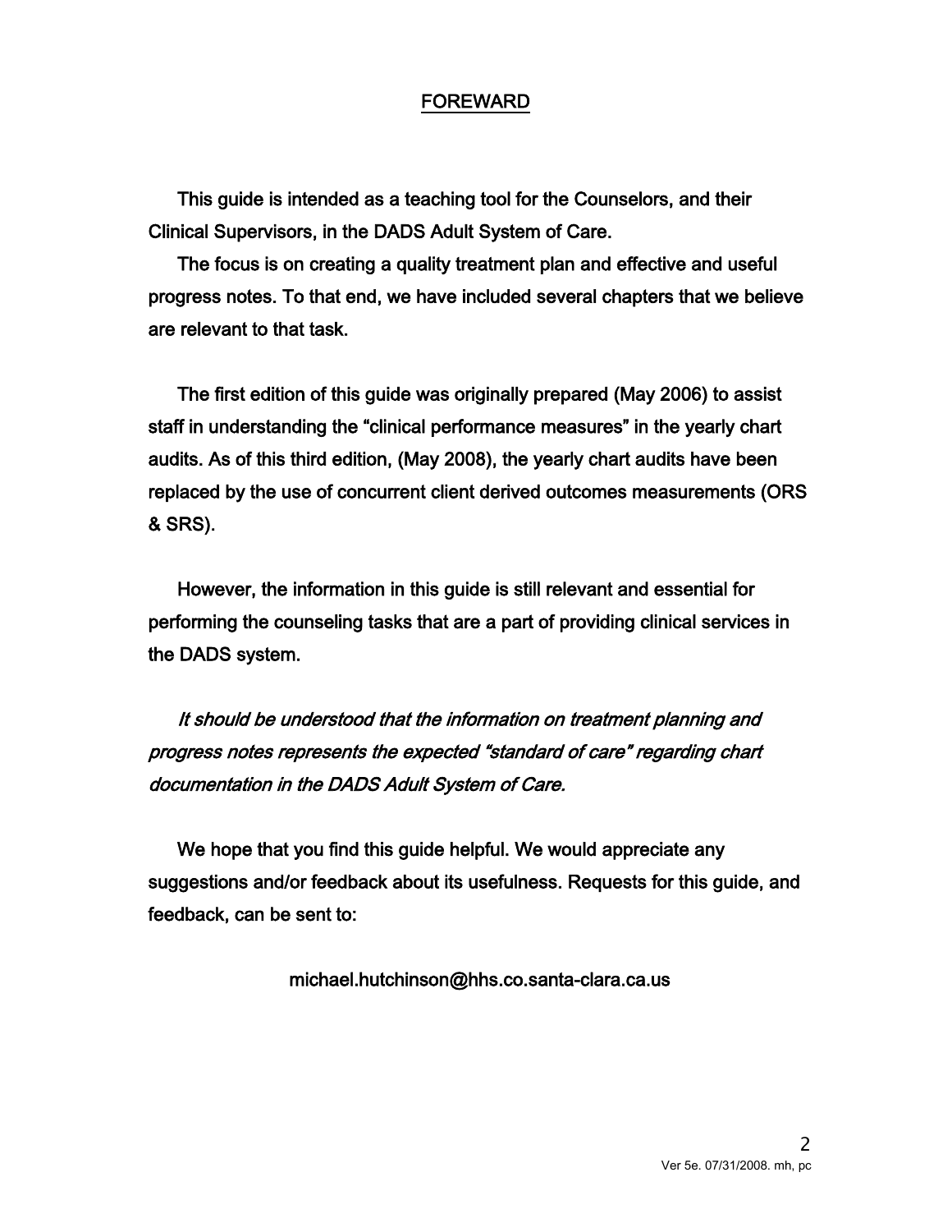## FOREWARD

This guide is intended as a teaching tool for the Counselors, and their Clinical Supervisors, in the DADS Adult System of Care.

The focus is on creating a quality treatment plan and effective and useful progress notes. To that end, we have included several chapters that we believe are relevant to that task.

The first edition of this guide was originally prepared (May 2006) to assist staff in understanding the "clinical performance measures" in the yearly chart audits. As of this third edition, (May 2008), the yearly chart audits have been replaced by the use of concurrent client derived outcomes measurements (ORS & SRS).

However, the information in this guide is still relevant and essential for performing the counseling tasks that are a part of providing clinical services in the DADS system.

*It should be understood that the information on treatment planning and progress notes represents the expected "standard of care" regarding chart documentation in the DADS Adult System of Care.*

We hope that you find this guide helpful. We would appreciate any suggestions and/or feedback about its usefulness. Requests for this guide, and feedback, can be sent to:

michael.hutchinson@hhs.co.santa-clara.ca.us

Ver 5e. 07/31/2008. mh, pc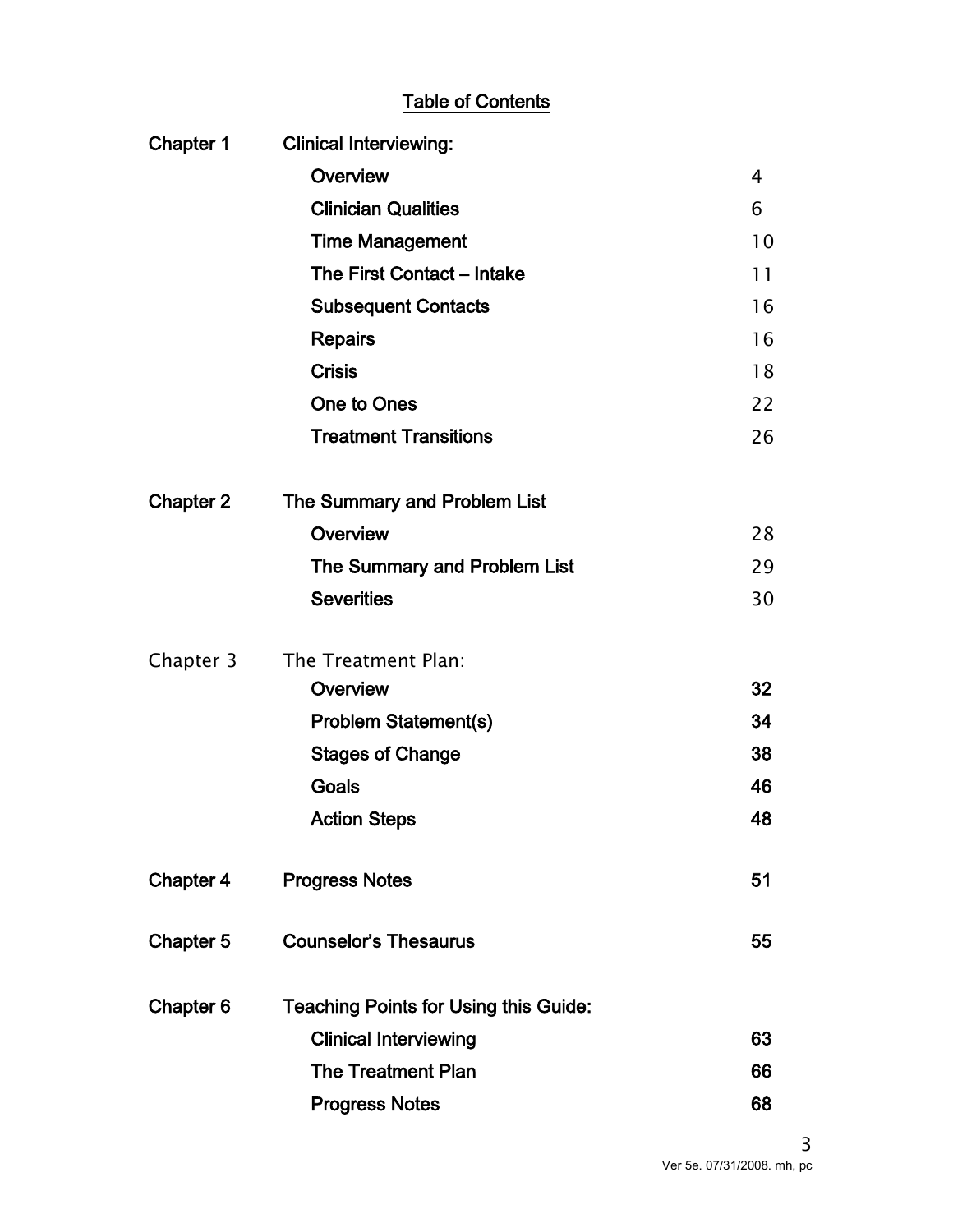## Table of Contents

| | | |
|---|---|---|
| **Chapter 1** | **Clinical Interviewing:** | |
| | **Overview** | 4 |
| | **Clinician Qualities** | 6 |
| | **Time Management** | 10 |
| | **The First Contact – Intake** | 11 |
| | **Subsequent Contacts** | 16 |
| | **Repairs** | 16 |
| | **Crisis** | 18 |
| | **One to Ones** | 22 |
| | **Treatment Transitions** | 26 |
| **Chapter 2** | **The Summary and Problem List** | |
| | **Overview** | 28 |
| | **The Summary and Problem List** | 29 |
| | **Severities** | 30 |
| Chapter 3 | The Treatment Plan: | |
| | **Overview** | **32** |
| | **Problem Statement(s)** | **34** |
| | **Stages of Change** | **38** |
| | **Goals** | **46** |
| | **Action Steps** | **48** |
| **Chapter 4** | **Progress Notes** | **51** |
| **Chapter 5** | **Counselor's Thesaurus** | **55** |
| **Chapter 6** | **Teaching Points for Using this Guide:** | |
| | **Clinical Interviewing** | **63** |
| | **The Treatment Plan** | **66** |
| | **Progress Notes** | **68** |

Ver 5e. 07/31/2008. mh, pc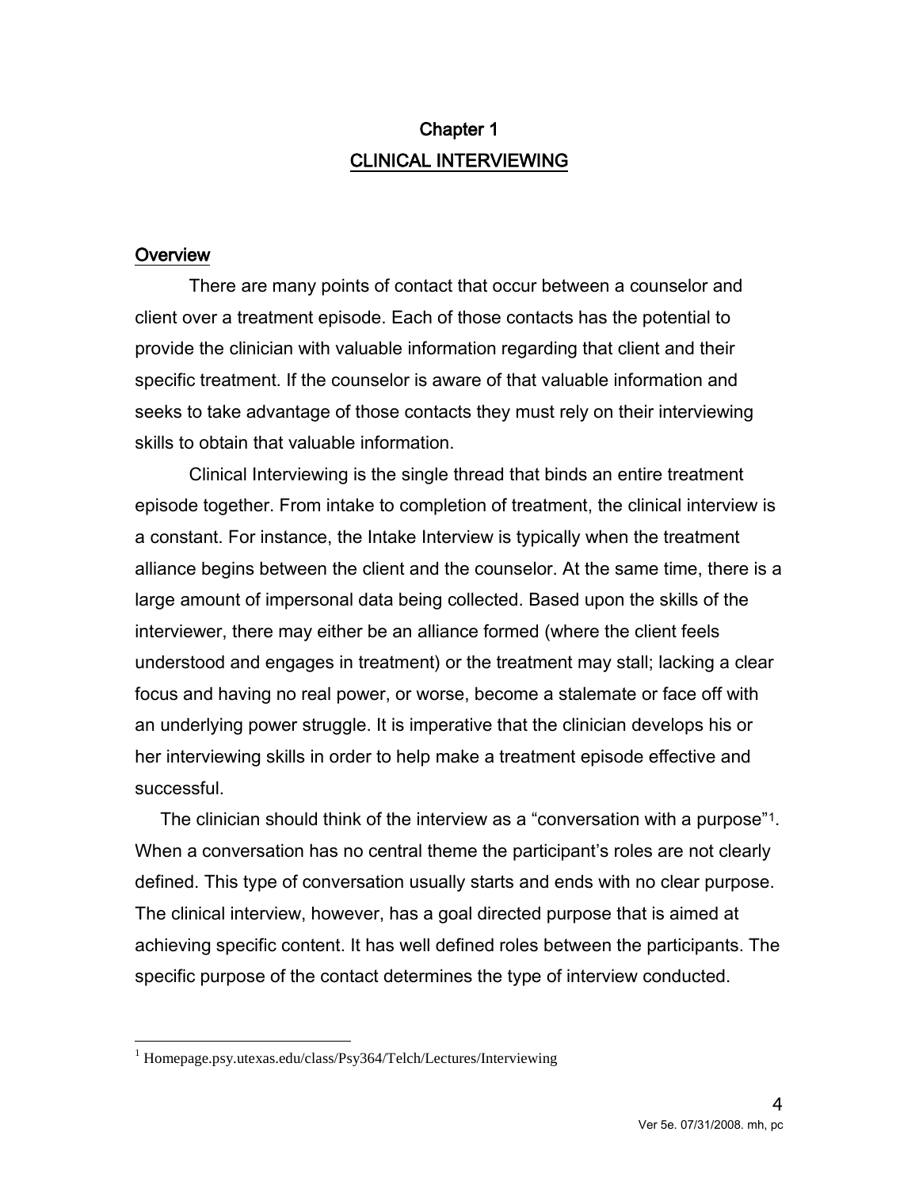# Chapter 1
# CLINICAL INTERVIEWING

## Overview

There are many points of contact that occur between a counselor and client over a treatment episode. Each of those contacts has the potential to provide the clinician with valuable information regarding that client and their specific treatment. If the counselor is aware of that valuable information and seeks to take advantage of those contacts they must rely on their interviewing skills to obtain that valuable information.

Clinical Interviewing is the single thread that binds an entire treatment episode together. From intake to completion of treatment, the clinical interview is a constant. For instance, the Intake Interview is typically when the treatment alliance begins between the client and the counselor. At the same time, there is a large amount of impersonal data being collected. Based upon the skills of the interviewer, there may either be an alliance formed (where the client feels understood and engages in treatment) or the treatment may stall; lacking a clear focus and having no real power, or worse, become a stalemate or face off with an underlying power struggle. It is imperative that the clinician develops his or her interviewing skills in order to help make a treatment episode effective and successful.

The clinician should think of the interview as a "conversation with a purpose"[1]. When a conversation has no central theme the participant's roles are not clearly defined. This type of conversation usually starts and ends with no clear purpose. The clinical interview, however, has a goal directed purpose that is aimed at achieving specific content. It has well defined roles between the participants. The specific purpose of the contact determines the type of interview conducted.

---

[1] Homepage.psy.utexas.edu/class/Psy364/Telch/Lectures/Interviewing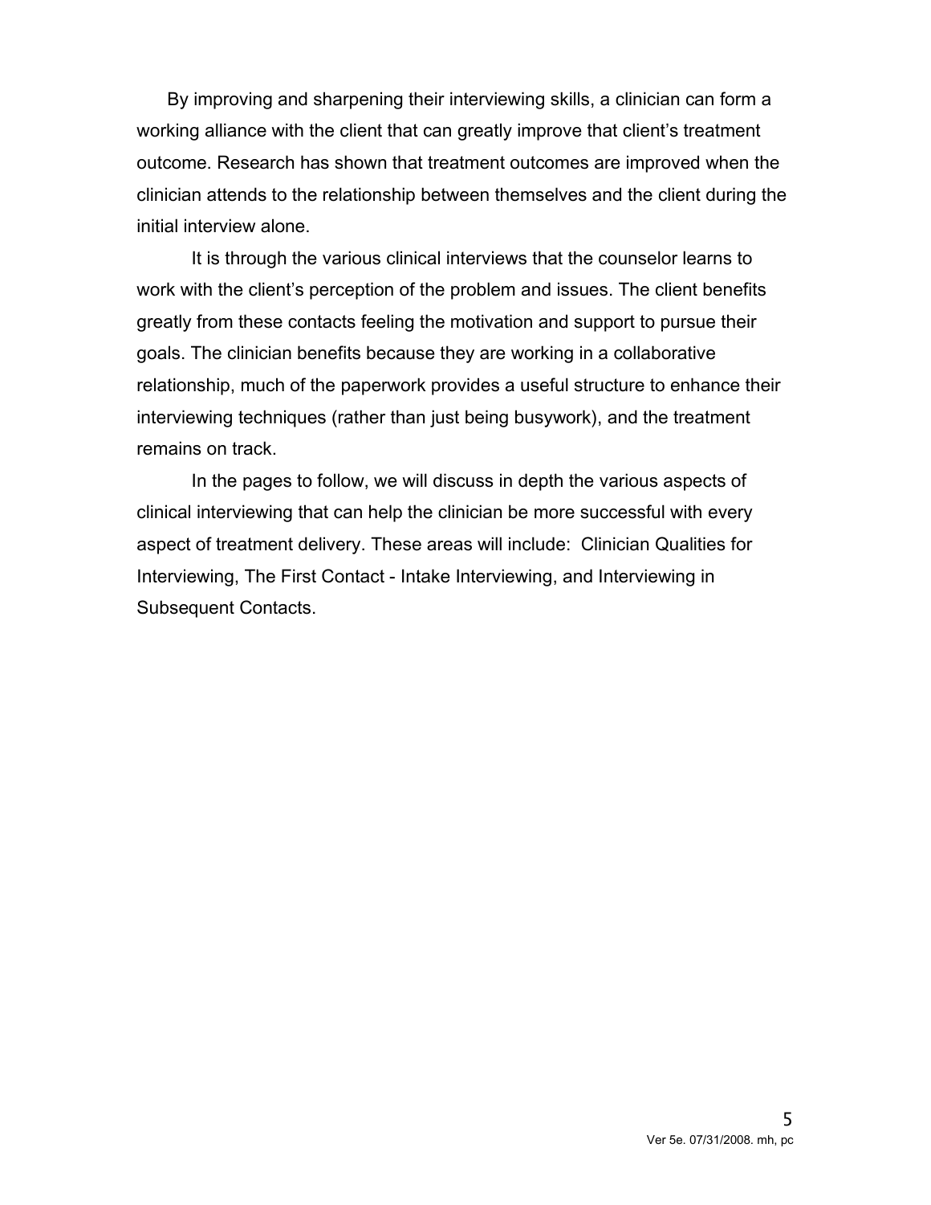By improving and sharpening their interviewing skills, a clinician can form a working alliance with the client that can greatly improve that client's treatment outcome. Research has shown that treatment outcomes are improved when the clinician attends to the relationship between themselves and the client during the initial interview alone.

It is through the various clinical interviews that the counselor learns to work with the client's perception of the problem and issues. The client benefits greatly from these contacts feeling the motivation and support to pursue their goals. The clinician benefits because they are working in a collaborative relationship, much of the paperwork provides a useful structure to enhance their interviewing techniques (rather than just being busywork), and the treatment remains on track.

In the pages to follow, we will discuss in depth the various aspects of clinical interviewing that can help the clinician be more successful with every aspect of treatment delivery. These areas will include: Clinician Qualities for Interviewing, The First Contact - Intake Interviewing, and Interviewing in Subsequent Contacts.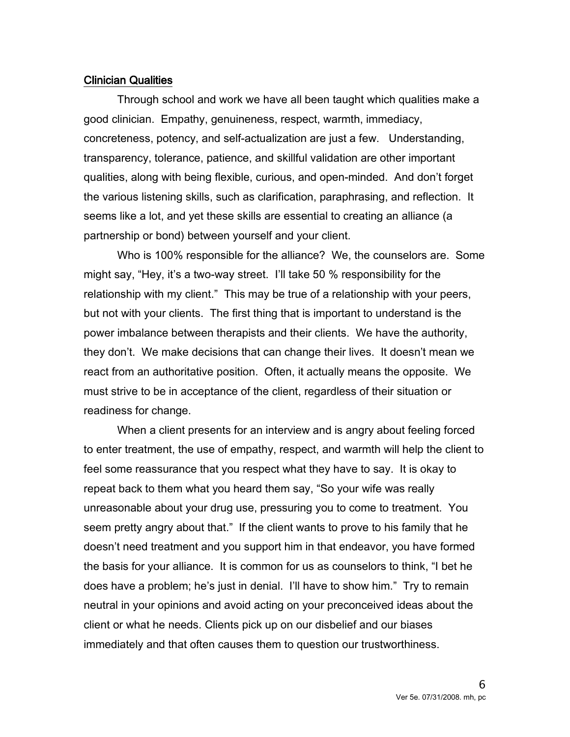## Clinician Qualities

Through school and work we have all been taught which qualities make a good clinician. Empathy, genuineness, respect, warmth, immediacy, concreteness, potency, and self-actualization are just a few. Understanding, transparency, tolerance, patience, and skillful validation are other important qualities, along with being flexible, curious, and open-minded. And don't forget the various listening skills, such as clarification, paraphrasing, and reflection. It seems like a lot, and yet these skills are essential to creating an alliance (a partnership or bond) between yourself and your client.

Who is 100% responsible for the alliance? We, the counselors are. Some might say, "Hey, it's a two-way street. I'll take 50 % responsibility for the relationship with my client." This may be true of a relationship with your peers, but not with your clients. The first thing that is important to understand is the power imbalance between therapists and their clients. We have the authority, they don't. We make decisions that can change their lives. It doesn't mean we react from an authoritative position. Often, it actually means the opposite. We must strive to be in acceptance of the client, regardless of their situation or readiness for change.

When a client presents for an interview and is angry about feeling forced to enter treatment, the use of empathy, respect, and warmth will help the client to feel some reassurance that you respect what they have to say. It is okay to repeat back to them what you heard them say, "So your wife was really unreasonable about your drug use, pressuring you to come to treatment. You seem pretty angry about that." If the client wants to prove to his family that he doesn't need treatment and you support him in that endeavor, you have formed the basis for your alliance. It is common for us as counselors to think, "I bet he does have a problem; he's just in denial. I'll have to show him." Try to remain neutral in your opinions and avoid acting on your preconceived ideas about the client or what he needs. Clients pick up on our disbelief and our biases immediately and that often causes them to question our trustworthiness.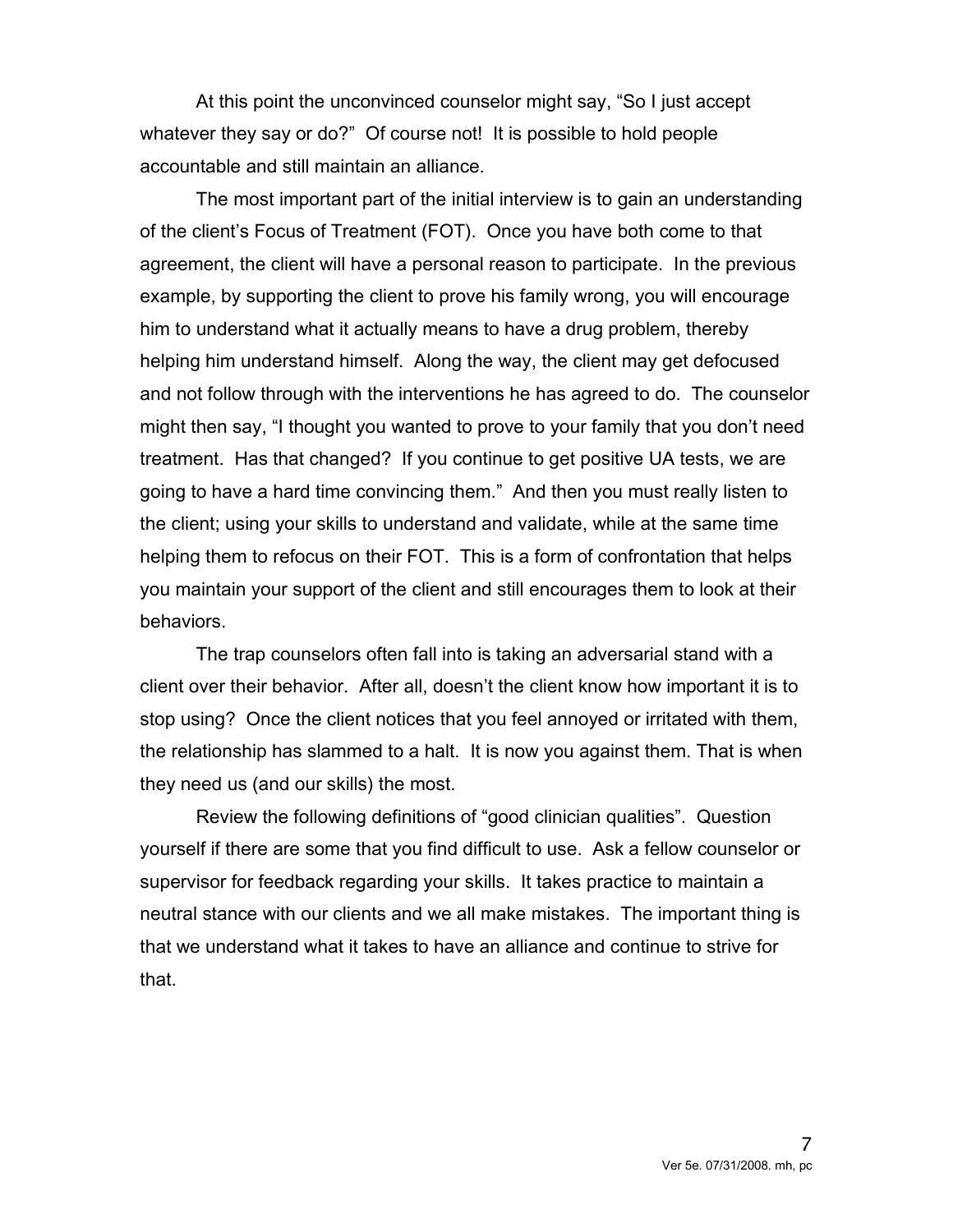At this point the unconvinced counselor might say, "So I just accept whatever they say or do?" Of course not! It is possible to hold people accountable and still maintain an alliance.

The most important part of the initial interview is to gain an understanding of the client's Focus of Treatment (FOT). Once you have both come to that agreement, the client will have a personal reason to participate. In the previous example, by supporting the client to prove his family wrong, you will encourage him to understand what it actually means to have a drug problem, thereby helping him understand himself. Along the way, the client may get defocused and not follow through with the interventions he has agreed to do. The counselor might then say, "I thought you wanted to prove to your family that you don't need treatment. Has that changed? If you continue to get positive UA tests, we are going to have a hard time convincing them." And then you must really listen to the client; using your skills to understand and validate, while at the same time helping them to refocus on their FOT. This is a form of confrontation that helps you maintain your support of the client and still encourages them to look at their behaviors.

The trap counselors often fall into is taking an adversarial stand with a client over their behavior. After all, doesn't the client know how important it is to stop using? Once the client notices that you feel annoyed or irritated with them, the relationship has slammed to a halt. It is now you against them. That is when they need us (and our skills) the most.

Review the following definitions of "good clinician qualities". Question yourself if there are some that you find difficult to use. Ask a fellow counselor or supervisor for feedback regarding your skills. It takes practice to maintain a neutral stance with our clients and we all make mistakes. The important thing is that we understand what it takes to have an alliance and continue to strive for that.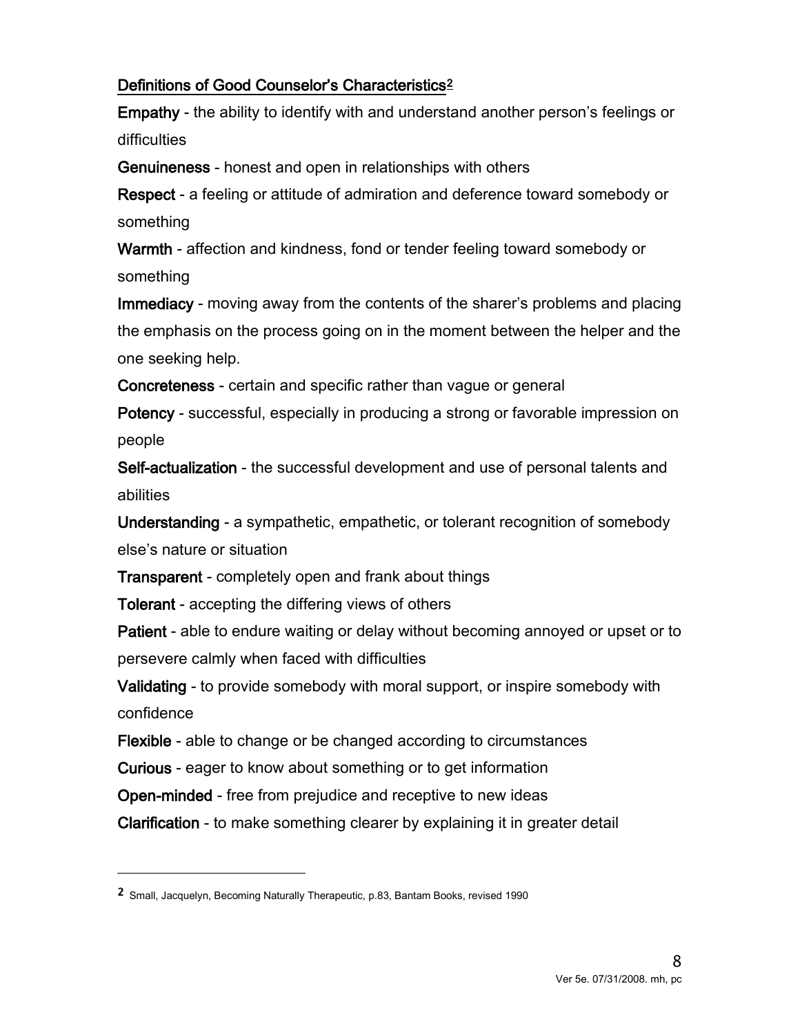## Definitions of Good Counselor's Characteristics[2]

**Empathy** - the ability to identify with and understand another person's feelings or difficulties

**Genuineness** - honest and open in relationships with others

**Respect** - a feeling or attitude of admiration and deference toward somebody or something

**Warmth** - affection and kindness, fond or tender feeling toward somebody or something

**Immediacy** - moving away from the contents of the sharer's problems and placing the emphasis on the process going on in the moment between the helper and the one seeking help.

**Concreteness** - certain and specific rather than vague or general

**Potency** - successful, especially in producing a strong or favorable impression on people

**Self-actualization** - the successful development and use of personal talents and abilities

**Understanding** - a sympathetic, empathetic, or tolerant recognition of somebody else's nature or situation

**Transparent** - completely open and frank about things

**Tolerant** - accepting the differing views of others

**Patient** - able to endure waiting or delay without becoming annoyed or upset or to persevere calmly when faced with difficulties

**Validating** - to provide somebody with moral support, or inspire somebody with confidence

**Flexible** - able to change or be changed according to circumstances

**Curious** - eager to know about something or to get information

**Open-minded** - free from prejudice and receptive to new ideas

**Clarification** - to make something clearer by explaining it in greater detail

---

[2] Small, Jacquelyn, Becoming Naturally Therapeutic, p.83, Bantam Books, revised 1990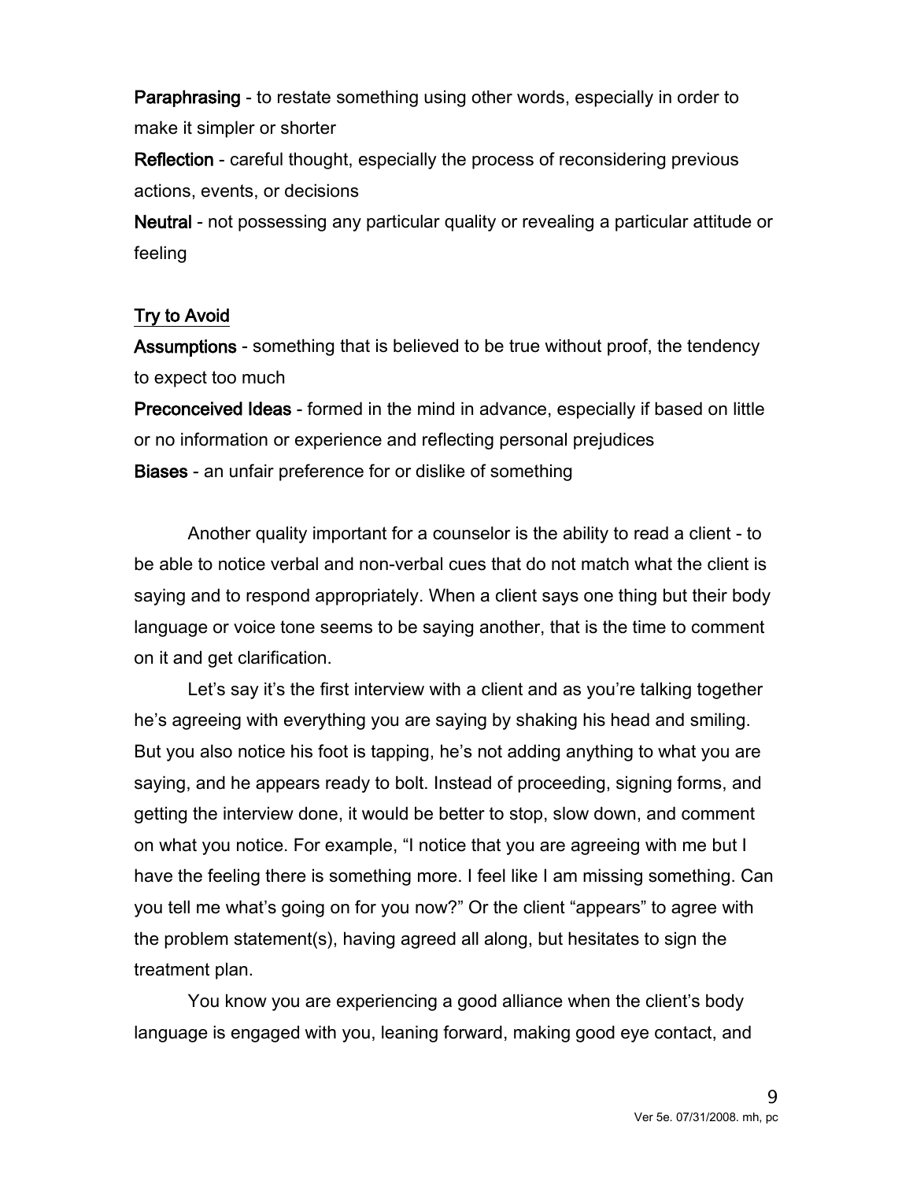**Paraphrasing** - to restate something using other words, especially in order to make it simpler or shorter

**Reflection** - careful thought, especially the process of reconsidering previous actions, events, or decisions

**Neutral** - not possessing any particular quality or revealing a particular attitude or feeling

<u>Try to Avoid</u>

**Assumptions** - something that is believed to be true without proof, the tendency to expect too much

**Preconceived Ideas** - formed in the mind in advance, especially if based on little or no information or experience and reflecting personal prejudices

**Biases** - an unfair preference for or dislike of something

Another quality important for a counselor is the ability to read a client - to be able to notice verbal and non-verbal cues that do not match what the client is saying and to respond appropriately. When a client says one thing but their body language or voice tone seems to be saying another, that is the time to comment on it and get clarification.

Let's say it's the first interview with a client and as you're talking together he's agreeing with everything you are saying by shaking his head and smiling. But you also notice his foot is tapping, he's not adding anything to what you are saying, and he appears ready to bolt. Instead of proceeding, signing forms, and getting the interview done, it would be better to stop, slow down, and comment on what you notice. For example, "I notice that you are agreeing with me but I have the feeling there is something more. I feel like I am missing something. Can you tell me what's going on for you now?" Or the client "appears" to agree with the problem statement(s), having agreed all along, but hesitates to sign the treatment plan.

You know you are experiencing a good alliance when the client's body language is engaged with you, leaning forward, making good eye contact, and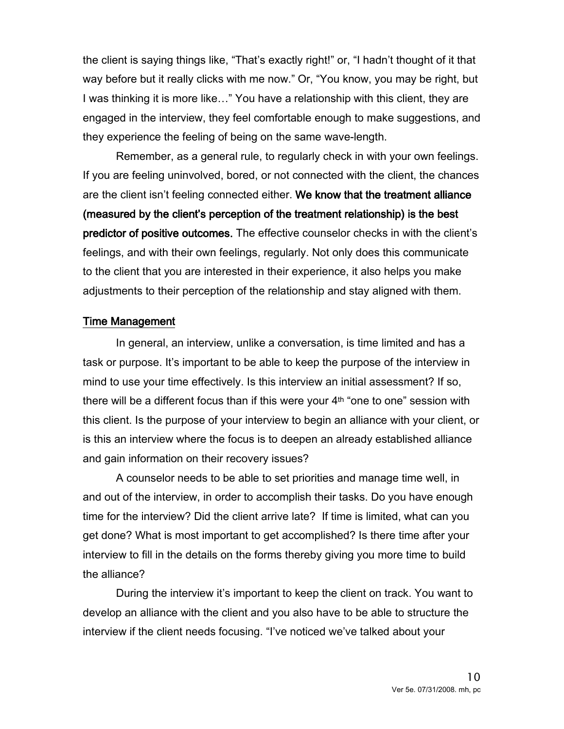the client is saying things like, "That's exactly right!" or, "I hadn't thought of it that way before but it really clicks with me now." Or, "You know, you may be right, but I was thinking it is more like…" You have a relationship with this client, they are engaged in the interview, they feel comfortable enough to make suggestions, and they experience the feeling of being on the same wave-length.

Remember, as a general rule, to regularly check in with your own feelings. If you are feeling uninvolved, bored, or not connected with the client, the chances are the client isn't feeling connected either. **We know that the treatment alliance (measured by the client's perception of the treatment relationship) is the best predictor of positive outcomes.** The effective counselor checks in with the client's feelings, and with their own feelings, regularly. Not only does this communicate to the client that you are interested in their experience, it also helps you make adjustments to their perception of the relationship and stay aligned with them.

## Time Management

In general, an interview, unlike a conversation, is time limited and has a task or purpose. It's important to be able to keep the purpose of the interview in mind to use your time effectively. Is this interview an initial assessment? If so, there will be a different focus than if this were your 4th "one to one" session with this client. Is the purpose of your interview to begin an alliance with your client, or is this an interview where the focus is to deepen an already established alliance and gain information on their recovery issues?

A counselor needs to be able to set priorities and manage time well, in and out of the interview, in order to accomplish their tasks. Do you have enough time for the interview? Did the client arrive late? If time is limited, what can you get done? What is most important to get accomplished? Is there time after your interview to fill in the details on the forms thereby giving you more time to build the alliance?

During the interview it's important to keep the client on track. You want to develop an alliance with the client and you also have to be able to structure the interview if the client needs focusing. "I've noticed we've talked about your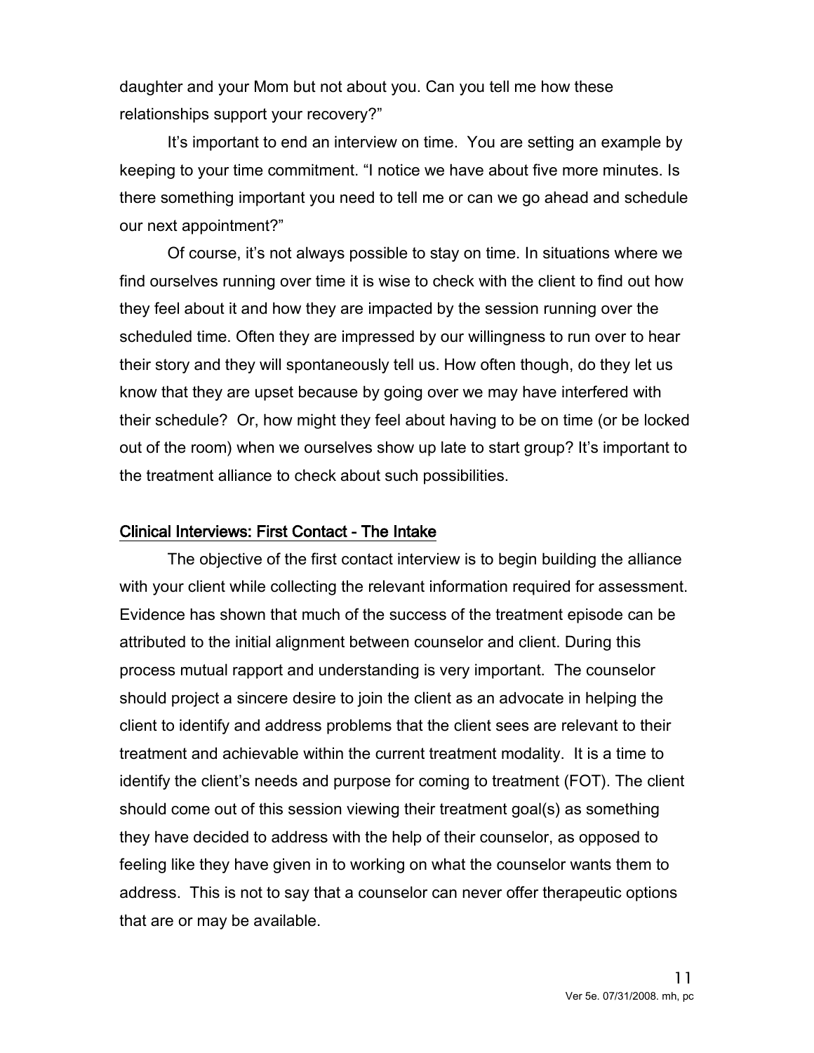daughter and your Mom but not about you. Can you tell me how these relationships support your recovery?"

It's important to end an interview on time. You are setting an example by keeping to your time commitment. "I notice we have about five more minutes. Is there something important you need to tell me or can we go ahead and schedule our next appointment?"

Of course, it's not always possible to stay on time. In situations where we find ourselves running over time it is wise to check with the client to find out how they feel about it and how they are impacted by the session running over the scheduled time. Often they are impressed by our willingness to run over to hear their story and they will spontaneously tell us. How often though, do they let us know that they are upset because by going over we may have interfered with their schedule? Or, how might they feel about having to be on time (or be locked out of the room) when we ourselves show up late to start group? It's important to the treatment alliance to check about such possibilities.

## Clinical Interviews: First Contact - The Intake

The objective of the first contact interview is to begin building the alliance with your client while collecting the relevant information required for assessment. Evidence has shown that much of the success of the treatment episode can be attributed to the initial alignment between counselor and client. During this process mutual rapport and understanding is very important. The counselor should project a sincere desire to join the client as an advocate in helping the client to identify and address problems that the client sees are relevant to their treatment and achievable within the current treatment modality. It is a time to identify the client's needs and purpose for coming to treatment (FOT). The client should come out of this session viewing their treatment goal(s) as something they have decided to address with the help of their counselor, as opposed to feeling like they have given in to working on what the counselor wants them to address. This is not to say that a counselor can never offer therapeutic options that are or may be available.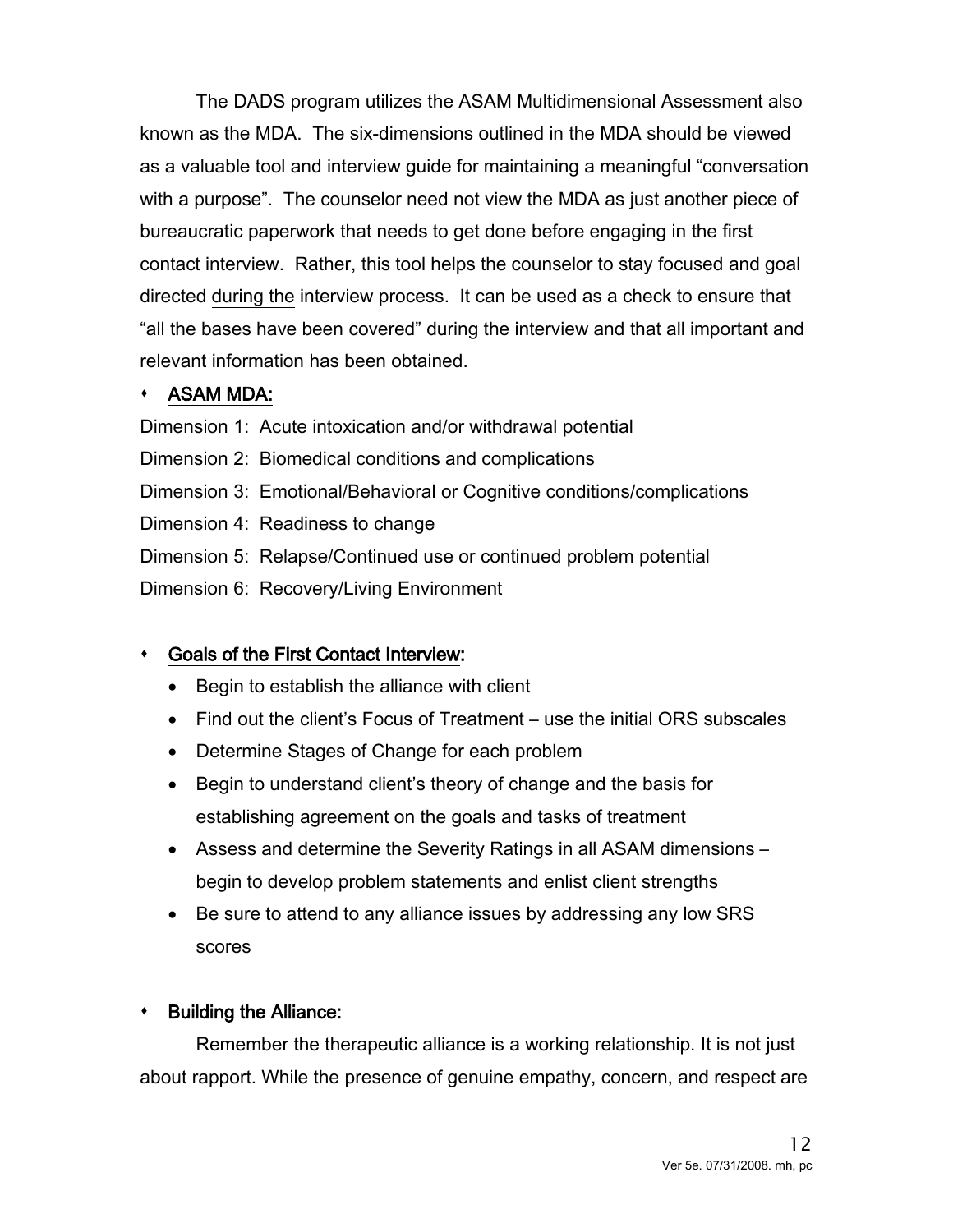The DADS program utilizes the ASAM Multidimensional Assessment also known as the MDA. The six-dimensions outlined in the MDA should be viewed as a valuable tool and interview guide for maintaining a meaningful "conversation with a purpose". The counselor need not view the MDA as just another piece of bureaucratic paperwork that needs to get done before engaging in the first contact interview. Rather, this tool helps the counselor to stay focused and goal directed <u>during the</u> interview process. It can be used as a check to ensure that "all the bases have been covered" during the interview and that all important and relevant information has been obtained.

- <u>ASAM MDA:</u>

Dimension 1: Acute intoxication and/or withdrawal potential

Dimension 2: Biomedical conditions and complications

Dimension 3: Emotional/Behavioral or Cognitive conditions/complications

Dimension 4: Readiness to change

Dimension 5: Relapse/Continued use or continued problem potential

Dimension 6: Recovery/Living Environment

- <u>Goals of the First Contact Interview:</u>
  - Begin to establish the alliance with client
  - Find out the client's Focus of Treatment – use the initial ORS subscales
  - Determine Stages of Change for each problem
  - Begin to understand client's theory of change and the basis for establishing agreement on the goals and tasks of treatment
  - Assess and determine the Severity Ratings in all ASAM dimensions – begin to develop problem statements and enlist client strengths
  - Be sure to attend to any alliance issues by addressing any low SRS scores

- <u>Building the Alliance:</u>

Remember the therapeutic alliance is a working relationship. It is not just about rapport. While the presence of genuine empathy, concern, and respect are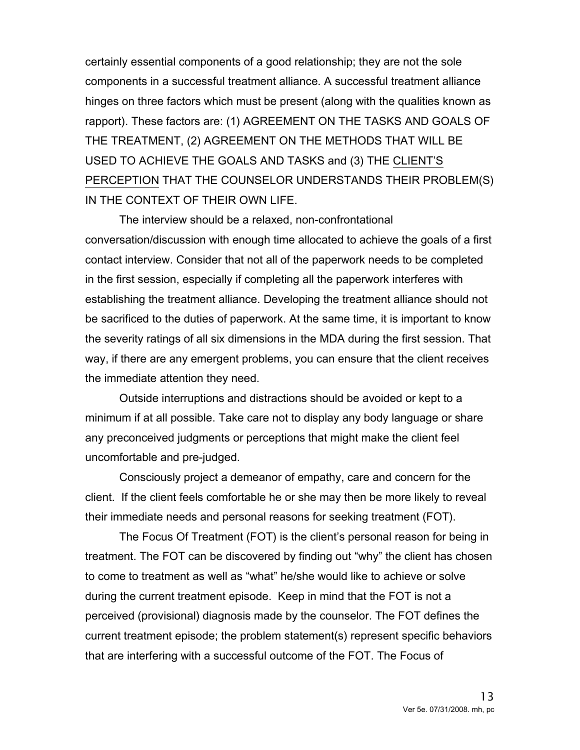certainly essential components of a good relationship; they are not the sole components in a successful treatment alliance. A successful treatment alliance hinges on three factors which must be present (along with the qualities known as rapport). These factors are: (1) AGREEMENT ON THE TASKS AND GOALS OF THE TREATMENT, (2) AGREEMENT ON THE METHODS THAT WILL BE USED TO ACHIEVE THE GOALS AND TASKS and (3) THE <u>CLIENT'S PERCEPTION</u> THAT THE COUNSELOR UNDERSTANDS THEIR PROBLEM(S) IN THE CONTEXT OF THEIR OWN LIFE.

The interview should be a relaxed, non-confrontational conversation/discussion with enough time allocated to achieve the goals of a first contact interview. Consider that not all of the paperwork needs to be completed in the first session, especially if completing all the paperwork interferes with establishing the treatment alliance. Developing the treatment alliance should not be sacrificed to the duties of paperwork. At the same time, it is important to know the severity ratings of all six dimensions in the MDA during the first session. That way, if there are any emergent problems, you can ensure that the client receives the immediate attention they need.

Outside interruptions and distractions should be avoided or kept to a minimum if at all possible. Take care not to display any body language or share any preconceived judgments or perceptions that might make the client feel uncomfortable and pre-judged.

Consciously project a demeanor of empathy, care and concern for the client. If the client feels comfortable he or she may then be more likely to reveal their immediate needs and personal reasons for seeking treatment (FOT).

The Focus Of Treatment (FOT) is the client's personal reason for being in treatment. The FOT can be discovered by finding out "why" the client has chosen to come to treatment as well as "what" he/she would like to achieve or solve during the current treatment episode. Keep in mind that the FOT is not a perceived (provisional) diagnosis made by the counselor. The FOT defines the current treatment episode; the problem statement(s) represent specific behaviors that are interfering with a successful outcome of the FOT. The Focus of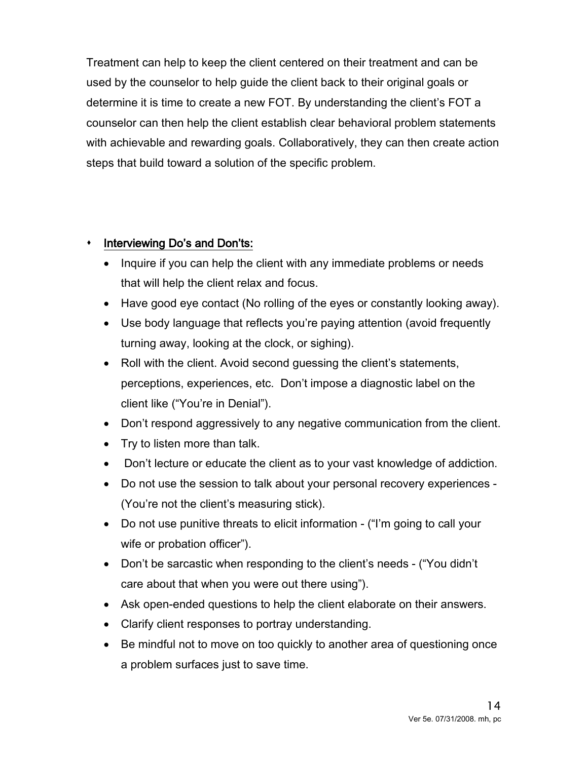Treatment can help to keep the client centered on their treatment and can be used by the counselor to help guide the client back to their original goals or determine it is time to create a new FOT. By understanding the client's FOT a counselor can then help the client establish clear behavioral problem statements with achievable and rewarding goals. Collaboratively, they can then create action steps that build toward a solution of the specific problem.

- **Interviewing Do's and Don'ts:**
  - Inquire if you can help the client with any immediate problems or needs that will help the client relax and focus.
  - Have good eye contact (No rolling of the eyes or constantly looking away).
  - Use body language that reflects you're paying attention (avoid frequently turning away, looking at the clock, or sighing).
  - Roll with the client. Avoid second guessing the client's statements, perceptions, experiences, etc. Don't impose a diagnostic label on the client like ("You're in Denial").
  - Don't respond aggressively to any negative communication from the client.
  - Try to listen more than talk.
  - Don't lecture or educate the client as to your vast knowledge of addiction.
  - Do not use the session to talk about your personal recovery experiences - (You're not the client's measuring stick).
  - Do not use punitive threats to elicit information - ("I'm going to call your wife or probation officer").
  - Don't be sarcastic when responding to the client's needs - ("You didn't care about that when you were out there using").
  - Ask open-ended questions to help the client elaborate on their answers.
  - Clarify client responses to portray understanding.
  - Be mindful not to move on too quickly to another area of questioning once a problem surfaces just to save time.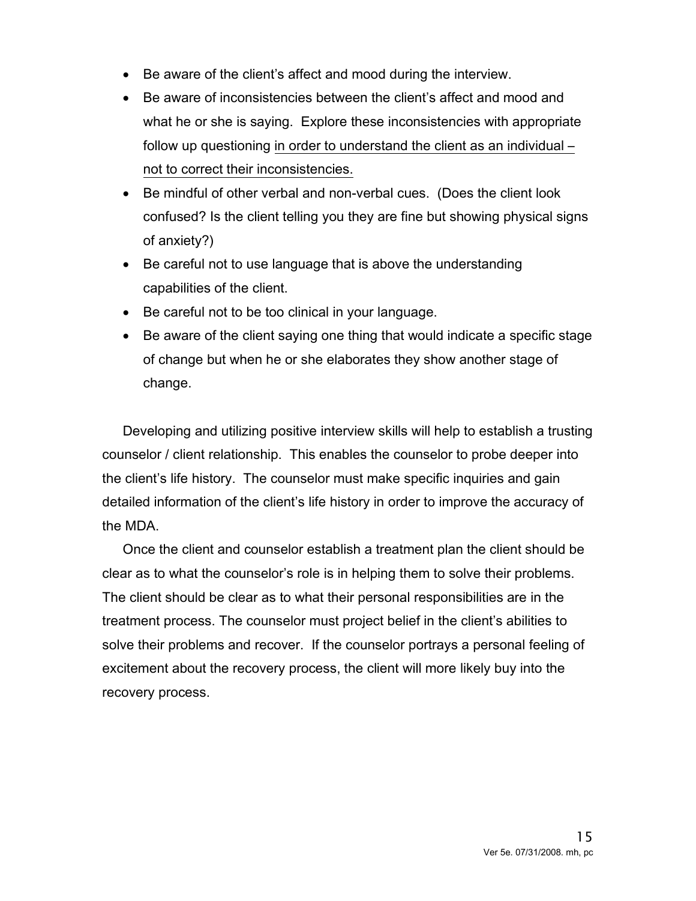- Be aware of the client's affect and mood during the interview.
- Be aware of inconsistencies between the client's affect and mood and what he or she is saying. Explore these inconsistencies with appropriate follow up questioning <u>in order to understand the client as an individual – not to correct their inconsistencies.</u>
- Be mindful of other verbal and non-verbal cues. (Does the client look confused? Is the client telling you they are fine but showing physical signs of anxiety?)
- Be careful not to use language that is above the understanding capabilities of the client.
- Be careful not to be too clinical in your language.
- Be aware of the client saying one thing that would indicate a specific stage of change but when he or she elaborates they show another stage of change.

Developing and utilizing positive interview skills will help to establish a trusting counselor / client relationship. This enables the counselor to probe deeper into the client's life history. The counselor must make specific inquiries and gain detailed information of the client's life history in order to improve the accuracy of the MDA.

Once the client and counselor establish a treatment plan the client should be clear as to what the counselor's role is in helping them to solve their problems. The client should be clear as to what their personal responsibilities are in the treatment process. The counselor must project belief in the client's abilities to solve their problems and recover. If the counselor portrays a personal feeling of excitement about the recovery process, the client will more likely buy into the recovery process.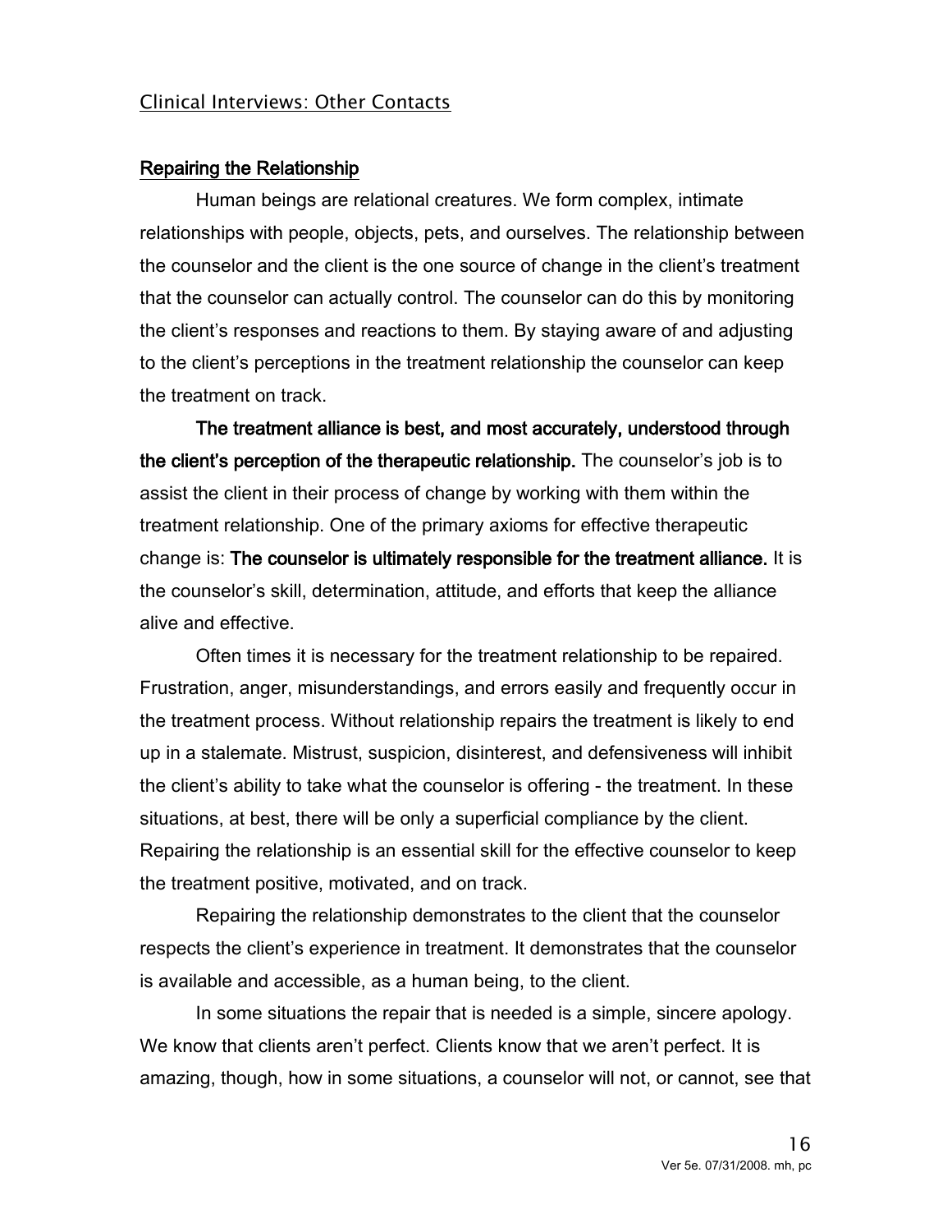Clinical Interviews: Other Contacts

## Repairing the Relationship

Human beings are relational creatures. We form complex, intimate relationships with people, objects, pets, and ourselves. The relationship between the counselor and the client is the one source of change in the client's treatment that the counselor can actually control. The counselor can do this by monitoring the client's responses and reactions to them. By staying aware of and adjusting to the client's perceptions in the treatment relationship the counselor can keep the treatment on track.

**The treatment alliance is best, and most accurately, understood through the client's perception of the therapeutic relationship.** The counselor's job is to assist the client in their process of change by working with them within the treatment relationship. One of the primary axioms for effective therapeutic change is: **The counselor is ultimately responsible for the treatment alliance.** It is the counselor's skill, determination, attitude, and efforts that keep the alliance alive and effective.

Often times it is necessary for the treatment relationship to be repaired. Frustration, anger, misunderstandings, and errors easily and frequently occur in the treatment process. Without relationship repairs the treatment is likely to end up in a stalemate. Mistrust, suspicion, disinterest, and defensiveness will inhibit the client's ability to take what the counselor is offering - the treatment. In these situations, at best, there will be only a superficial compliance by the client. Repairing the relationship is an essential skill for the effective counselor to keep the treatment positive, motivated, and on track.

Repairing the relationship demonstrates to the client that the counselor respects the client's experience in treatment. It demonstrates that the counselor is available and accessible, as a human being, to the client.

In some situations the repair that is needed is a simple, sincere apology. We know that clients aren't perfect. Clients know that we aren't perfect. It is amazing, though, how in some situations, a counselor will not, or cannot, see that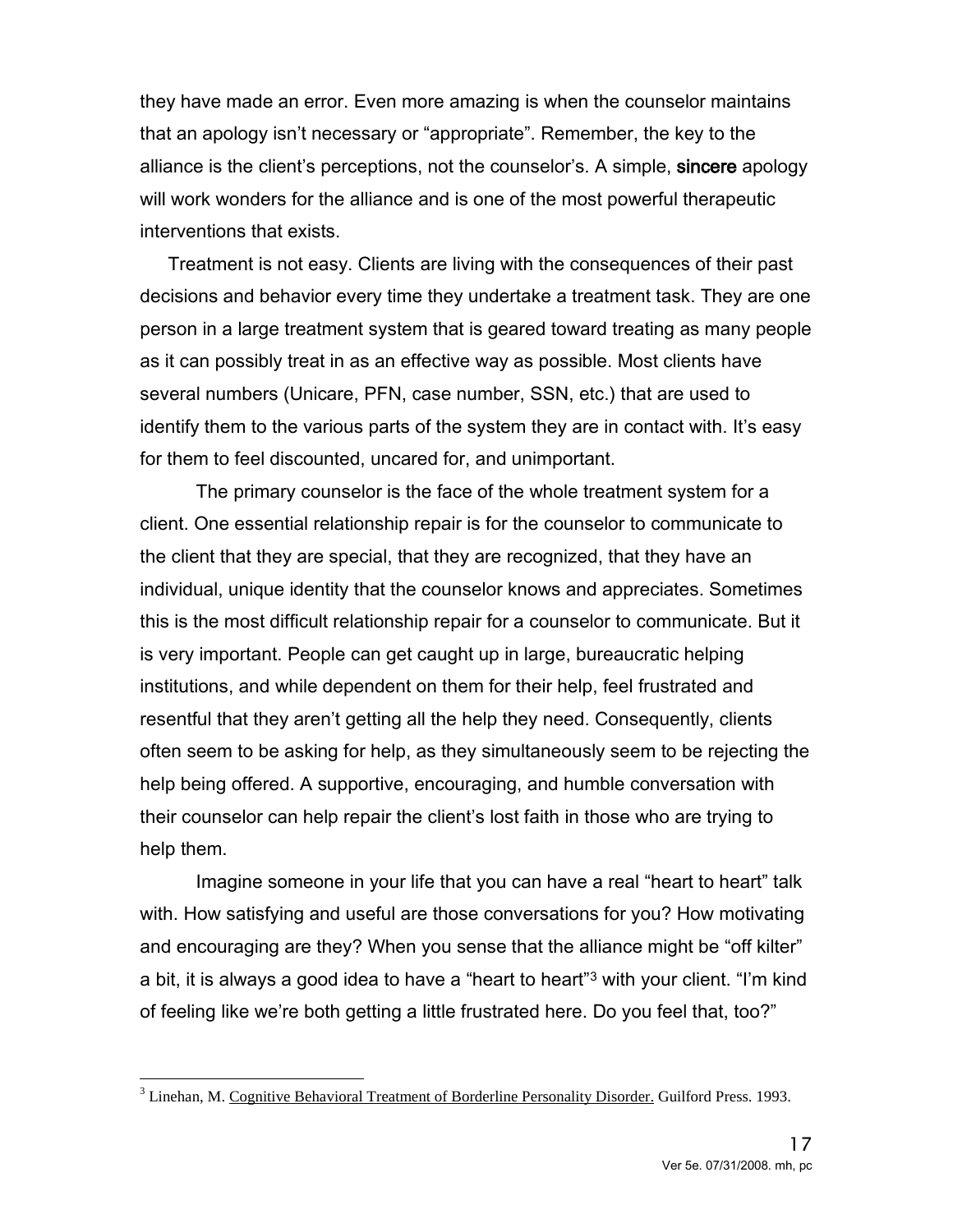they have made an error. Even more amazing is when the counselor maintains that an apology isn't necessary or "appropriate". Remember, the key to the alliance is the client's perceptions, not the counselor's. A simple, **sincere** apology will work wonders for the alliance and is one of the most powerful therapeutic interventions that exists.

Treatment is not easy. Clients are living with the consequences of their past decisions and behavior every time they undertake a treatment task. They are one person in a large treatment system that is geared toward treating as many people as it can possibly treat in as an effective way as possible. Most clients have several numbers (Unicare, PFN, case number, SSN, etc.) that are used to identify them to the various parts of the system they are in contact with. It's easy for them to feel discounted, uncared for, and unimportant.

The primary counselor is the face of the whole treatment system for a client. One essential relationship repair is for the counselor to communicate to the client that they are special, that they are recognized, that they have an individual, unique identity that the counselor knows and appreciates. Sometimes this is the most difficult relationship repair for a counselor to communicate. But it is very important. People can get caught up in large, bureaucratic helping institutions, and while dependent on them for their help, feel frustrated and resentful that they aren't getting all the help they need. Consequently, clients often seem to be asking for help, as they simultaneously seem to be rejecting the help being offered. A supportive, encouraging, and humble conversation with their counselor can help repair the client's lost faith in those who are trying to help them.

Imagine someone in your life that you can have a real "heart to heart" talk with. How satisfying and useful are those conversations for you? How motivating and encouraging are they? When you sense that the alliance might be "off kilter" a bit, it is always a good idea to have a "heart to heart"[3] with your client. "I'm kind of feeling like we're both getting a little frustrated here. Do you feel that, too?"

---

[3] Linehan, M. Cognitive Behavioral Treatment of Borderline Personality Disorder. Guilford Press. 1993.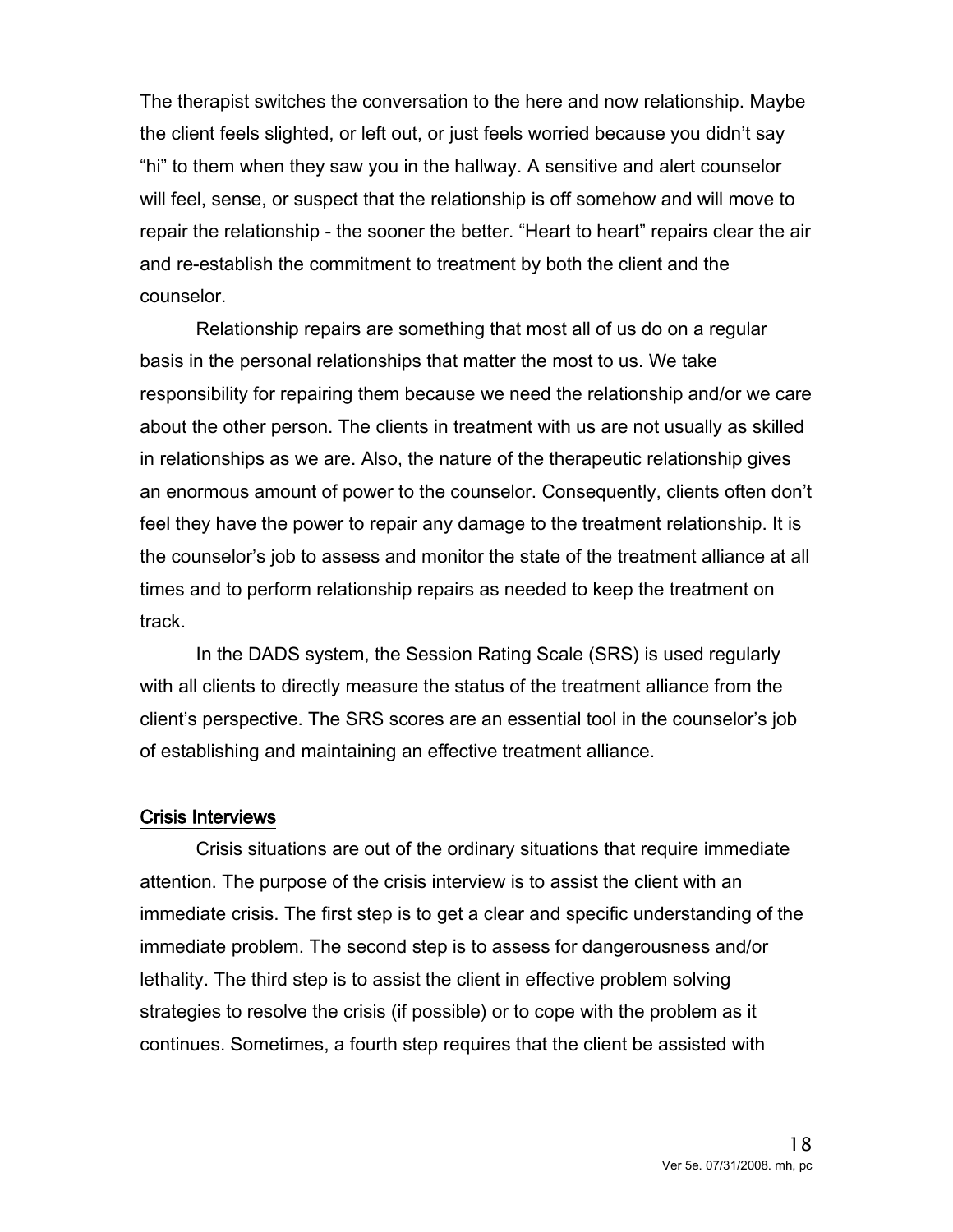The therapist switches the conversation to the here and now relationship. Maybe the client feels slighted, or left out, or just feels worried because you didn't say "hi" to them when they saw you in the hallway. A sensitive and alert counselor will feel, sense, or suspect that the relationship is off somehow and will move to repair the relationship - the sooner the better. "Heart to heart" repairs clear the air and re-establish the commitment to treatment by both the client and the counselor.

Relationship repairs are something that most all of us do on a regular basis in the personal relationships that matter the most to us. We take responsibility for repairing them because we need the relationship and/or we care about the other person. The clients in treatment with us are not usually as skilled in relationships as we are. Also, the nature of the therapeutic relationship gives an enormous amount of power to the counselor. Consequently, clients often don't feel they have the power to repair any damage to the treatment relationship. It is the counselor's job to assess and monitor the state of the treatment alliance at all times and to perform relationship repairs as needed to keep the treatment on track.

In the DADS system, the Session Rating Scale (SRS) is used regularly with all clients to directly measure the status of the treatment alliance from the client's perspective. The SRS scores are an essential tool in the counselor's job of establishing and maintaining an effective treatment alliance.

## Crisis Interviews

Crisis situations are out of the ordinary situations that require immediate attention. The purpose of the crisis interview is to assist the client with an immediate crisis. The first step is to get a clear and specific understanding of the immediate problem. The second step is to assess for dangerousness and/or lethality. The third step is to assist the client in effective problem solving strategies to resolve the crisis (if possible) or to cope with the problem as it continues. Sometimes, a fourth step requires that the client be assisted with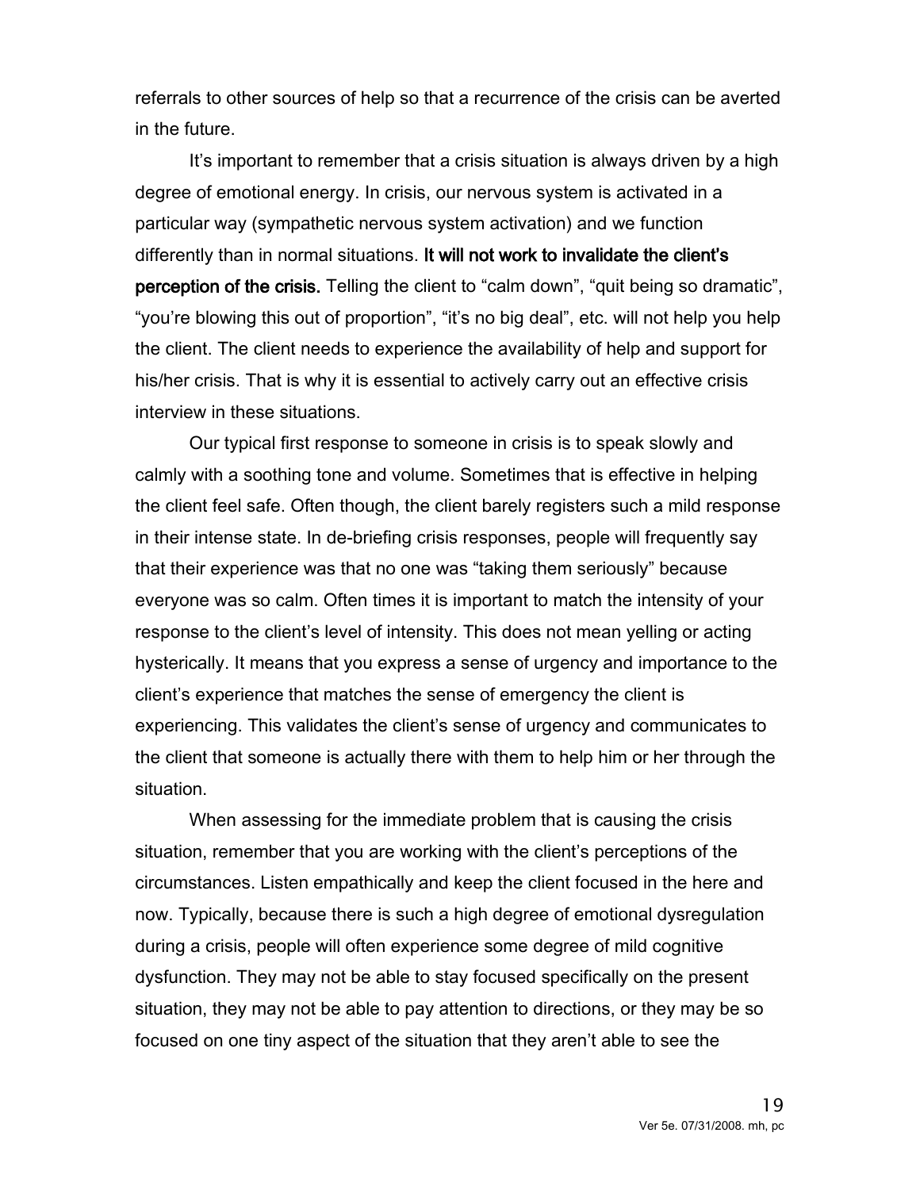referrals to other sources of help so that a recurrence of the crisis can be averted in the future.

It's important to remember that a crisis situation is always driven by a high degree of emotional energy. In crisis, our nervous system is activated in a particular way (sympathetic nervous system activation) and we function differently than in normal situations. **It will not work to invalidate the client's perception of the crisis.** Telling the client to "calm down", "quit being so dramatic", "you're blowing this out of proportion", "it's no big deal", etc. will not help you help the client. The client needs to experience the availability of help and support for his/her crisis. That is why it is essential to actively carry out an effective crisis interview in these situations.

Our typical first response to someone in crisis is to speak slowly and calmly with a soothing tone and volume. Sometimes that is effective in helping the client feel safe. Often though, the client barely registers such a mild response in their intense state. In de-briefing crisis responses, people will frequently say that their experience was that no one was "taking them seriously" because everyone was so calm. Often times it is important to match the intensity of your response to the client's level of intensity. This does not mean yelling or acting hysterically. It means that you express a sense of urgency and importance to the client's experience that matches the sense of emergency the client is experiencing. This validates the client's sense of urgency and communicates to the client that someone is actually there with them to help him or her through the situation.

When assessing for the immediate problem that is causing the crisis situation, remember that you are working with the client's perceptions of the circumstances. Listen empathically and keep the client focused in the here and now. Typically, because there is such a high degree of emotional dysregulation during a crisis, people will often experience some degree of mild cognitive dysfunction. They may not be able to stay focused specifically on the present situation, they may not be able to pay attention to directions, or they may be so focused on one tiny aspect of the situation that they aren't able to see the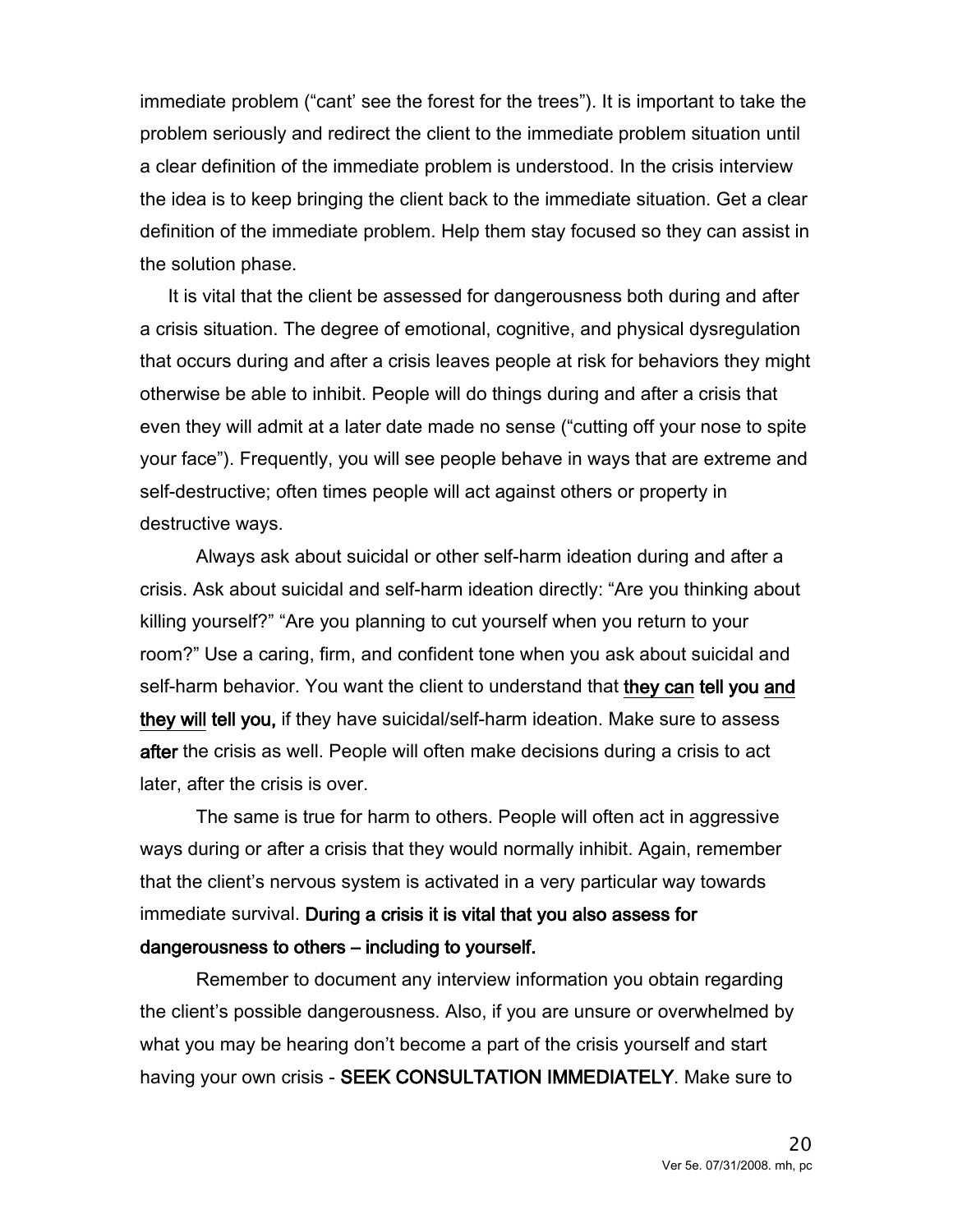immediate problem ("cant' see the forest for the trees"). It is important to take the problem seriously and redirect the client to the immediate problem situation until a clear definition of the immediate problem is understood. In the crisis interview the idea is to keep bringing the client back to the immediate situation. Get a clear definition of the immediate problem. Help them stay focused so they can assist in the solution phase.

It is vital that the client be assessed for dangerousness both during and after a crisis situation. The degree of emotional, cognitive, and physical dysregulation that occurs during and after a crisis leaves people at risk for behaviors they might otherwise be able to inhibit. People will do things during and after a crisis that even they will admit at a later date made no sense ("cutting off your nose to spite your face"). Frequently, you will see people behave in ways that are extreme and self-destructive; often times people will act against others or property in destructive ways.

Always ask about suicidal or other self-harm ideation during and after a crisis. Ask about suicidal and self-harm ideation directly: "Are you thinking about killing yourself?" "Are you planning to cut yourself when you return to your room?" Use a caring, firm, and confident tone when you ask about suicidal and self-harm behavior. You want the client to understand that **<u>they can</u> tell you <u>and they will</u> tell you,** if they have suicidal/self-harm ideation. Make sure to assess **after** the crisis as well. People will often make decisions during a crisis to act later, after the crisis is over.

The same is true for harm to others. People will often act in aggressive ways during or after a crisis that they would normally inhibit. Again, remember that the client's nervous system is activated in a very particular way towards immediate survival. **During a crisis it is vital that you also assess for dangerousness to others – including to yourself.**

Remember to document any interview information you obtain regarding the client's possible dangerousness. Also, if you are unsure or overwhelmed by what you may be hearing don't become a part of the crisis yourself and start having your own crisis - **SEEK CONSULTATION IMMEDIATELY**. Make sure to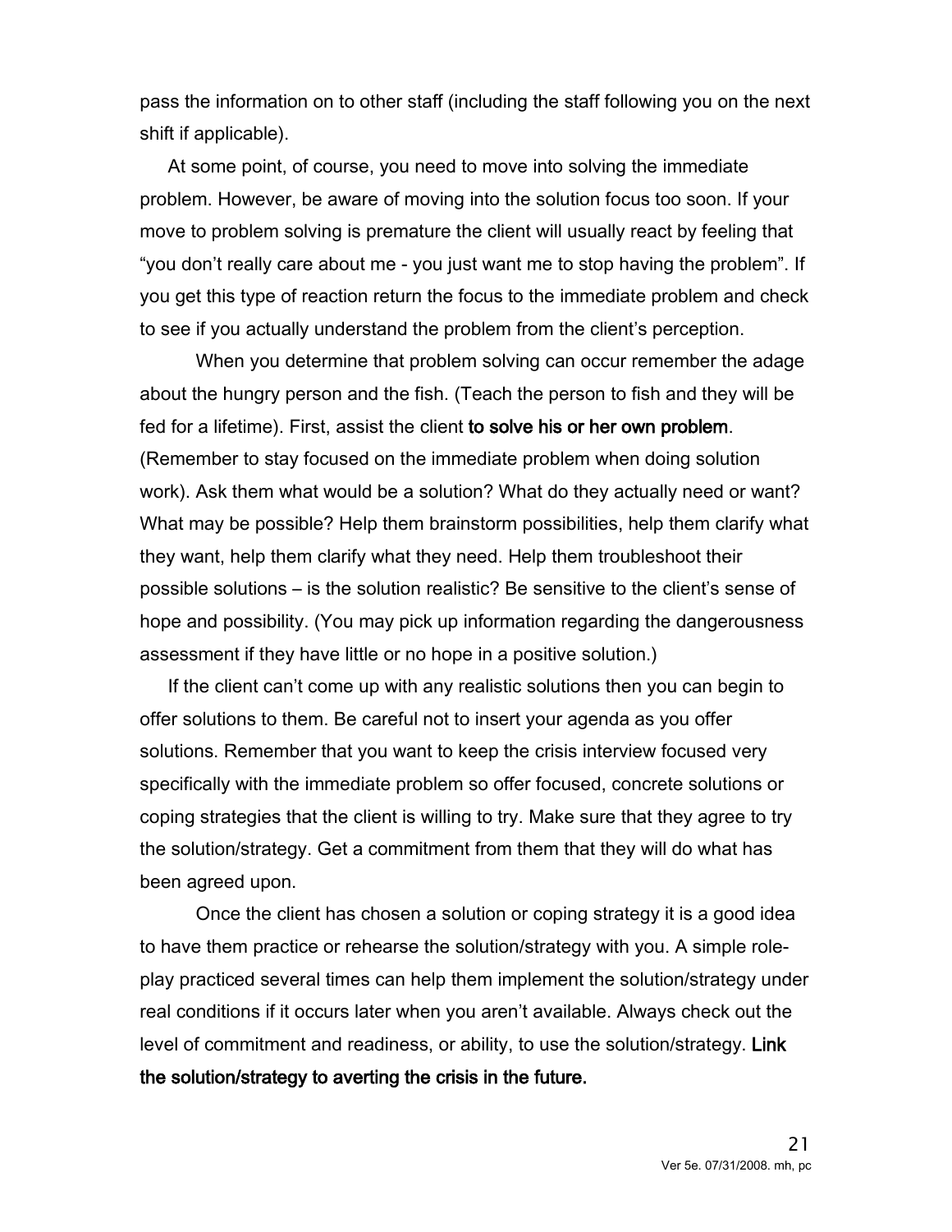pass the information on to other staff (including the staff following you on the next shift if applicable).

At some point, of course, you need to move into solving the immediate problem. However, be aware of moving into the solution focus too soon. If your move to problem solving is premature the client will usually react by feeling that "you don't really care about me - you just want me to stop having the problem". If you get this type of reaction return the focus to the immediate problem and check to see if you actually understand the problem from the client's perception.

When you determine that problem solving can occur remember the adage about the hungry person and the fish. (Teach the person to fish and they will be fed for a lifetime). First, assist the client **to solve his or her own problem**. (Remember to stay focused on the immediate problem when doing solution work). Ask them what would be a solution? What do they actually need or want? What may be possible? Help them brainstorm possibilities, help them clarify what they want, help them clarify what they need. Help them troubleshoot their possible solutions – is the solution realistic? Be sensitive to the client's sense of hope and possibility. (You may pick up information regarding the dangerousness assessment if they have little or no hope in a positive solution.)

If the client can't come up with any realistic solutions then you can begin to offer solutions to them. Be careful not to insert your agenda as you offer solutions. Remember that you want to keep the crisis interview focused very specifically with the immediate problem so offer focused, concrete solutions or coping strategies that the client is willing to try. Make sure that they agree to try the solution/strategy. Get a commitment from them that they will do what has been agreed upon.

Once the client has chosen a solution or coping strategy it is a good idea to have them practice or rehearse the solution/strategy with you. A simple role-play practiced several times can help them implement the solution/strategy under real conditions if it occurs later when you aren't available. Always check out the level of commitment and readiness, or ability, to use the solution/strategy. **Link the solution/strategy to averting the crisis in the future.**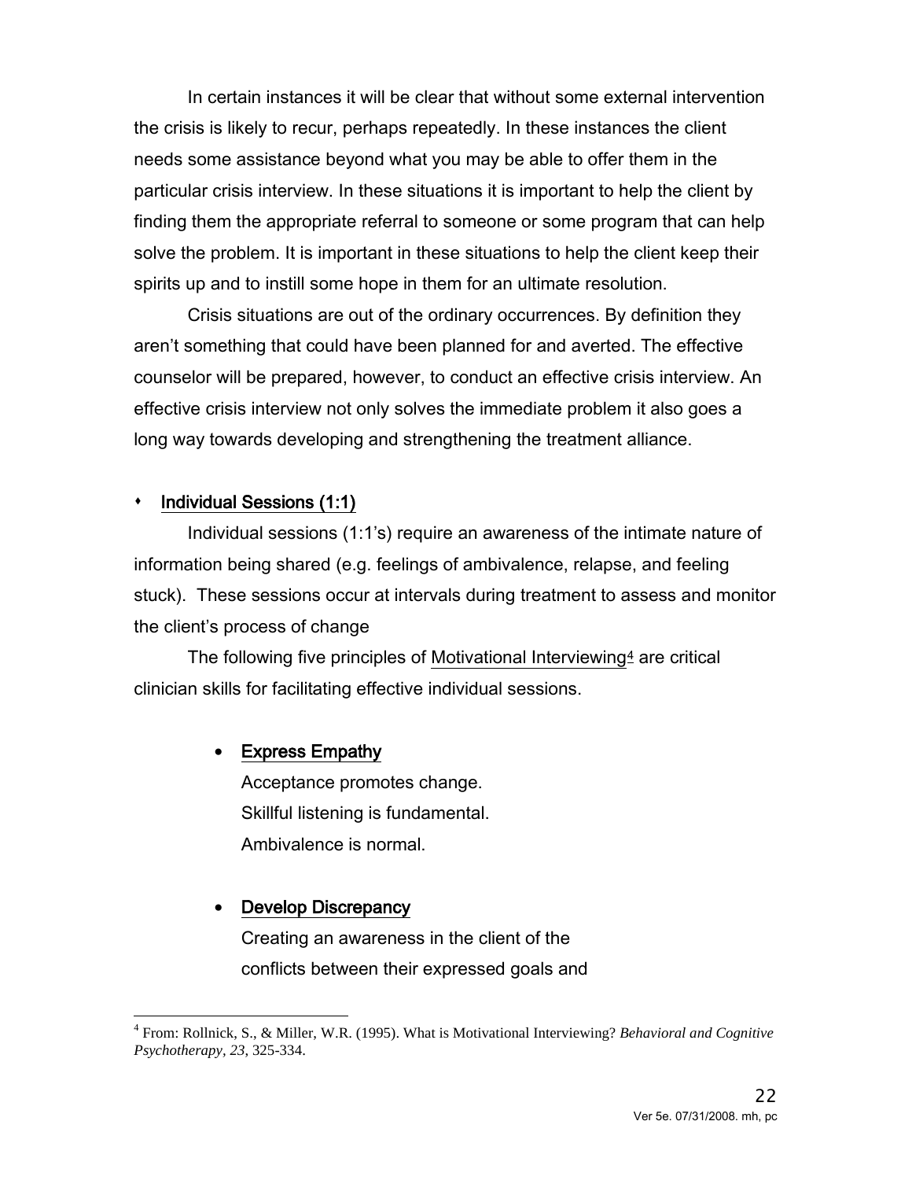In certain instances it will be clear that without some external intervention the crisis is likely to recur, perhaps repeatedly. In these instances the client needs some assistance beyond what you may be able to offer them in the particular crisis interview. In these situations it is important to help the client by finding them the appropriate referral to someone or some program that can help solve the problem. It is important in these situations to help the client keep their spirits up and to instill some hope in them for an ultimate resolution.

Crisis situations are out of the ordinary occurrences. By definition they aren't something that could have been planned for and averted. The effective counselor will be prepared, however, to conduct an effective crisis interview. An effective crisis interview not only solves the immediate problem it also goes a long way towards developing and strengthening the treatment alliance.

- **Individual Sessions (1:1)**

Individual sessions (1:1's) require an awareness of the intimate nature of information being shared (e.g. feelings of ambivalence, relapse, and feeling stuck). These sessions occur at intervals during treatment to assess and monitor the client's process of change

The following five principles of Motivational Interviewing[4] are critical clinician skills for facilitating effective individual sessions.

- **Express Empathy**

  Acceptance promotes change.
  Skillful listening is fundamental.
  Ambivalence is normal.

- **Develop Discrepancy**

  Creating an awareness in the client of the conflicts between their expressed goals and

[4] From: Rollnick, S., & Miller, W.R. (1995). What is Motivational Interviewing? *Behavioral and Cognitive Psychotherapy, 23*, 325-334.

Ver 5e. 07/31/2008. mh, pc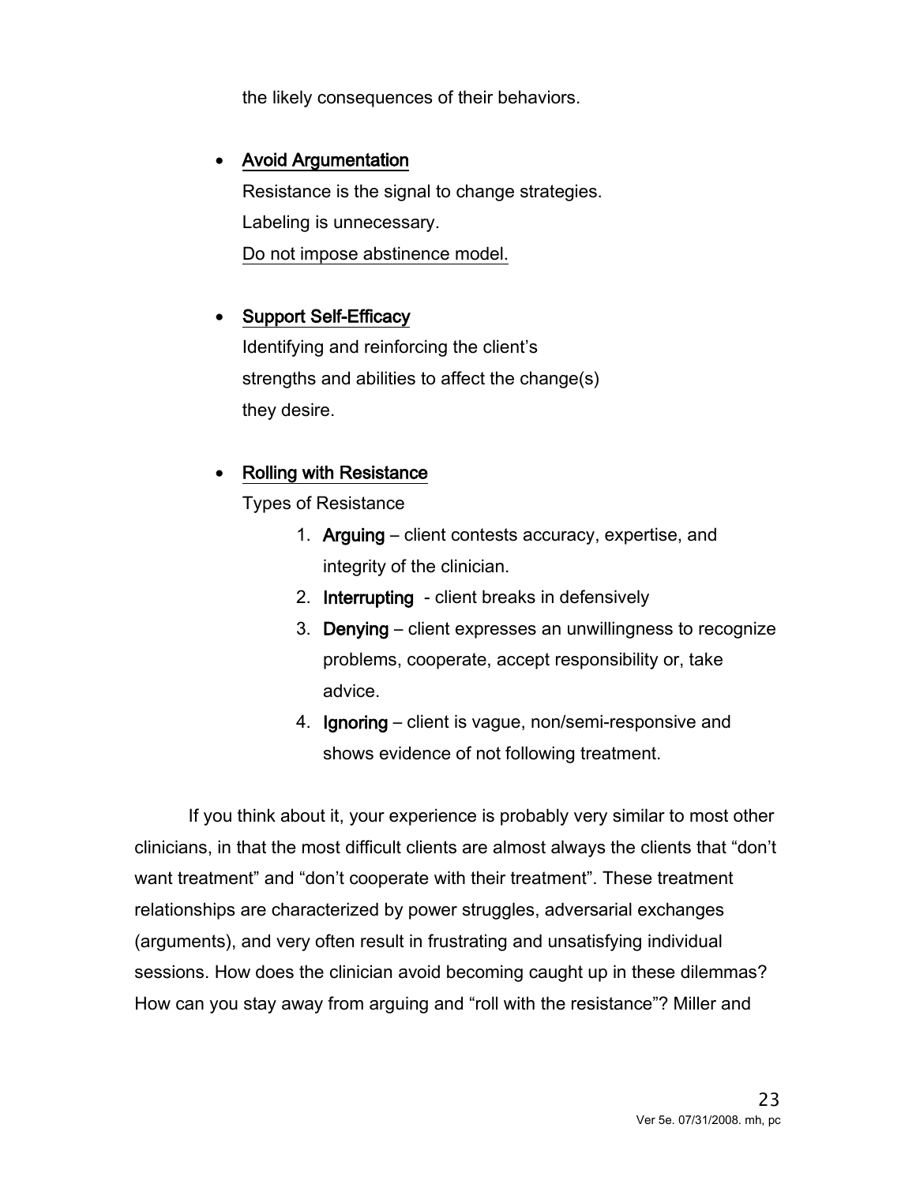the likely consequences of their behaviors.

- <u>Avoid Argumentation</u>

  Resistance is the signal to change strategies.

  Labeling is unnecessary.

  <u>Do not impose abstinence model.</u>

- <u>Support Self-Efficacy</u>

  Identifying and reinforcing the client's strengths and abilities to affect the change(s) they desire.

- <u>Rolling with Resistance</u>

  Types of Resistance

  1. **Arguing** – client contests accuracy, expertise, and integrity of the clinician.
  2. **Interrupting** - client breaks in defensively
  3. **Denying** – client expresses an unwillingness to recognize problems, cooperate, accept responsibility or, take advice.
  4. **Ignoring** – client is vague, non/semi-responsive and shows evidence of not following treatment.

If you think about it, your experience is probably very similar to most other clinicians, in that the most difficult clients are almost always the clients that "don't want treatment" and "don't cooperate with their treatment". These treatment relationships are characterized by power struggles, adversarial exchanges (arguments), and very often result in frustrating and unsatisfying individual sessions. How does the clinician avoid becoming caught up in these dilemmas? How can you stay away from arguing and "roll with the resistance"? Miller and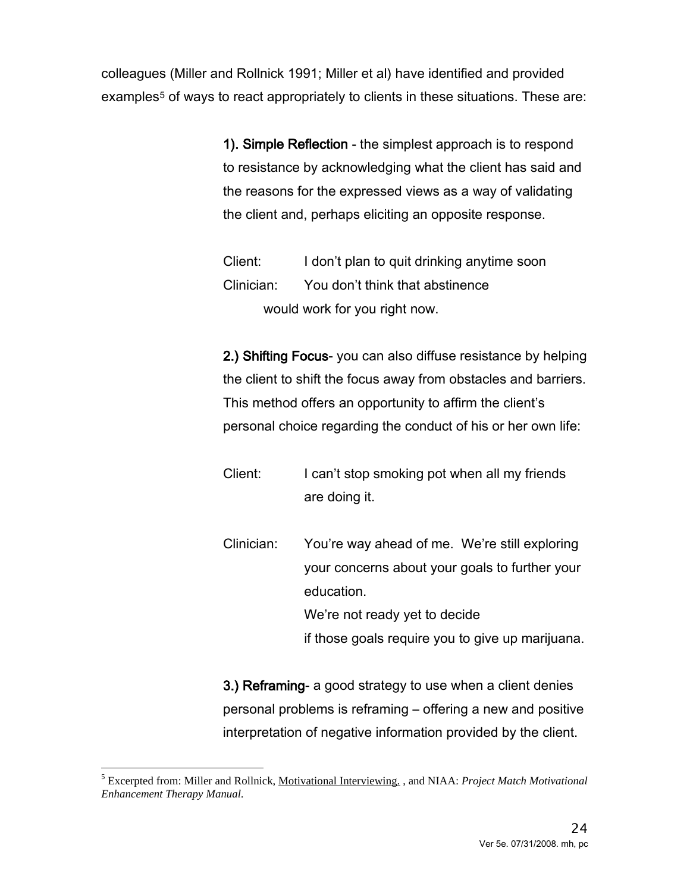colleagues (Miller and Rollnick 1991; Miller et al) have identified and provided examples[5] of ways to react appropriately to clients in these situations. These are:

**1). Simple Reflection** - the simplest approach is to respond to resistance by acknowledging what the client has said and the reasons for the expressed views as a way of validating the client and, perhaps eliciting an opposite response.

Client: I don't plan to quit drinking anytime soon

Clinician: You don't think that abstinence would work for you right now.

**2.) Shifting Focus**- you can also diffuse resistance by helping the client to shift the focus away from obstacles and barriers. This method offers an opportunity to affirm the client's personal choice regarding the conduct of his or her own life:

Client: I can't stop smoking pot when all my friends are doing it.

Clinician: You're way ahead of me. We're still exploring your concerns about your goals to further your education.
We're not ready yet to decide if those goals require you to give up marijuana.

**3.) Reframing**- a good strategy to use when a client denies personal problems is reframing – offering a new and positive interpretation of negative information provided by the client.

---

[5] Excerpted from: Miller and Rollnick, Motivational Interviewing. , and NIAA: *Project Match Motivational Enhancement Therapy Manual.*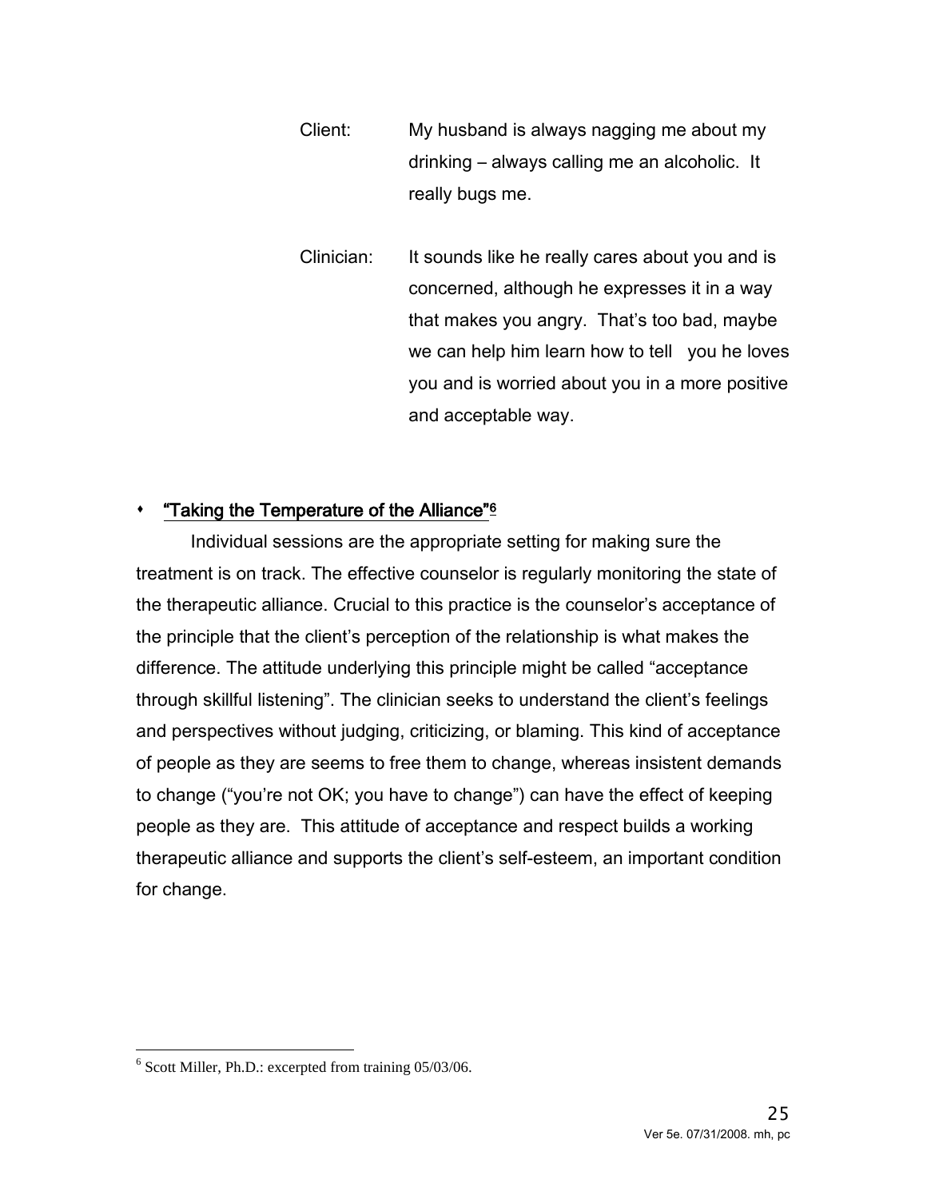Client: My husband is always nagging me about my drinking – always calling me an alcoholic. It really bugs me.

Clinician: It sounds like he really cares about you and is concerned, although he expresses it in a way that makes you angry. That's too bad, maybe we can help him learn how to tell you he loves you and is worried about you in a more positive and acceptable way.

- **"Taking the Temperature of the Alliance"**[6]

Individual sessions are the appropriate setting for making sure the treatment is on track. The effective counselor is regularly monitoring the state of the therapeutic alliance. Crucial to this practice is the counselor's acceptance of the principle that the client's perception of the relationship is what makes the difference. The attitude underlying this principle might be called "acceptance through skillful listening". The clinician seeks to understand the client's feelings and perspectives without judging, criticizing, or blaming. This kind of acceptance of people as they are seems to free them to change, whereas insistent demands to change ("you're not OK; you have to change") can have the effect of keeping people as they are. This attitude of acceptance and respect builds a working therapeutic alliance and supports the client's self-esteem, an important condition for change.

[6] Scott Miller, Ph.D.: excerpted from training 05/03/06.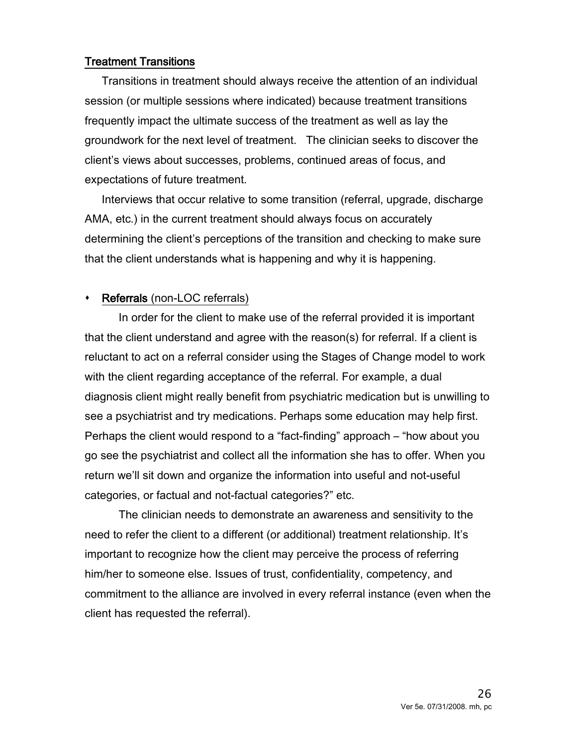## Treatment Transitions

Transitions in treatment should always receive the attention of an individual session (or multiple sessions where indicated) because treatment transitions frequently impact the ultimate success of the treatment as well as lay the groundwork for the next level of treatment. The clinician seeks to discover the client's views about successes, problems, continued areas of focus, and expectations of future treatment.

Interviews that occur relative to some transition (referral, upgrade, discharge AMA, etc.) in the current treatment should always focus on accurately determining the client's perceptions of the transition and checking to make sure that the client understands what is happening and why it is happening.

- **Referrals** (non-LOC referrals)

In order for the client to make use of the referral provided it is important that the client understand and agree with the reason(s) for referral. If a client is reluctant to act on a referral consider using the Stages of Change model to work with the client regarding acceptance of the referral. For example, a dual diagnosis client might really benefit from psychiatric medication but is unwilling to see a psychiatrist and try medications. Perhaps some education may help first. Perhaps the client would respond to a "fact-finding" approach – "how about you go see the psychiatrist and collect all the information she has to offer. When you return we'll sit down and organize the information into useful and not-useful categories, or factual and not-factual categories?" etc.

The clinician needs to demonstrate an awareness and sensitivity to the need to refer the client to a different (or additional) treatment relationship. It's important to recognize how the client may perceive the process of referring him/her to someone else. Issues of trust, confidentiality, competency, and commitment to the alliance are involved in every referral instance (even when the client has requested the referral).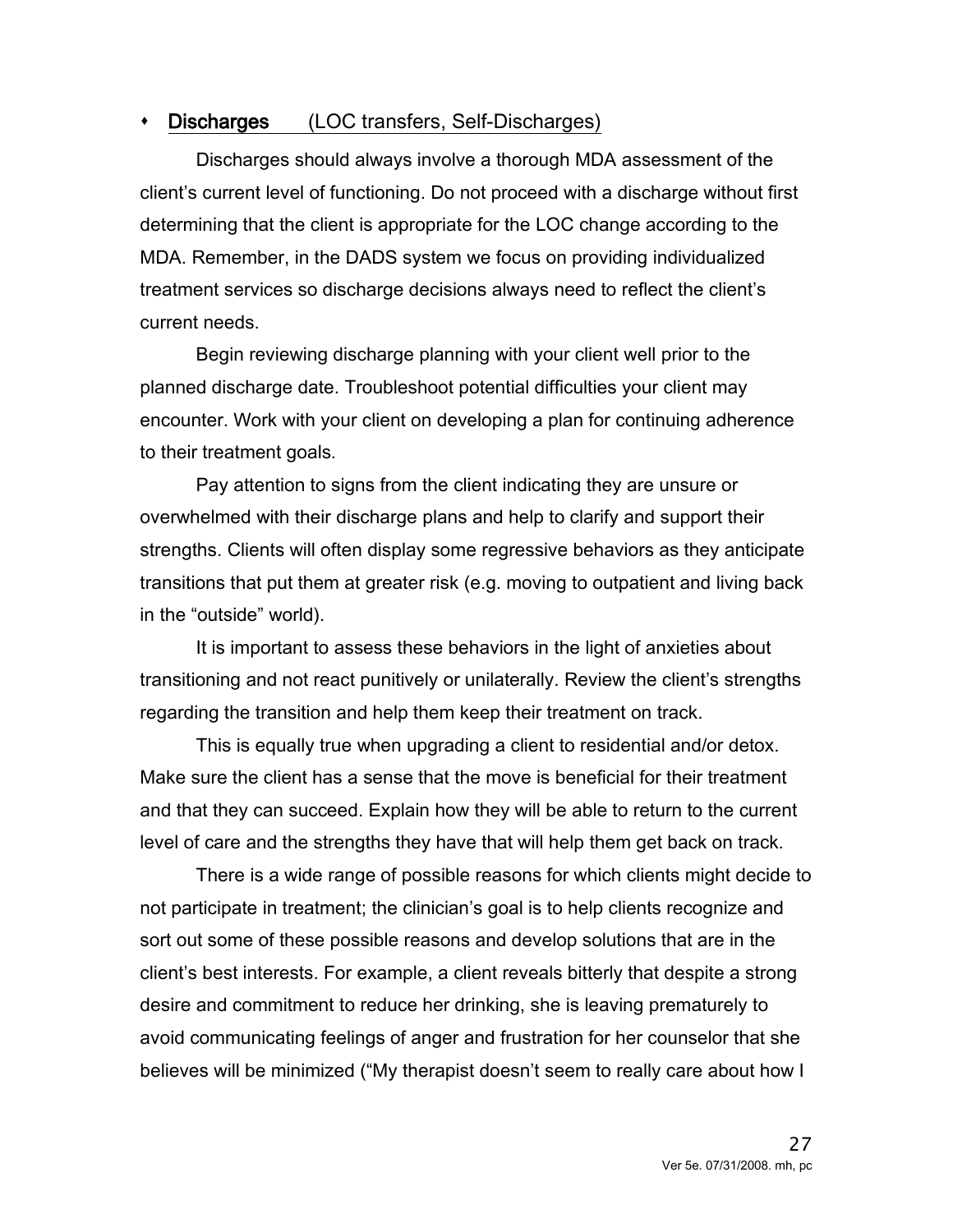- **Discharges** (LOC transfers, Self-Discharges)

Discharges should always involve a thorough MDA assessment of the client's current level of functioning. Do not proceed with a discharge without first determining that the client is appropriate for the LOC change according to the MDA. Remember, in the DADS system we focus on providing individualized treatment services so discharge decisions always need to reflect the client's current needs.

Begin reviewing discharge planning with your client well prior to the planned discharge date. Troubleshoot potential difficulties your client may encounter. Work with your client on developing a plan for continuing adherence to their treatment goals.

Pay attention to signs from the client indicating they are unsure or overwhelmed with their discharge plans and help to clarify and support their strengths. Clients will often display some regressive behaviors as they anticipate transitions that put them at greater risk (e.g. moving to outpatient and living back in the "outside" world).

It is important to assess these behaviors in the light of anxieties about transitioning and not react punitively or unilaterally. Review the client's strengths regarding the transition and help them keep their treatment on track.

This is equally true when upgrading a client to residential and/or detox. Make sure the client has a sense that the move is beneficial for their treatment and that they can succeed. Explain how they will be able to return to the current level of care and the strengths they have that will help them get back on track.

There is a wide range of possible reasons for which clients might decide to not participate in treatment; the clinician's goal is to help clients recognize and sort out some of these possible reasons and develop solutions that are in the client's best interests. For example, a client reveals bitterly that despite a strong desire and commitment to reduce her drinking, she is leaving prematurely to avoid communicating feelings of anger and frustration for her counselor that she believes will be minimized ("My therapist doesn't seem to really care about how I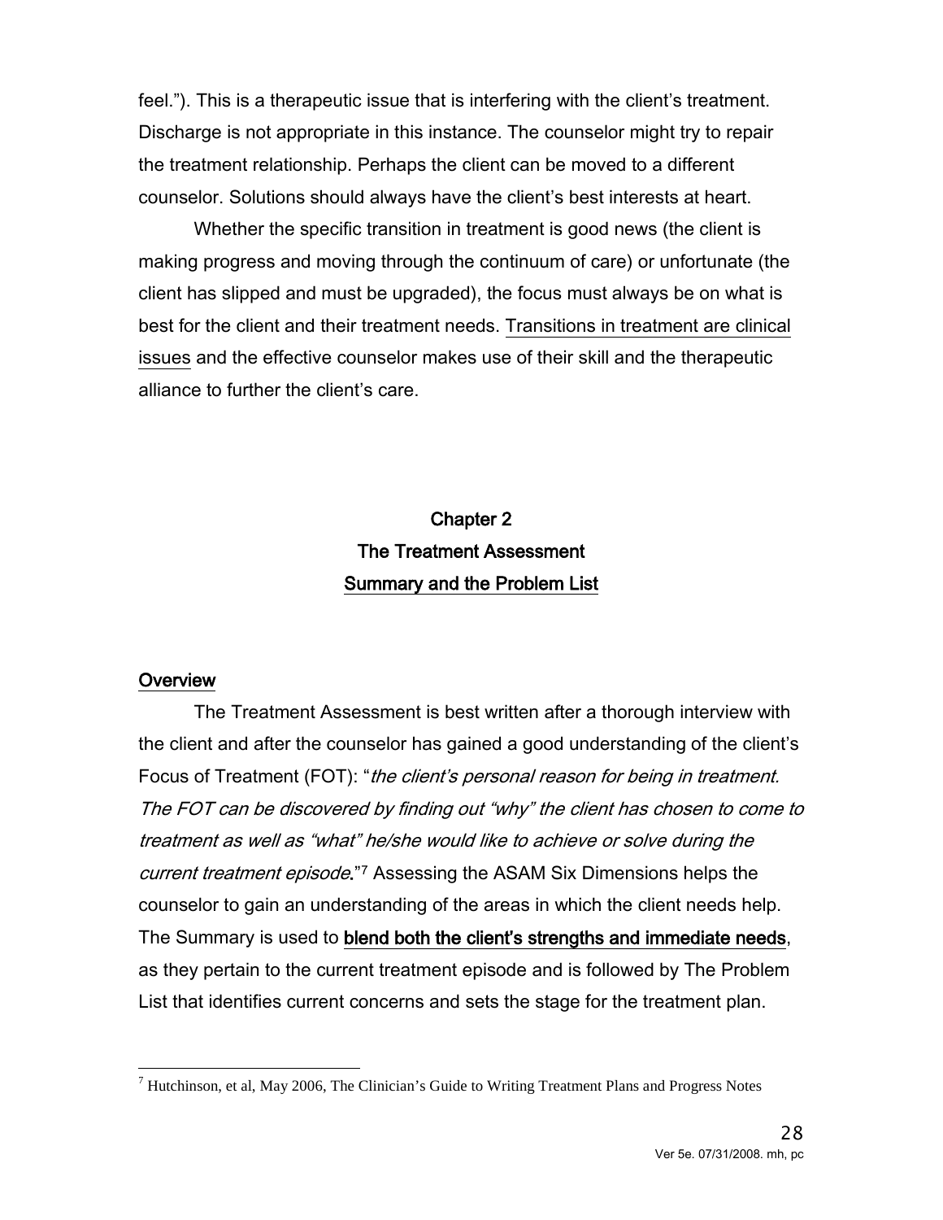feel."). This is a therapeutic issue that is interfering with the client's treatment. Discharge is not appropriate in this instance. The counselor might try to repair the treatment relationship. Perhaps the client can be moved to a different counselor. Solutions should always have the client's best interests at heart.

Whether the specific transition in treatment is good news (the client is making progress and moving through the continuum of care) or unfortunate (the client has slipped and must be upgraded), the focus must always be on what is best for the client and their treatment needs. Transitions in treatment are clinical issues and the effective counselor makes use of their skill and the therapeutic alliance to further the client's care.

# Chapter 2
# The Treatment Assessment
# Summary and the Problem List

## Overview

The Treatment Assessment is best written after a thorough interview with the client and after the counselor has gained a good understanding of the client's Focus of Treatment (FOT): "*the client's personal reason for being in treatment. The FOT can be discovered by finding out "why" the client has chosen to come to treatment as well as "what" he/she would like to achieve or solve during the current treatment episode*."[7] Assessing the ASAM Six Dimensions helps the counselor to gain an understanding of the areas in which the client needs help. The Summary is used to **blend both the client's strengths and immediate needs**, as they pertain to the current treatment episode and is followed by The Problem List that identifies current concerns and sets the stage for the treatment plan.

[7] Hutchinson, et al, May 2006, The Clinician's Guide to Writing Treatment Plans and Progress Notes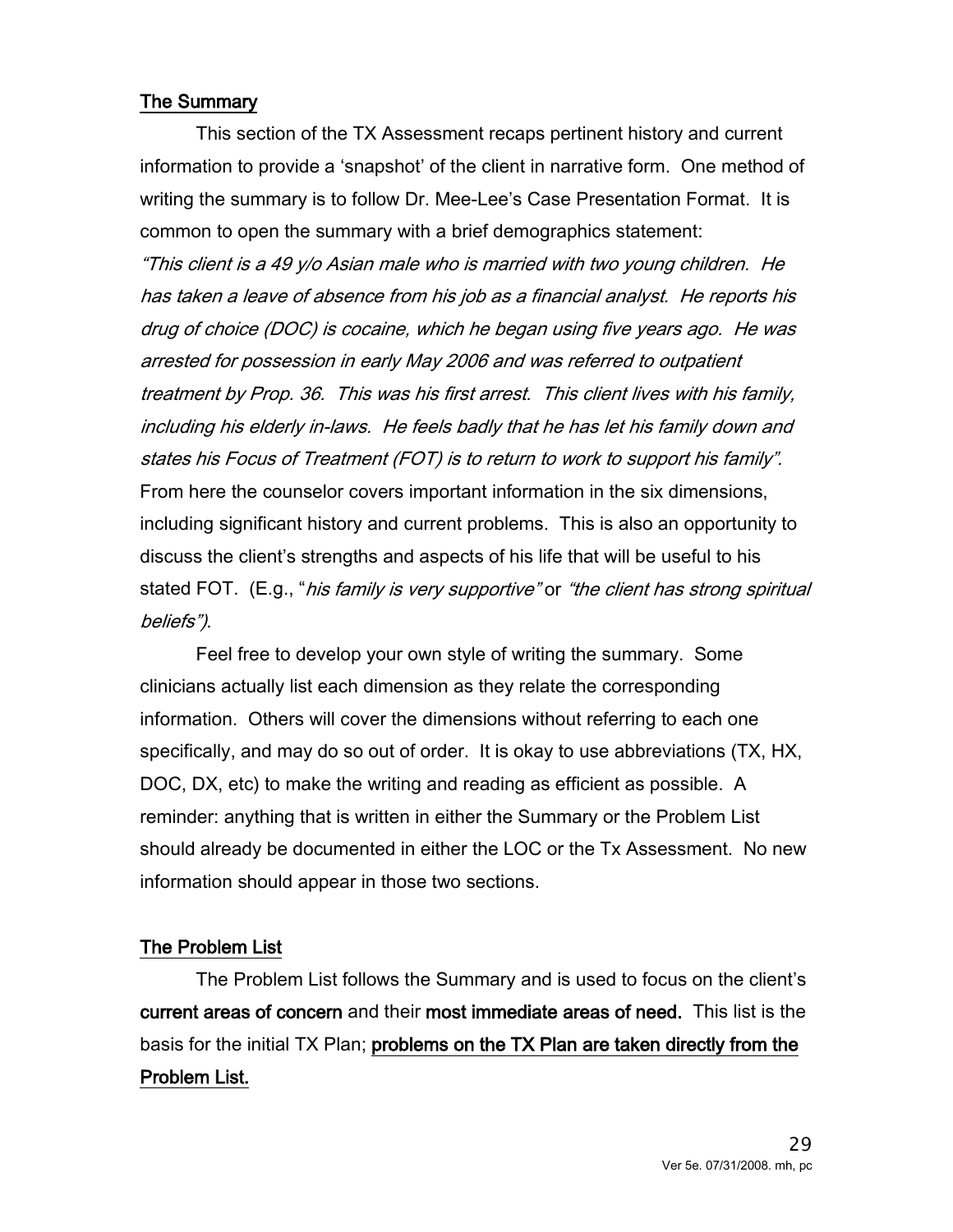## The Summary

This section of the TX Assessment recaps pertinent history and current information to provide a 'snapshot' of the client in narrative form. One method of writing the summary is to follow Dr. Mee-Lee's Case Presentation Format. It is common to open the summary with a brief demographics statement: *"This client is a 49 y/o Asian male who is married with two young children. He has taken a leave of absence from his job as a financial analyst. He reports his drug of choice (DOC) is cocaine, which he began using five years ago. He was arrested for possession in early May 2006 and was referred to outpatient treatment by Prop. 36. This was his first arrest. This client lives with his family, including his elderly in-laws. He feels badly that he has let his family down and states his Focus of Treatment (FOT) is to return to work to support his family".* From here the counselor covers important information in the six dimensions, including significant history and current problems. This is also an opportunity to discuss the client's strengths and aspects of his life that will be useful to his stated FOT. (E.g., "*his family is very supportive"* or *"the client has strong spiritual beliefs")*.

Feel free to develop your own style of writing the summary. Some clinicians actually list each dimension as they relate the corresponding information. Others will cover the dimensions without referring to each one specifically, and may do so out of order. It is okay to use abbreviations (TX, HX, DOC, DX, etc) to make the writing and reading as efficient as possible. A reminder: anything that is written in either the Summary or the Problem List should already be documented in either the LOC or the Tx Assessment. No new information should appear in those two sections.

## The Problem List

The Problem List follows the Summary and is used to focus on the client's **current areas of concern** and their **most immediate areas of need.** This list is the basis for the initial TX Plan; **problems on the TX Plan are taken directly from the Problem List.**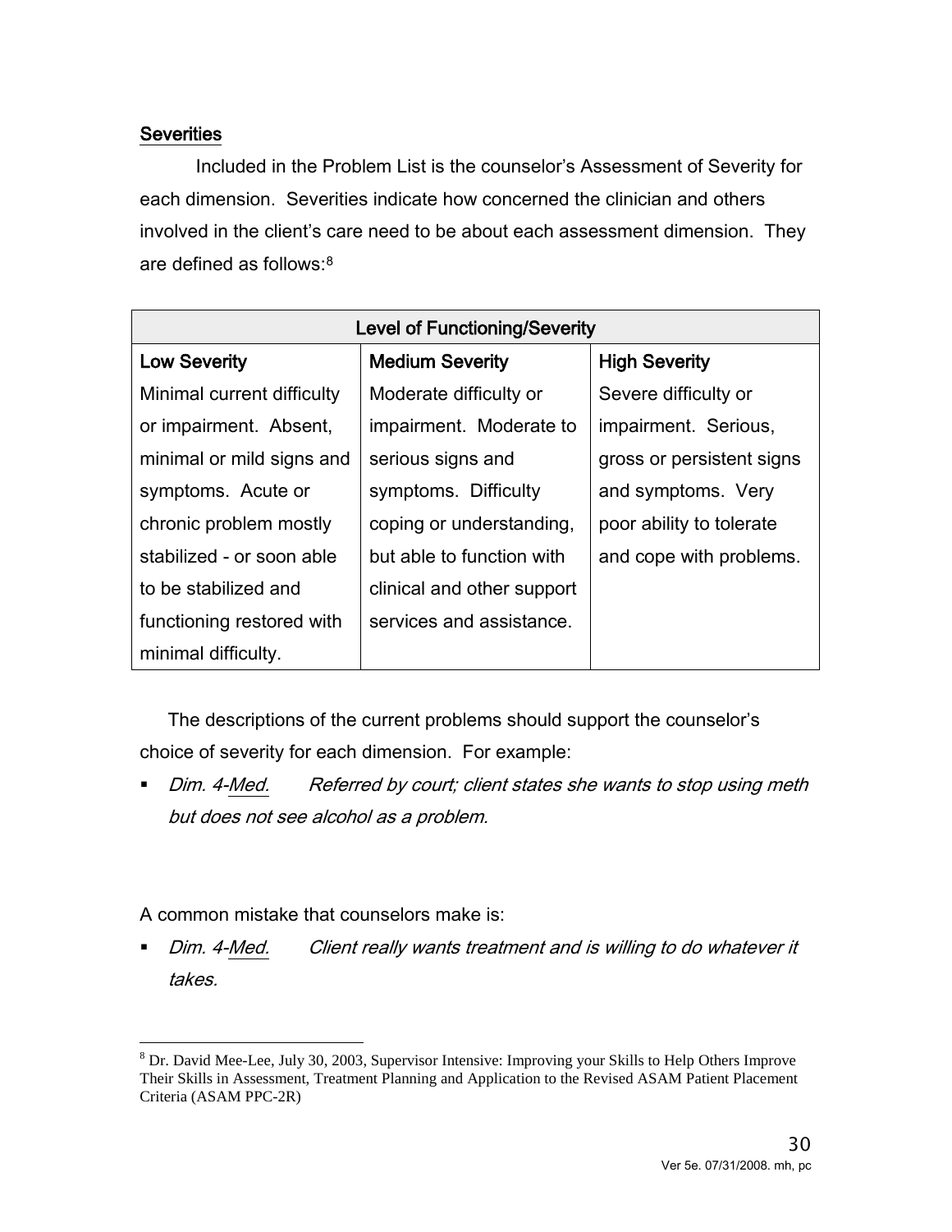## Severities

Included in the Problem List is the counselor's Assessment of Severity for each dimension. Severities indicate how concerned the clinician and others involved in the client's care need to be about each assessment dimension. They are defined as follows:[8]

| Level of Functioning/Severity | | |
|---|---|---|
| **Low Severity** | **Medium Severity** | **High Severity** |
| Minimal current difficulty or impairment. Absent, minimal or mild signs and symptoms. Acute or chronic problem mostly stabilized - or soon able to be stabilized and functioning restored with minimal difficulty. | Moderate difficulty or impairment. Moderate to serious signs and symptoms. Difficulty coping or understanding, but able to function with clinical and other support services and assistance. | Severe difficulty or impairment. Serious, gross or persistent signs and symptoms. Very poor ability to tolerate and cope with problems. |

The descriptions of the current problems should support the counselor's choice of severity for each dimension. For example:

- *Dim. 4-Med.* *Referred by court; client states she wants to stop using meth but does not see alcohol as a problem.*

A common mistake that counselors make is:

- *Dim. 4-Med.* *Client really wants treatment and is willing to do whatever it takes.*

---

[8] Dr. David Mee-Lee, July 30, 2003, Supervisor Intensive: Improving your Skills to Help Others Improve Their Skills in Assessment, Treatment Planning and Application to the Revised ASAM Patient Placement Criteria (ASAM PPC-2R)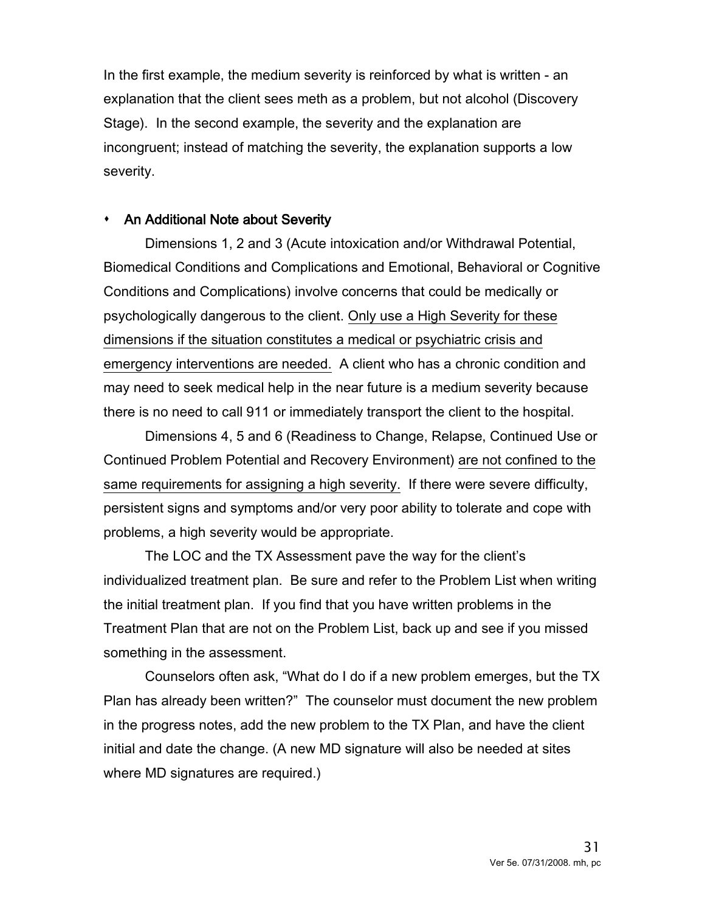In the first example, the medium severity is reinforced by what is written - an explanation that the client sees meth as a problem, but not alcohol (Discovery Stage). In the second example, the severity and the explanation are incongruent; instead of matching the severity, the explanation supports a low severity.

- **An Additional Note about Severity**

Dimensions 1, 2 and 3 (Acute intoxication and/or Withdrawal Potential, Biomedical Conditions and Complications and Emotional, Behavioral or Cognitive Conditions and Complications) involve concerns that could be medically or psychologically dangerous to the client. <u>Only use a High Severity for these dimensions if the situation constitutes a medical or psychiatric crisis and emergency interventions are needed.</u> A client who has a chronic condition and may need to seek medical help in the near future is a medium severity because there is no need to call 911 or immediately transport the client to the hospital.

Dimensions 4, 5 and 6 (Readiness to Change, Relapse, Continued Use or Continued Problem Potential and Recovery Environment) <u>are not confined to the same requirements for assigning a high severity.</u> If there were severe difficulty, persistent signs and symptoms and/or very poor ability to tolerate and cope with problems, a high severity would be appropriate.

The LOC and the TX Assessment pave the way for the client's individualized treatment plan. Be sure and refer to the Problem List when writing the initial treatment plan. If you find that you have written problems in the Treatment Plan that are not on the Problem List, back up and see if you missed something in the assessment.

Counselors often ask, "What do I do if a new problem emerges, but the TX Plan has already been written?" The counselor must document the new problem in the progress notes, add the new problem to the TX Plan, and have the client initial and date the change. (A new MD signature will also be needed at sites where MD signatures are required.)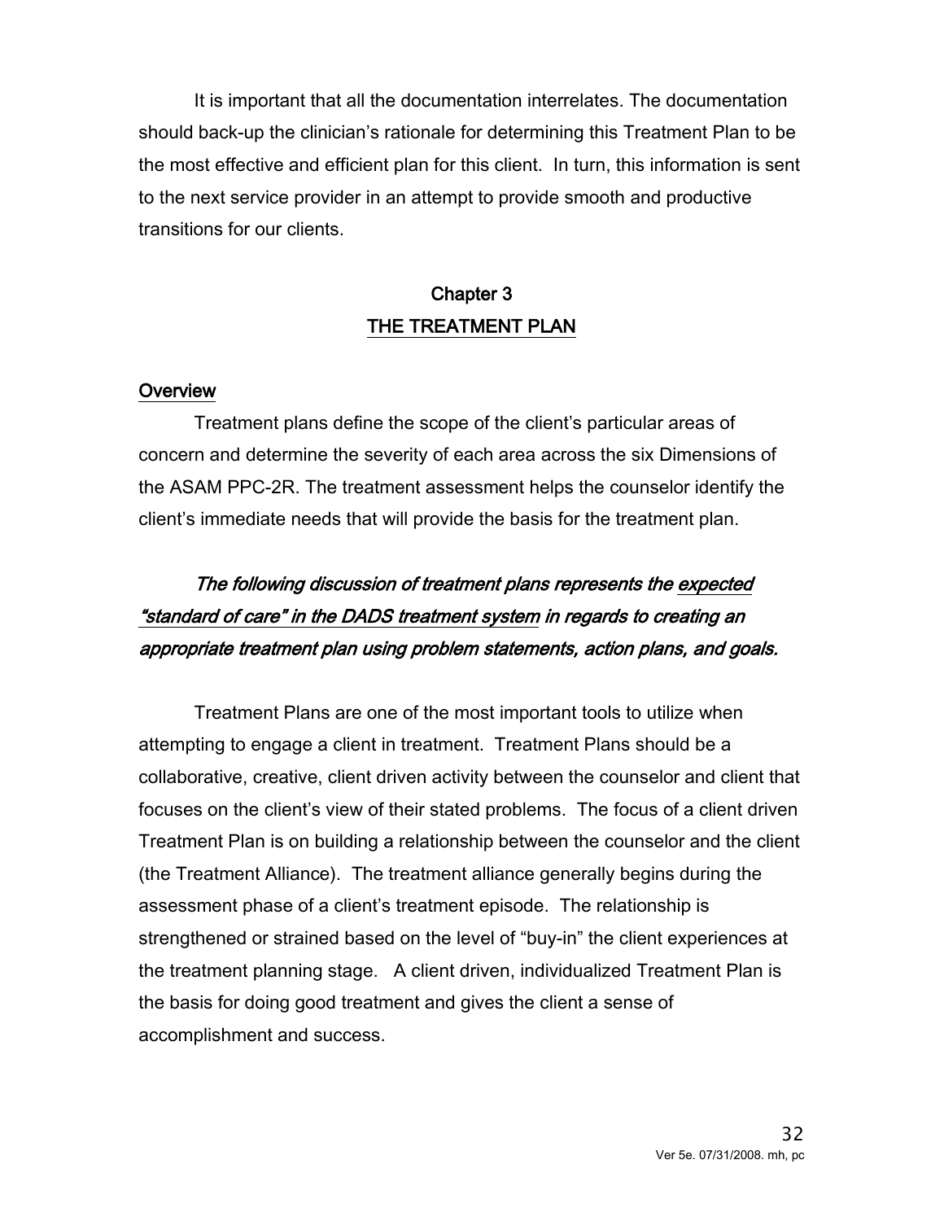It is important that all the documentation interrelates. The documentation should back-up the clinician's rationale for determining this Treatment Plan to be the most effective and efficient plan for this client. In turn, this information is sent to the next service provider in an attempt to provide smooth and productive transitions for our clients.

# Chapter 3
# THE TREATMENT PLAN

## Overview

Treatment plans define the scope of the client's particular areas of concern and determine the severity of each area across the six Dimensions of the ASAM PPC-2R. The treatment assessment helps the counselor identify the client's immediate needs that will provide the basis for the treatment plan.

*The following discussion of treatment plans represents the expected "standard of care" in the DADS treatment system in regards to creating an appropriate treatment plan using problem statements, action plans, and goals.*

Treatment Plans are one of the most important tools to utilize when attempting to engage a client in treatment. Treatment Plans should be a collaborative, creative, client driven activity between the counselor and client that focuses on the client's view of their stated problems. The focus of a client driven Treatment Plan is on building a relationship between the counselor and the client (the Treatment Alliance). The treatment alliance generally begins during the assessment phase of a client's treatment episode. The relationship is strengthened or strained based on the level of "buy-in" the client experiences at the treatment planning stage. A client driven, individualized Treatment Plan is the basis for doing good treatment and gives the client a sense of accomplishment and success.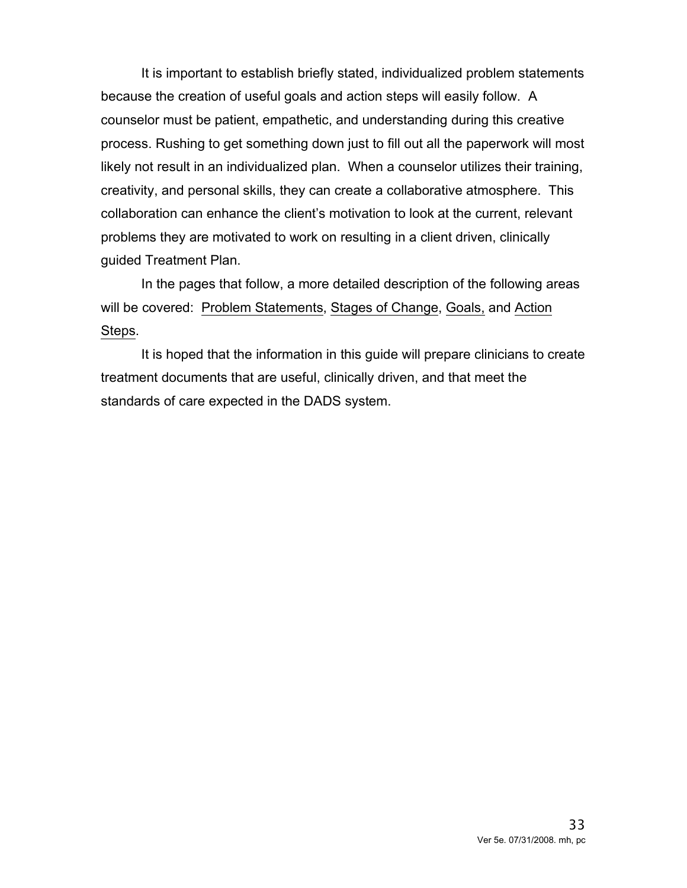It is important to establish briefly stated, individualized problem statements because the creation of useful goals and action steps will easily follow. A counselor must be patient, empathetic, and understanding during this creative process. Rushing to get something down just to fill out all the paperwork will most likely not result in an individualized plan. When a counselor utilizes their training, creativity, and personal skills, they can create a collaborative atmosphere. This collaboration can enhance the client's motivation to look at the current, relevant problems they are motivated to work on resulting in a client driven, clinically guided Treatment Plan.

In the pages that follow, a more detailed description of the following areas will be covered: <u>Problem Statements</u>, <u>Stages of Change</u>, <u>Goals,</u> and <u>Action Steps</u>.

It is hoped that the information in this guide will prepare clinicians to create treatment documents that are useful, clinically driven, and that meet the standards of care expected in the DADS system.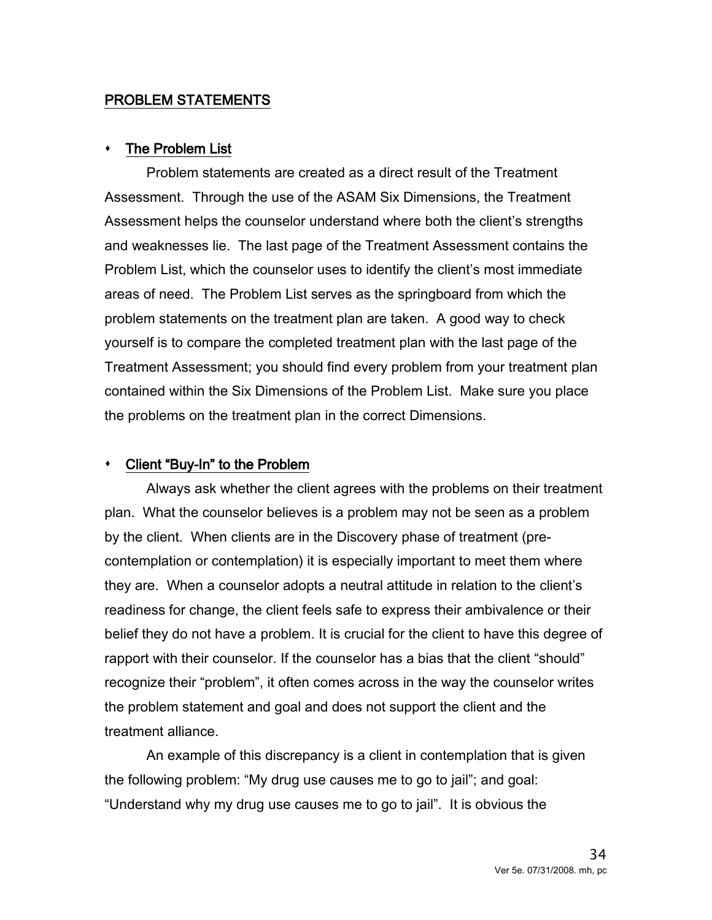## PROBLEM STATEMENTS

- **The Problem List**

Problem statements are created as a direct result of the Treatment Assessment. Through the use of the ASAM Six Dimensions, the Treatment Assessment helps the counselor understand where both the client's strengths and weaknesses lie. The last page of the Treatment Assessment contains the Problem List, which the counselor uses to identify the client's most immediate areas of need. The Problem List serves as the springboard from which the problem statements on the treatment plan are taken. A good way to check yourself is to compare the completed treatment plan with the last page of the Treatment Assessment; you should find every problem from your treatment plan contained within the Six Dimensions of the Problem List. Make sure you place the problems on the treatment plan in the correct Dimensions.

- **Client "Buy-In" to the Problem**

Always ask whether the client agrees with the problems on their treatment plan. What the counselor believes is a problem may not be seen as a problem by the client. When clients are in the Discovery phase of treatment (pre-contemplation or contemplation) it is especially important to meet them where they are. When a counselor adopts a neutral attitude in relation to the client's readiness for change, the client feels safe to express their ambivalence or their belief they do not have a problem. It is crucial for the client to have this degree of rapport with their counselor. If the counselor has a bias that the client "should" recognize their "problem", it often comes across in the way the counselor writes the problem statement and goal and does not support the client and the treatment alliance.

An example of this discrepancy is a client in contemplation that is given the following problem: "My drug use causes me to go to jail"; and goal: "Understand why my drug use causes me to go to jail". It is obvious the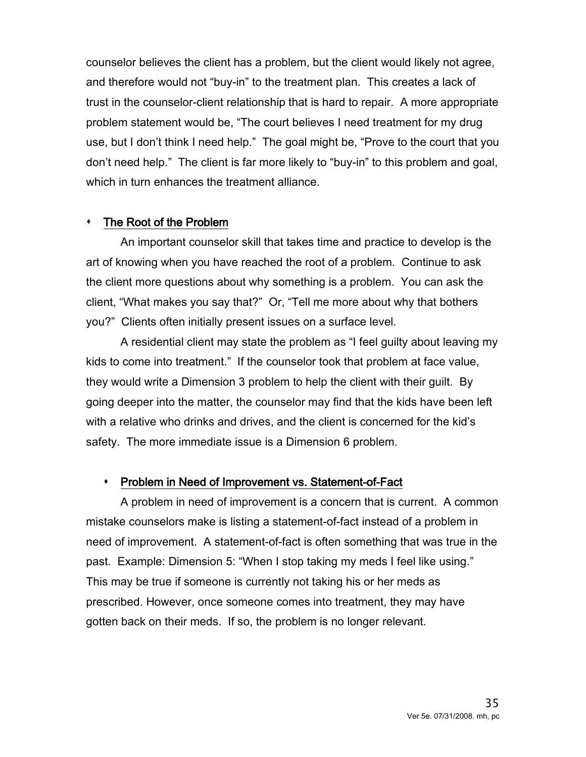counselor believes the client has a problem, but the client would likely not agree, and therefore would not "buy-in" to the treatment plan. This creates a lack of trust in the counselor-client relationship that is hard to repair. A more appropriate problem statement would be, "The court believes I need treatment for my drug use, but I don't think I need help." The goal might be, "Prove to the court that you don't need help." The client is far more likely to "buy-in" to this problem and goal, which in turn enhances the treatment alliance.

- **The Root of the Problem**

An important counselor skill that takes time and practice to develop is the art of knowing when you have reached the root of a problem. Continue to ask the client more questions about why something is a problem. You can ask the client, "What makes you say that?" Or, "Tell me more about why that bothers you?" Clients often initially present issues on a surface level.

A residential client may state the problem as "I feel guilty about leaving my kids to come into treatment." If the counselor took that problem at face value, they would write a Dimension 3 problem to help the client with their guilt. By going deeper into the matter, the counselor may find that the kids have been left with a relative who drinks and drives, and the client is concerned for the kid's safety. The more immediate issue is a Dimension 6 problem.

- **Problem in Need of Improvement vs. Statement-of-Fact**

A problem in need of improvement is a concern that is current. A common mistake counselors make is listing a statement-of-fact instead of a problem in need of improvement. A statement-of-fact is often something that was true in the past. Example: Dimension 5: "When I stop taking my meds I feel like using." This may be true if someone is currently not taking his or her meds as prescribed. However, once someone comes into treatment, they may have gotten back on their meds. If so, the problem is no longer relevant.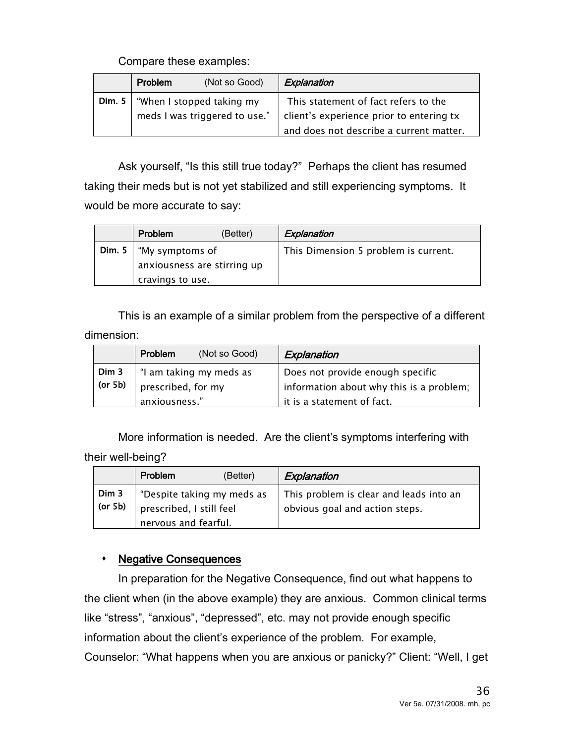Compare these examples:

| | Problem (Not so Good) | *Explanation* |
|---|---|---|
| Dim. 5 | "When I stopped taking my meds I was triggered to use." | This statement of fact refers to the client's experience prior to entering tx and does not describe a current matter. |

Ask yourself, "Is this still true today?" Perhaps the client has resumed taking their meds but is not yet stabilized and still experiencing symptoms. It would be more accurate to say:

| | Problem (Better) | *Explanation* |
|---|---|---|
| Dim. 5 | "My symptoms of anxiousness are stirring up cravings to use. | This Dimension 5 problem is current. |

This is an example of a similar problem from the perspective of a different dimension:

| | Problem (Not so Good) | *Explanation* |
|---|---|---|
| Dim 3 (or 5b) | "I am taking my meds as prescribed, for my anxiousness." | Does not provide enough specific information about why this is a problem; it is a statement of fact. |

More information is needed. Are the client's symptoms interfering with their well-being?

| | Problem (Better) | *Explanation* |
|---|---|---|
| Dim 3 (or 5b) | "Despite taking my meds as prescribed, I still feel nervous and fearful. | This problem is clear and leads into an obvious goal and action steps. |

- Negative Consequences

In preparation for the Negative Consequence, find out what happens to the client when (in the above example) they are anxious. Common clinical terms like "stress", "anxious", "depressed", etc. may not provide enough specific information about the client's experience of the problem. For example, Counselor: "What happens when you are anxious or panicky?" Client: "Well, I get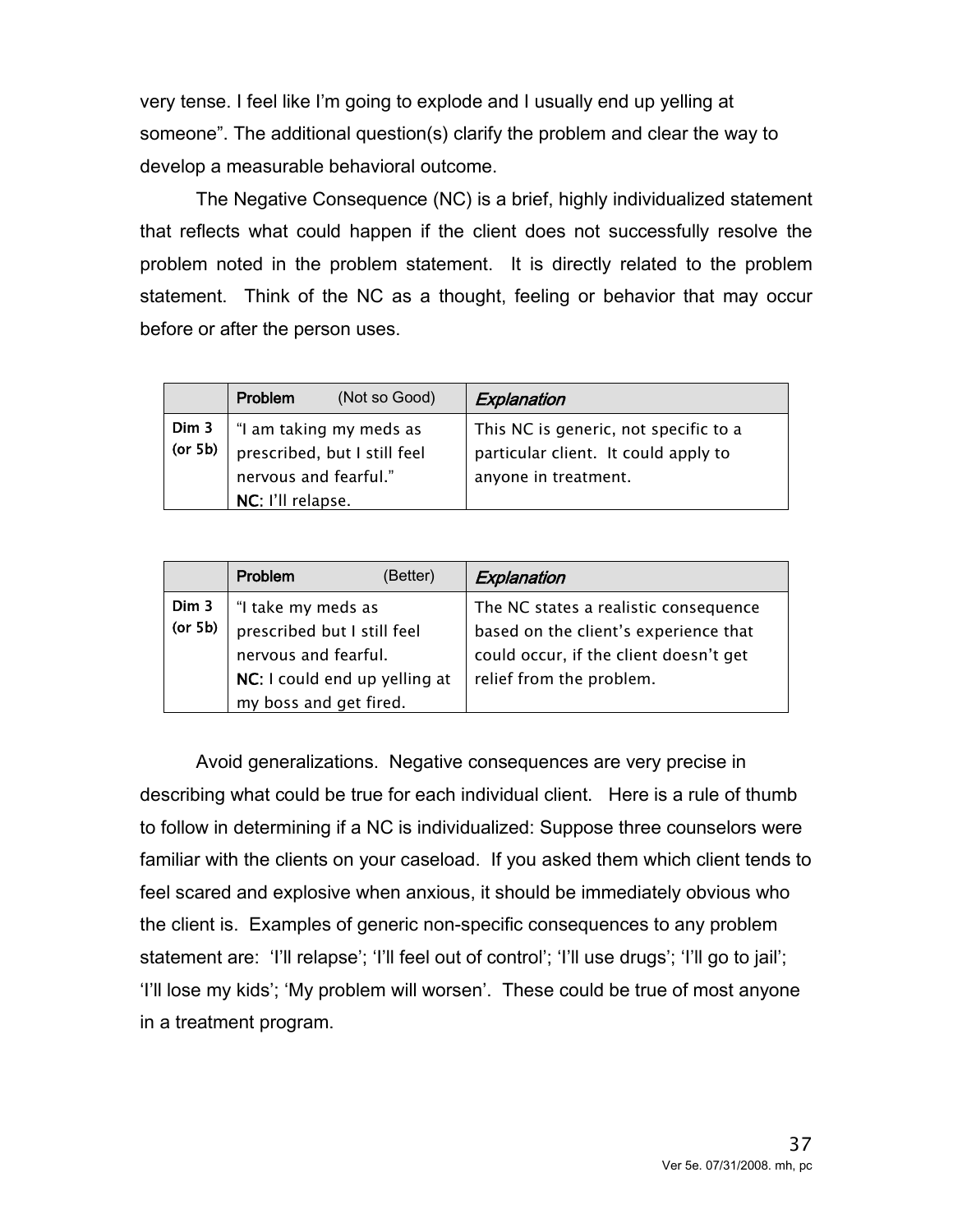very tense. I feel like I'm going to explode and I usually end up yelling at someone". The additional question(s) clarify the problem and clear the way to develop a measurable behavioral outcome.

The Negative Consequence (NC) is a brief, highly individualized statement that reflects what could happen if the client does not successfully resolve the problem noted in the problem statement. It is directly related to the problem statement. Think of the NC as a thought, feeling or behavior that may occur before or after the person uses.

| | **Problem** (Not so Good) | ***Explanation*** |
|---|---|---|
| Dim 3 (or 5b) | "I am taking my meds as prescribed, but I still feel nervous and fearful."<br>**NC**: I'll relapse. | This NC is generic, not specific to a particular client. It could apply to anyone in treatment. |

| | **Problem** (Better) | ***Explanation*** |
|---|---|---|
| Dim 3 (or 5b) | "I take my meds as prescribed but I still feel nervous and fearful.<br>**NC**: I could end up yelling at my boss and get fired. | The NC states a realistic consequence based on the client's experience that could occur, if the client doesn't get relief from the problem. |

Avoid generalizations. Negative consequences are very precise in describing what could be true for each individual client. Here is a rule of thumb to follow in determining if a NC is individualized: Suppose three counselors were familiar with the clients on your caseload. If you asked them which client tends to feel scared and explosive when anxious, it should be immediately obvious who the client is. Examples of generic non-specific consequences to any problem statement are: 'I'll relapse'; 'I'll feel out of control'; 'I'll use drugs'; 'I'll go to jail'; 'I'll lose my kids'; 'My problem will worsen'. These could be true of most anyone in a treatment program.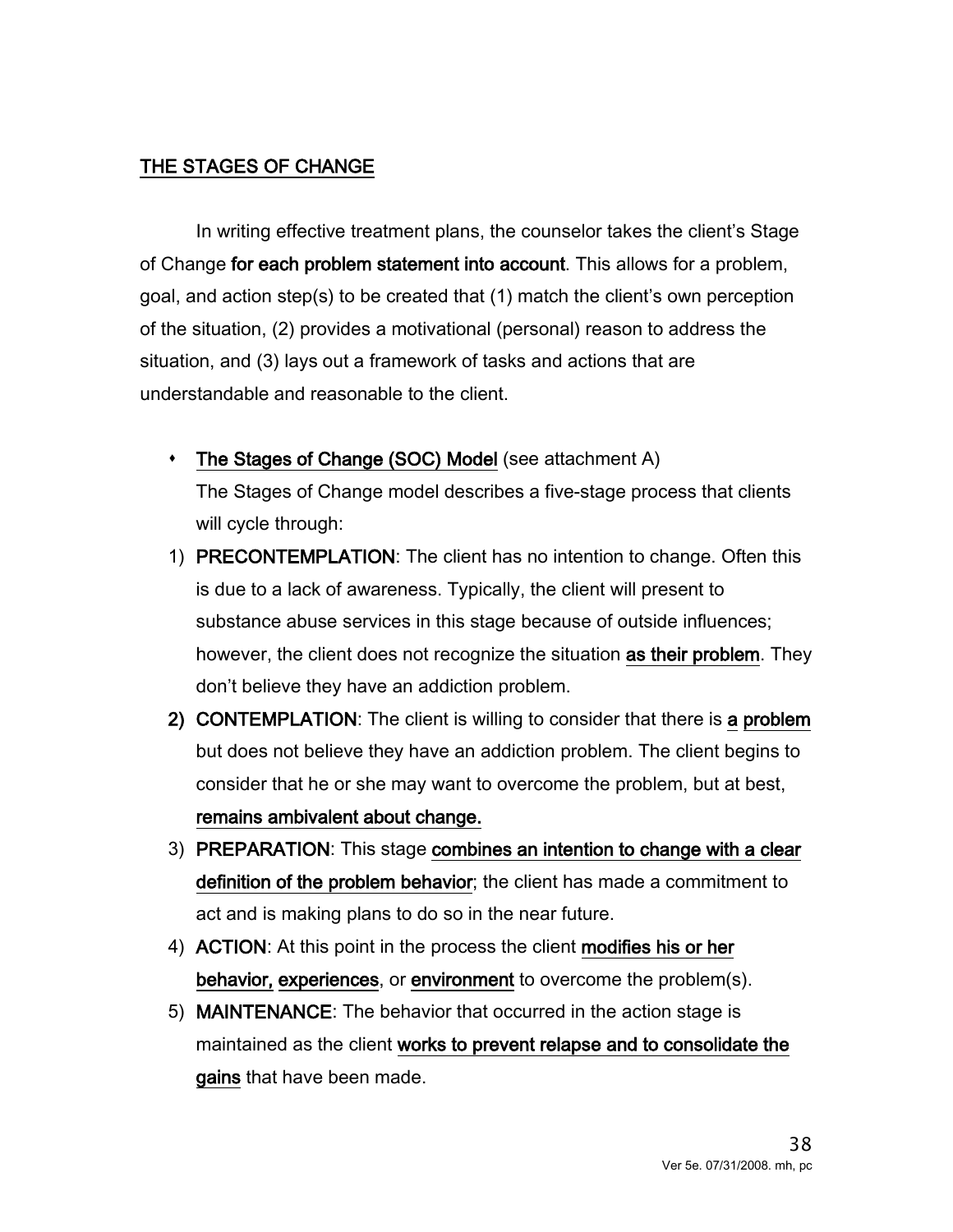## THE STAGES OF CHANGE

In writing effective treatment plans, the counselor takes the client's Stage of Change **for each problem statement into account**. This allows for a problem, goal, and action step(s) to be created that (1) match the client's own perception of the situation, (2) provides a motivational (personal) reason to address the situation, and (3) lays out a framework of tasks and actions that are understandable and reasonable to the client.

- **The Stages of Change (SOC) Model** (see attachment A)
  The Stages of Change model describes a five-stage process that clients will cycle through:

1) **PRECONTEMPLATION**: The client has no intention to change. Often this is due to a lack of awareness. Typically, the client will present to substance abuse services in this stage because of outside influences; however, the client does not recognize the situation **as their problem**. They don't believe they have an addiction problem.
2) **CONTEMPLATION**: The client is willing to consider that there is **a problem** but does not believe they have an addiction problem. The client begins to consider that he or she may want to overcome the problem, but at best, **remains ambivalent about change.**
3) **PREPARATION**: This stage **combines an intention to change with a clear definition of the problem behavior**; the client has made a commitment to act and is making plans to do so in the near future.
4) **ACTION**: At this point in the process the client **modifies his or her behavior, experiences**, or **environment** to overcome the problem(s).
5) **MAINTENANCE**: The behavior that occurred in the action stage is maintained as the client **works to prevent relapse and to consolidate the gains** that have been made.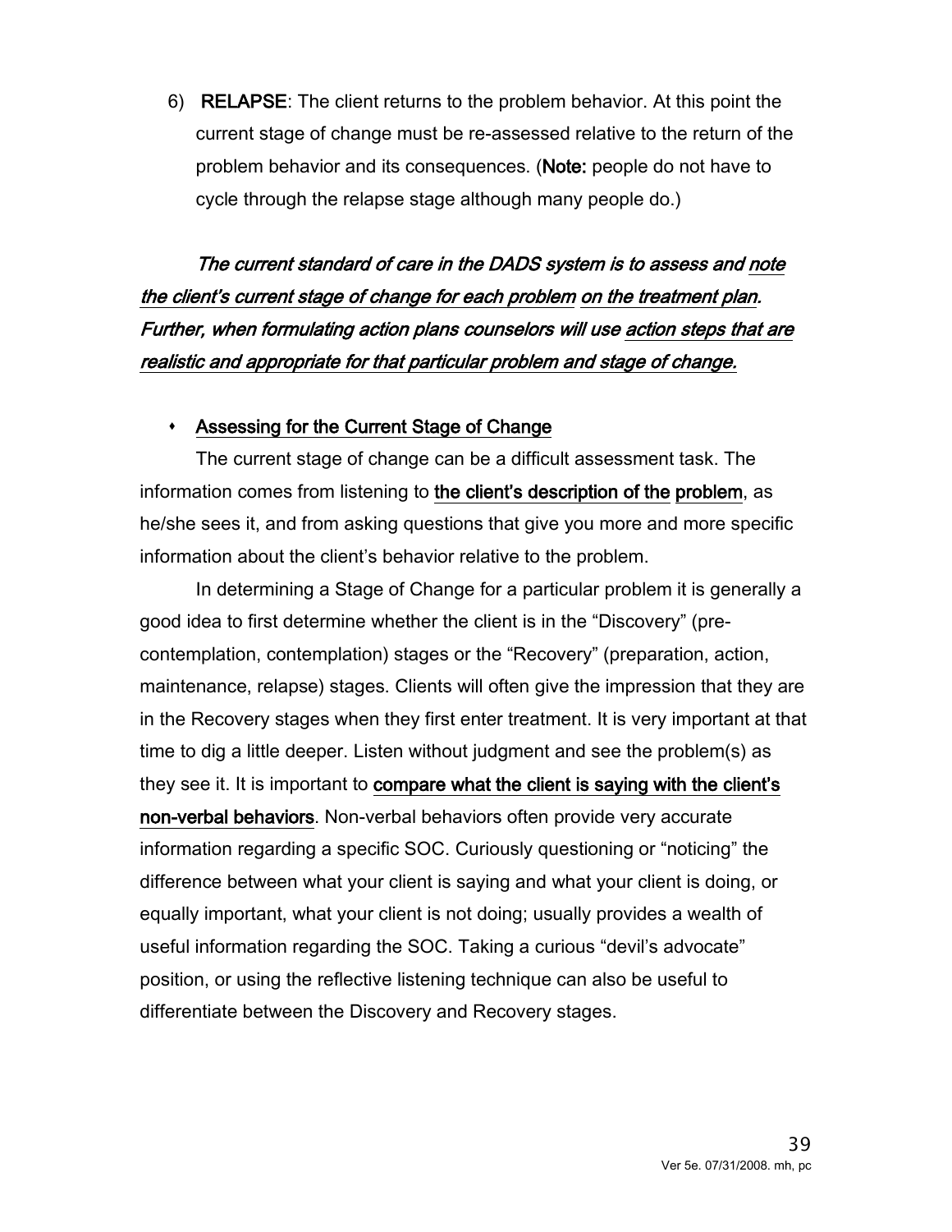6) **RELAPSE**: The client returns to the problem behavior. At this point the current stage of change must be re-assessed relative to the return of the problem behavior and its consequences. (**Note:** people do not have to cycle through the relapse stage although many people do.)

***The current standard of care in the DADS system is to assess and note the client's current stage of change for each problem on the treatment plan. Further, when formulating action plans counselors will use action steps that are realistic and appropriate for that particular problem and stage of change.***

- Assessing for the Current Stage of Change

The current stage of change can be a difficult assessment task. The information comes from listening to **the client's description of the problem**, as he/she sees it, and from asking questions that give you more and more specific information about the client's behavior relative to the problem.

In determining a Stage of Change for a particular problem it is generally a good idea to first determine whether the client is in the "Discovery" (pre-contemplation, contemplation) stages or the "Recovery" (preparation, action, maintenance, relapse) stages. Clients will often give the impression that they are in the Recovery stages when they first enter treatment. It is very important at that time to dig a little deeper. Listen without judgment and see the problem(s) as they see it. It is important to **compare what the client is saying with the client's non-verbal behaviors**. Non-verbal behaviors often provide very accurate information regarding a specific SOC. Curiously questioning or "noticing" the difference between what your client is saying and what your client is doing, or equally important, what your client is not doing; usually provides a wealth of useful information regarding the SOC. Taking a curious "devil's advocate" position, or using the reflective listening technique can also be useful to differentiate between the Discovery and Recovery stages.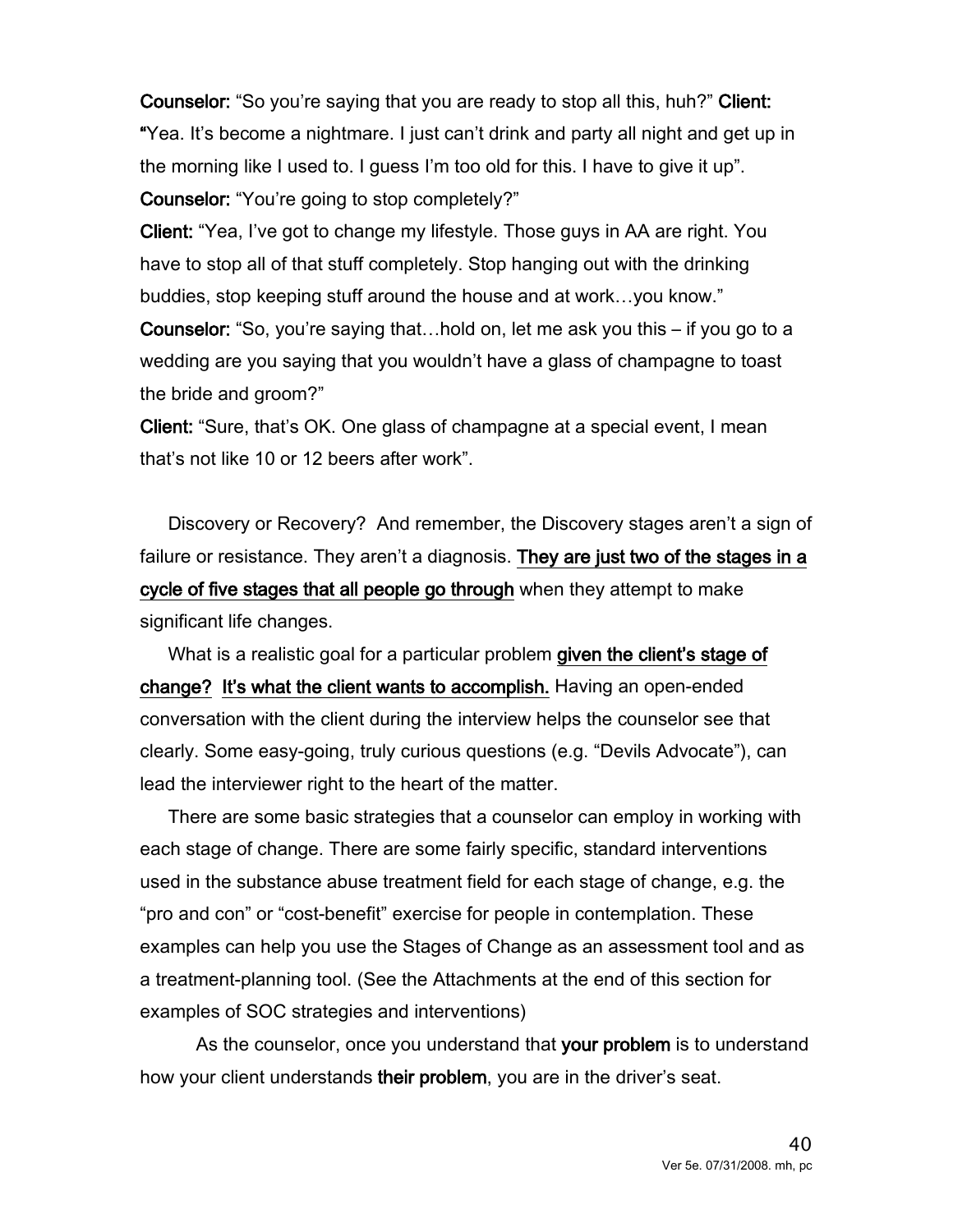**Counselor:** "So you're saying that you are ready to stop all this, huh?" **Client:** **"**Yea. It's become a nightmare. I just can't drink and party all night and get up in the morning like I used to. I guess I'm too old for this. I have to give it up".

**Counselor:** "You're going to stop completely?"

**Client:** "Yea, I've got to change my lifestyle. Those guys in AA are right. You have to stop all of that stuff completely. Stop hanging out with the drinking buddies, stop keeping stuff around the house and at work…you know."

**Counselor:** "So, you're saying that…hold on, let me ask you this – if you go to a wedding are you saying that you wouldn't have a glass of champagne to toast the bride and groom?"

**Client:** "Sure, that's OK. One glass of champagne at a special event, I mean that's not like 10 or 12 beers after work".

Discovery or Recovery? And remember, the Discovery stages aren't a sign of failure or resistance. They aren't a diagnosis. **They are just two of the stages in a cycle of five stages that all people go through** when they attempt to make significant life changes.

What is a realistic goal for a particular problem **given the client's stage of change? It's what the client wants to accomplish.** Having an open-ended conversation with the client during the interview helps the counselor see that clearly. Some easy-going, truly curious questions (e.g. "Devils Advocate"), can lead the interviewer right to the heart of the matter.

There are some basic strategies that a counselor can employ in working with each stage of change. There are some fairly specific, standard interventions used in the substance abuse treatment field for each stage of change, e.g. the "pro and con" or "cost-benefit" exercise for people in contemplation. These examples can help you use the Stages of Change as an assessment tool and as a treatment-planning tool. (See the Attachments at the end of this section for examples of SOC strategies and interventions)

As the counselor, once you understand that **your problem** is to understand how your client understands **their problem**, you are in the driver's seat.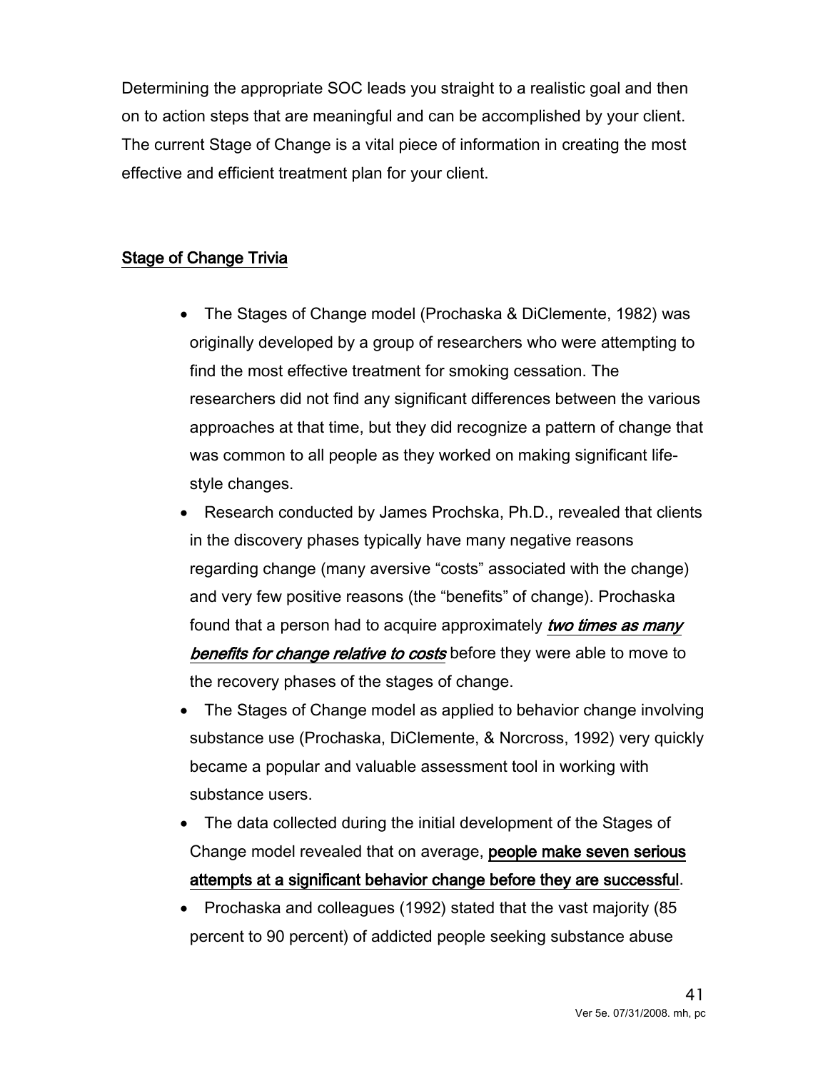Determining the appropriate SOC leads you straight to a realistic goal and then on to action steps that are meaningful and can be accomplished by your client. The current Stage of Change is a vital piece of information in creating the most effective and efficient treatment plan for your client.

## Stage of Change Trivia

- The Stages of Change model (Prochaska & DiClemente, 1982) was originally developed by a group of researchers who were attempting to find the most effective treatment for smoking cessation. The researchers did not find any significant differences between the various approaches at that time, but they did recognize a pattern of change that was common to all people as they worked on making significant life-style changes.
- Research conducted by James Prochska, Ph.D., revealed that clients in the discovery phases typically have many negative reasons regarding change (many aversive "costs" associated with the change) and very few positive reasons (the "benefits" of change). Prochaska found that a person had to acquire approximately ***two times as many benefits for change relative to costs*** before they were able to move to the recovery phases of the stages of change.
- The Stages of Change model as applied to behavior change involving substance use (Prochaska, DiClemente, & Norcross, 1992) very quickly became a popular and valuable assessment tool in working with substance users.
- The data collected during the initial development of the Stages of Change model revealed that on average, **people make seven serious attempts at a significant behavior change before they are successful**.
- Prochaska and colleagues (1992) stated that the vast majority (85 percent to 90 percent) of addicted people seeking substance abuse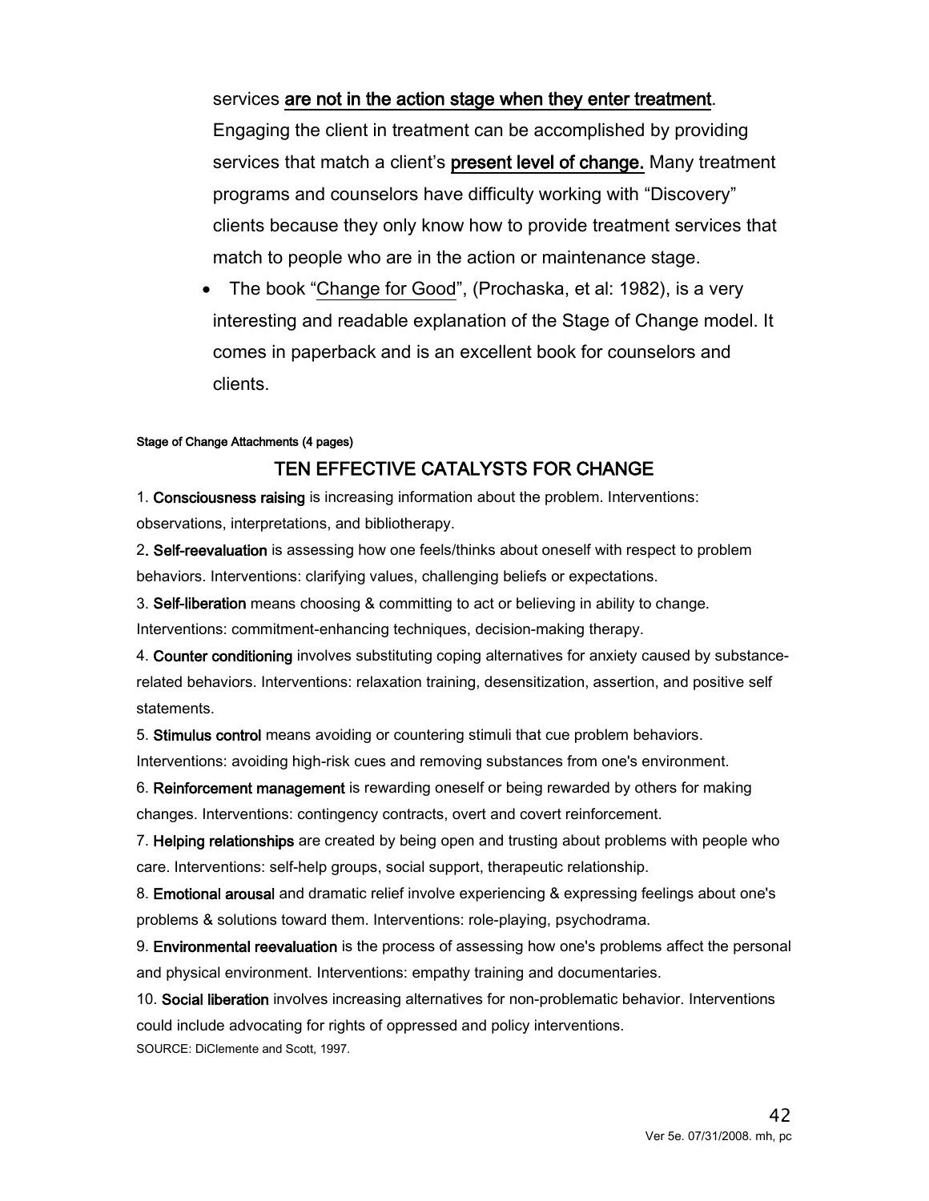services **are not in the action stage when they enter treatment**. Engaging the client in treatment can be accomplished by providing services that match a client's **present level of change.** Many treatment programs and counselors have difficulty working with "Discovery" clients because they only know how to provide treatment services that match to people who are in the action or maintenance stage.

- The book "Change for Good", (Prochaska, et al: 1982), is a very interesting and readable explanation of the Stage of Change model. It comes in paperback and is an excellent book for counselors and clients.

Stage of Change Attachments (4 pages)

## TEN EFFECTIVE CATALYSTS FOR CHANGE

1. **Consciousness raising** is increasing information about the problem. Interventions: observations, interpretations, and bibliotherapy.

2. **Self-reevaluation** is assessing how one feels/thinks about oneself with respect to problem behaviors. Interventions: clarifying values, challenging beliefs or expectations.

3. **Self-liberation** means choosing & committing to act or believing in ability to change. Interventions: commitment-enhancing techniques, decision-making therapy.

4. **Counter conditioning** involves substituting coping alternatives for anxiety caused by substance-related behaviors. Interventions: relaxation training, desensitization, assertion, and positive self statements.

5. **Stimulus control** means avoiding or countering stimuli that cue problem behaviors. Interventions: avoiding high-risk cues and removing substances from one's environment.

6. **Reinforcement management** is rewarding oneself or being rewarded by others for making changes. Interventions: contingency contracts, overt and covert reinforcement.

7. **Helping relationships** are created by being open and trusting about problems with people who care. Interventions: self-help groups, social support, therapeutic relationship.

8. **Emotional arousal** and dramatic relief involve experiencing & expressing feelings about one's problems & solutions toward them. Interventions: role-playing, psychodrama.

9. **Environmental reevaluation** is the process of assessing how one's problems affect the personal and physical environment. Interventions: empathy training and documentaries.

10. **Social liberation** involves increasing alternatives for non-problematic behavior. Interventions could include advocating for rights of oppressed and policy interventions.

SOURCE: DiClemente and Scott, 1997.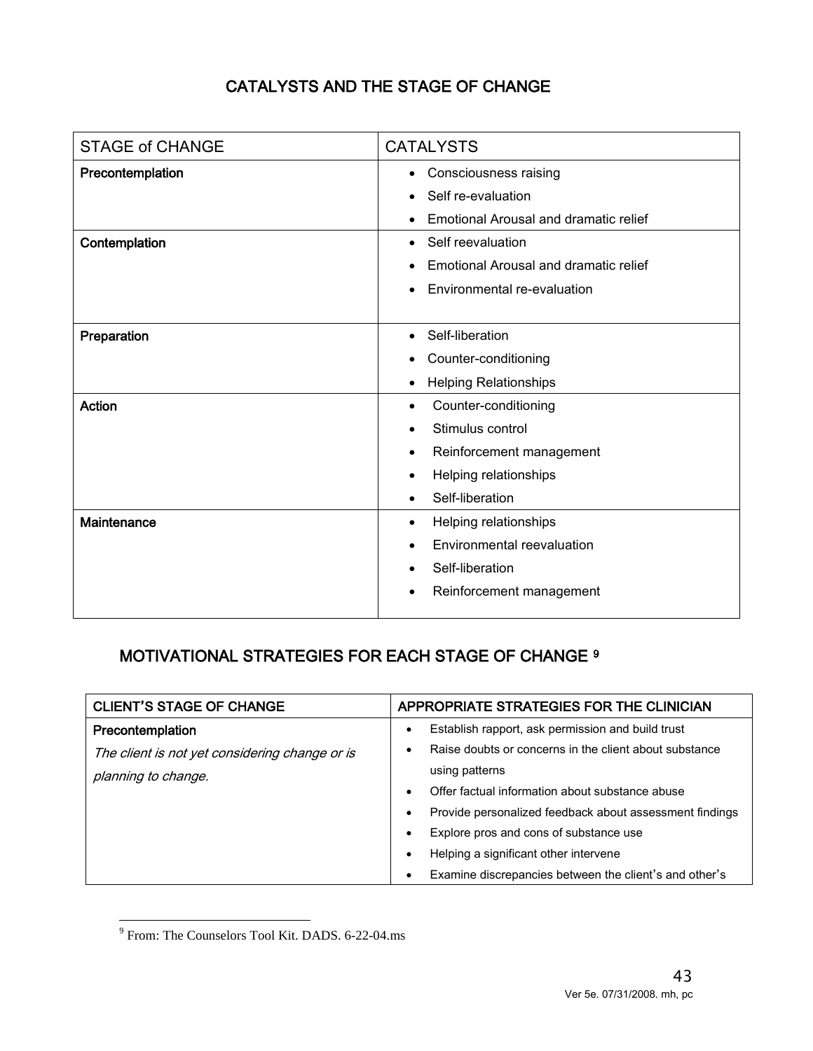## CATALYSTS AND THE STAGE OF CHANGE

| STAGE of CHANGE | CATALYSTS |
|---|---|
| **Precontemplation** | • Consciousness raising<br>• Self re-evaluation<br>• Emotional Arousal and dramatic relief |
| **Contemplation** | • Self reevaluation<br>• Emotional Arousal and dramatic relief<br>• Environmental re-evaluation |
| **Preparation** | • Self-liberation<br>• Counter-conditioning<br>• Helping Relationships |
| **Action** | • Counter-conditioning<br>• Stimulus control<br>• Reinforcement management<br>• Helping relationships<br>• Self-liberation |
| **Maintenance** | • Helping relationships<br>• Environmental reevaluation<br>• Self-liberation<br>• Reinforcement management |

## MOTIVATIONAL STRATEGIES FOR EACH STAGE OF CHANGE [9]

| CLIENT'S STAGE OF CHANGE | APPROPRIATE STRATEGIES FOR THE CLINICIAN |
|---|---|
| **Precontemplation**<br>*The client is not yet considering change or is planning to change.* | • Establish rapport, ask permission and build trust<br>• Raise doubts or concerns in the client about substance using patterns<br>• Offer factual information about substance abuse<br>• Provide personalized feedback about assessment findings<br>• Explore pros and cons of substance use<br>• Helping a significant other intervene<br>• Examine discrepancies between the client's and other's |

[9] From: The Counselors Tool Kit. DADS. 6-22-04.ms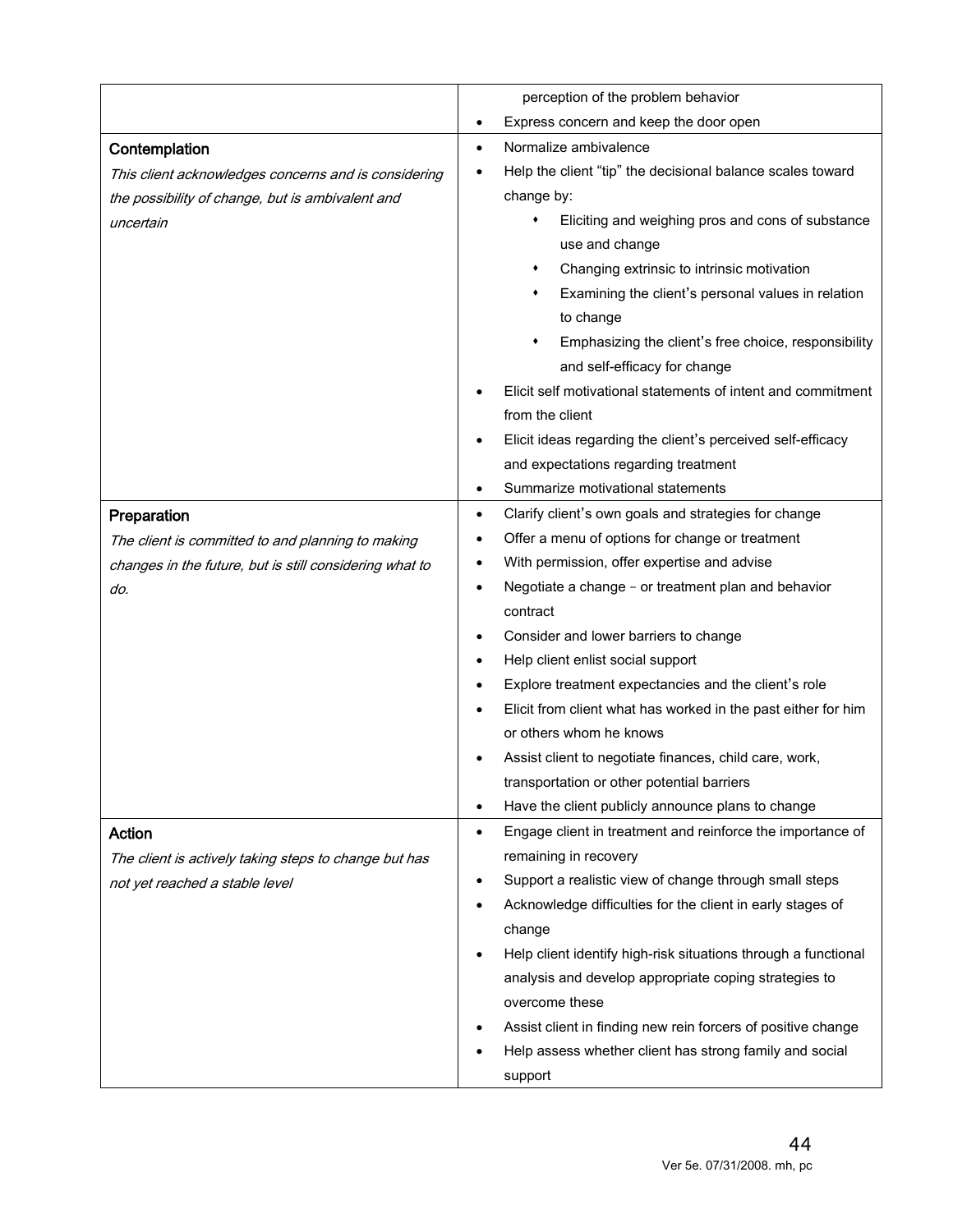| | |
|---|---|
| | perception of the problem behavior<br>• Express concern and keep the door open |
| **Contemplation**<br>*This client acknowledges concerns and is considering the possibility of change, but is ambivalent and uncertain* | • Normalize ambivalence<br>• Help the client "tip" the decisional balance scales toward change by:<br>&nbsp;&nbsp;&nbsp;&nbsp;◆ Eliciting and weighing pros and cons of substance use and change<br>&nbsp;&nbsp;&nbsp;&nbsp;◆ Changing extrinsic to intrinsic motivation<br>&nbsp;&nbsp;&nbsp;&nbsp;◆ Examining the client's personal values in relation to change<br>&nbsp;&nbsp;&nbsp;&nbsp;◆ Emphasizing the client's free choice, responsibility and self-efficacy for change<br>• Elicit self motivational statements of intent and commitment from the client<br>• Elicit ideas regarding the client's perceived self-efficacy and expectations regarding treatment<br>• Summarize motivational statements |
| **Preparation**<br>*The client is committed to and planning to making changes in the future, but is still considering what to do.* | • Clarify client's own goals and strategies for change<br>• Offer a menu of options for change or treatment<br>• With permission, offer expertise and advise<br>• Negotiate a change – or treatment plan and behavior contract<br>• Consider and lower barriers to change<br>• Help client enlist social support<br>• Explore treatment expectancies and the client's role<br>• Elicit from client what has worked in the past either for him or others whom he knows<br>• Assist client to negotiate finances, child care, work, transportation or other potential barriers<br>• Have the client publicly announce plans to change |
| **Action**<br>*The client is actively taking steps to change but has not yet reached a stable level* | • Engage client in treatment and reinforce the importance of remaining in recovery<br>• Support a realistic view of change through small steps<br>• Acknowledge difficulties for the client in early stages of change<br>• Help client identify high-risk situations through a functional analysis and develop appropriate coping strategies to overcome these<br>• Assist client in finding new rein forcers of positive change<br>• Help assess whether client has strong family and social support |

Ver 5e. 07/31/2008. mh, pc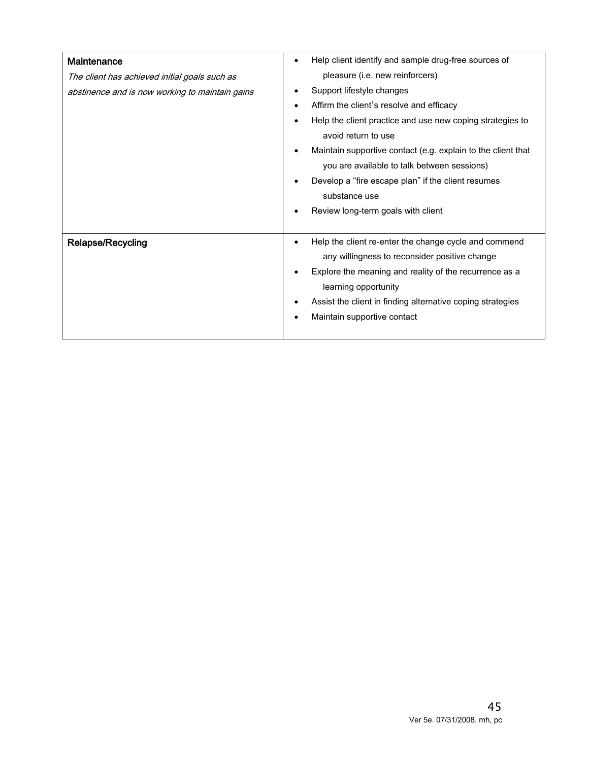| | |
|---|---|
| **Maintenance**<br>*The client has achieved initial goals such as abstinence and is now working to maintain gains* | • Help client identify and sample drug-free sources of pleasure (i.e. new reinforcers)<br>• Support lifestyle changes<br>• Affirm the client's resolve and efficacy<br>• Help the client practice and use new coping strategies to avoid return to use<br>• Maintain supportive contact (e.g. explain to the client that you are available to talk between sessions)<br>• Develop a "fire escape plan" if the client resumes substance use<br>• Review long-term goals with client |
| **Relapse/Recycling** | • Help the client re-enter the change cycle and commend any willingness to reconsider positive change<br>• Explore the meaning and reality of the recurrence as a learning opportunity<br>• Assist the client in finding alternative coping strategies<br>• Maintain supportive contact |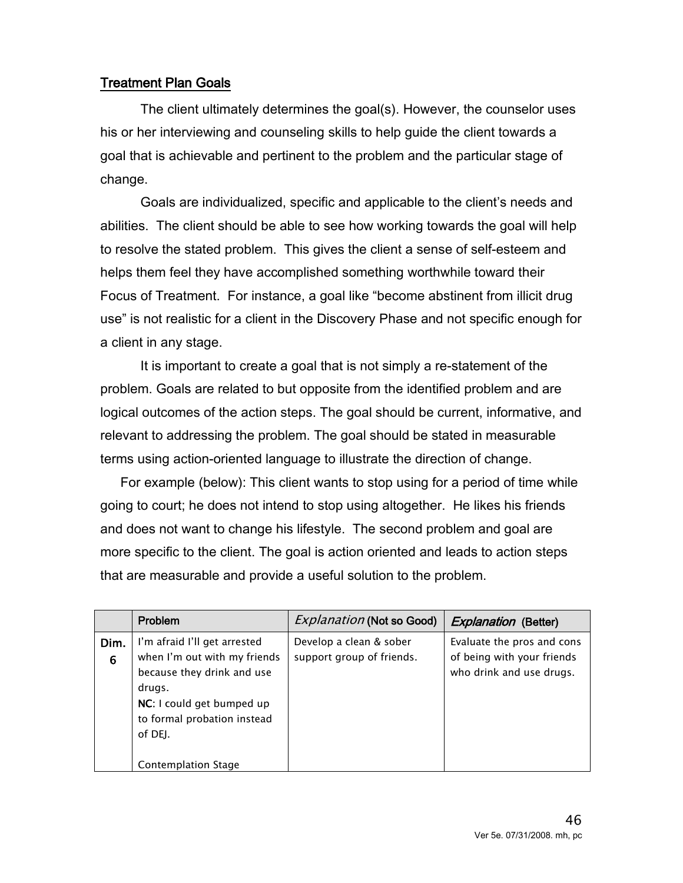## Treatment Plan Goals

The client ultimately determines the goal(s). However, the counselor uses his or her interviewing and counseling skills to help guide the client towards a goal that is achievable and pertinent to the problem and the particular stage of change.

Goals are individualized, specific and applicable to the client's needs and abilities. The client should be able to see how working towards the goal will help to resolve the stated problem. This gives the client a sense of self-esteem and helps them feel they have accomplished something worthwhile toward their Focus of Treatment. For instance, a goal like "become abstinent from illicit drug use" is not realistic for a client in the Discovery Phase and not specific enough for a client in any stage.

It is important to create a goal that is not simply a re-statement of the problem. Goals are related to but opposite from the identified problem and are logical outcomes of the action steps. The goal should be current, informative, and relevant to addressing the problem. The goal should be stated in measurable terms using action-oriented language to illustrate the direction of change.

For example (below): This client wants to stop using for a period of time while going to court; he does not intend to stop using altogether. He likes his friends and does not want to change his lifestyle. The second problem and goal are more specific to the client. The goal is action oriented and leads to action steps that are measurable and provide a useful solution to the problem.

| | Problem | *Explanation* (Not so Good) | ***Explanation*** (Better) |
|---|---|---|---|
| **Dim. 6** | I'm afraid I'll get arrested when I'm out with my friends because they drink and use drugs.<br>**NC**: I could get bumped up to formal probation instead of DEJ.<br><br>Contemplation Stage | Develop a clean & sober support group of friends. | Evaluate the pros and cons of being with your friends who drink and use drugs. |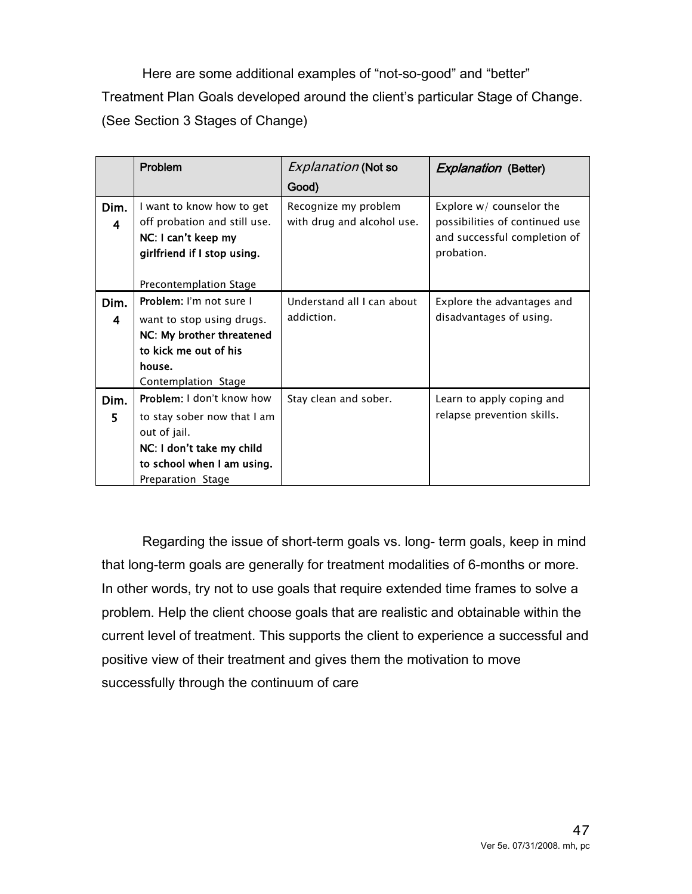Here are some additional examples of “not-so-good” and “better” Treatment Plan Goals developed around the client’s particular Stage of Change. (See Section 3 Stages of Change)

| | Problem | *Explanation* (Not so Good) | ***Explanation*** **(Better)** |
|---|---|---|---|
| **Dim. 4** | I want to know how to get off probation and still use. **NC: I can’t keep my girlfriend if I stop using.**<br><br>Precontemplation Stage | Recognize my problem with drug and alcohol use. | Explore w/ counselor the possibilities of continued use and successful completion of probation. |
| **Dim. 4** | **Problem:** I’m not sure I want to stop using drugs. **NC: My brother threatened to kick me out of his house.**<br>Contemplation Stage | Understand all I can about addiction. | Explore the advantages and disadvantages of using. |
| **Dim. 5** | **Problem:** I don’t know how to stay sober now that I am out of jail. **NC: I don’t take my child to school when I am using.**<br>Preparation Stage | Stay clean and sober. | Learn to apply coping and relapse prevention skills. |

Regarding the issue of short-term goals vs. long- term goals, keep in mind that long-term goals are generally for treatment modalities of 6-months or more. In other words, try not to use goals that require extended time frames to solve a problem. Help the client choose goals that are realistic and obtainable within the current level of treatment. This supports the client to experience a successful and positive view of their treatment and gives them the motivation to move successfully through the continuum of care

Ver 5e. 07/31/2008. mh, pc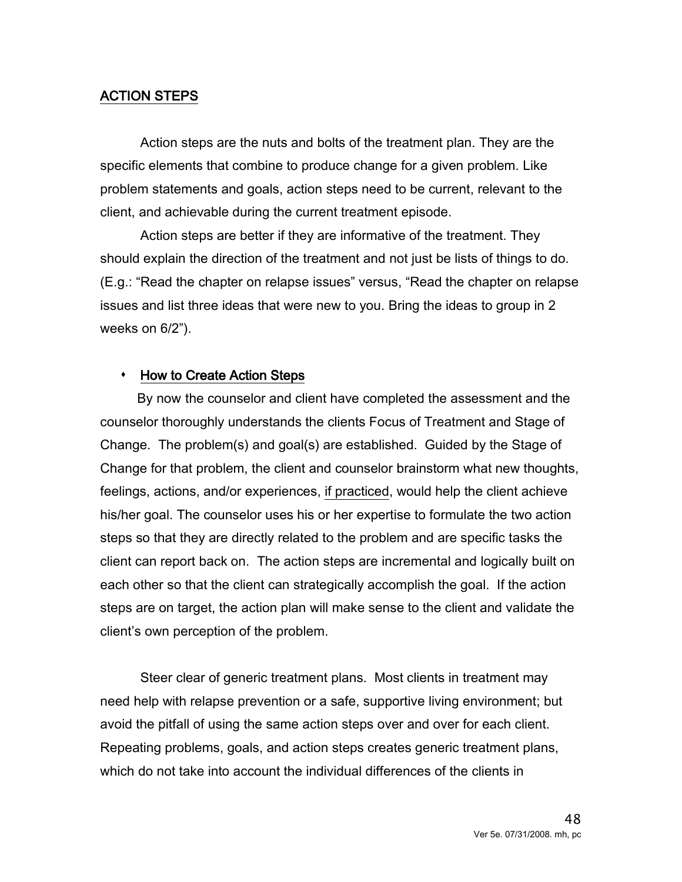## ACTION STEPS

Action steps are the nuts and bolts of the treatment plan. They are the specific elements that combine to produce change for a given problem. Like problem statements and goals, action steps need to be current, relevant to the client, and achievable during the current treatment episode.

Action steps are better if they are informative of the treatment. They should explain the direction of the treatment and not just be lists of things to do. (E.g.: "Read the chapter on relapse issues" versus, "Read the chapter on relapse issues and list three ideas that were new to you. Bring the ideas to group in 2 weeks on 6/2").

- **How to Create Action Steps**

By now the counselor and client have completed the assessment and the counselor thoroughly understands the clients Focus of Treatment and Stage of Change. The problem(s) and goal(s) are established. Guided by the Stage of Change for that problem, the client and counselor brainstorm what new thoughts, feelings, actions, and/or experiences, <u>if practiced</u>, would help the client achieve his/her goal. The counselor uses his or her expertise to formulate the two action steps so that they are directly related to the problem and are specific tasks the client can report back on. The action steps are incremental and logically built on each other so that the client can strategically accomplish the goal. If the action steps are on target, the action plan will make sense to the client and validate the client's own perception of the problem.

Steer clear of generic treatment plans. Most clients in treatment may need help with relapse prevention or a safe, supportive living environment; but avoid the pitfall of using the same action steps over and over for each client. Repeating problems, goals, and action steps creates generic treatment plans, which do not take into account the individual differences of the clients in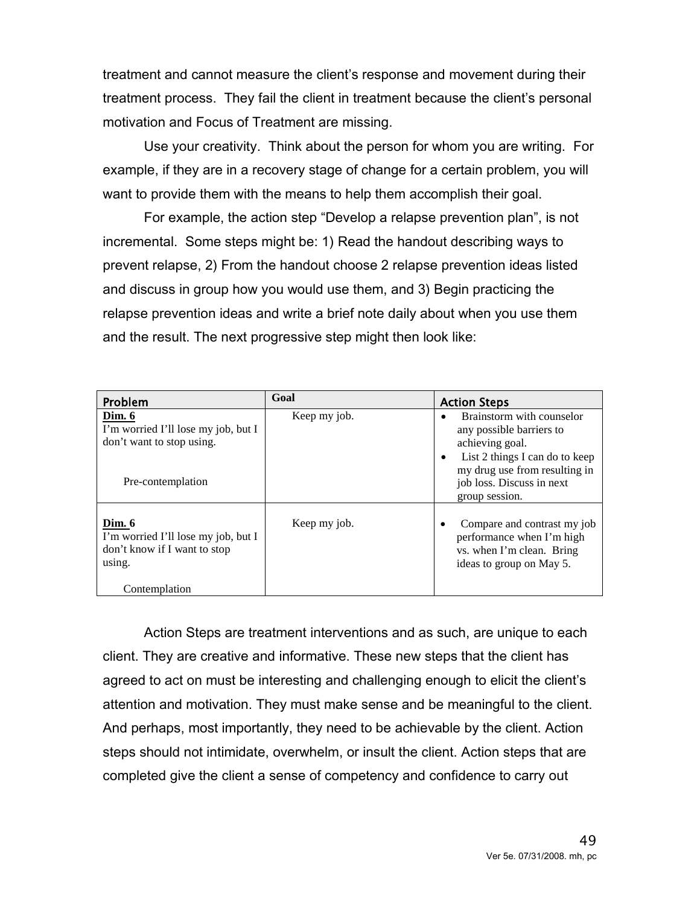treatment and cannot measure the client's response and movement during their treatment process. They fail the client in treatment because the client's personal motivation and Focus of Treatment are missing.

Use your creativity. Think about the person for whom you are writing. For example, if they are in a recovery stage of change for a certain problem, you will want to provide them with the means to help them accomplish their goal.

For example, the action step "Develop a relapse prevention plan", is not incremental. Some steps might be: 1) Read the handout describing ways to prevent relapse, 2) From the handout choose 2 relapse prevention ideas listed and discuss in group how you would use them, and 3) Begin practicing the relapse prevention ideas and write a brief note daily about when you use them and the result. The next progressive step might then look like:

| Problem | Goal | Action Steps |
|---|---|---|
| **Dim. 6**<br>I'm worried I'll lose my job, but I don't want to stop using.<br><br>Pre-contemplation | Keep my job. | • Brainstorm with counselor any possible barriers to achieving goal.<br>• List 2 things I can do to keep my drug use from resulting in job loss. Discuss in next group session. |
| **Dim. 6**<br>I'm worried I'll lose my job, but I don't know if I want to stop using.<br><br>Contemplation | Keep my job. | • Compare and contrast my job performance when I'm high vs. when I'm clean. Bring ideas to group on May 5. |

Action Steps are treatment interventions and as such, are unique to each client. They are creative and informative. These new steps that the client has agreed to act on must be interesting and challenging enough to elicit the client's attention and motivation. They must make sense and be meaningful to the client. And perhaps, most importantly, they need to be achievable by the client. Action steps should not intimidate, overwhelm, or insult the client. Action steps that are completed give the client a sense of competency and confidence to carry out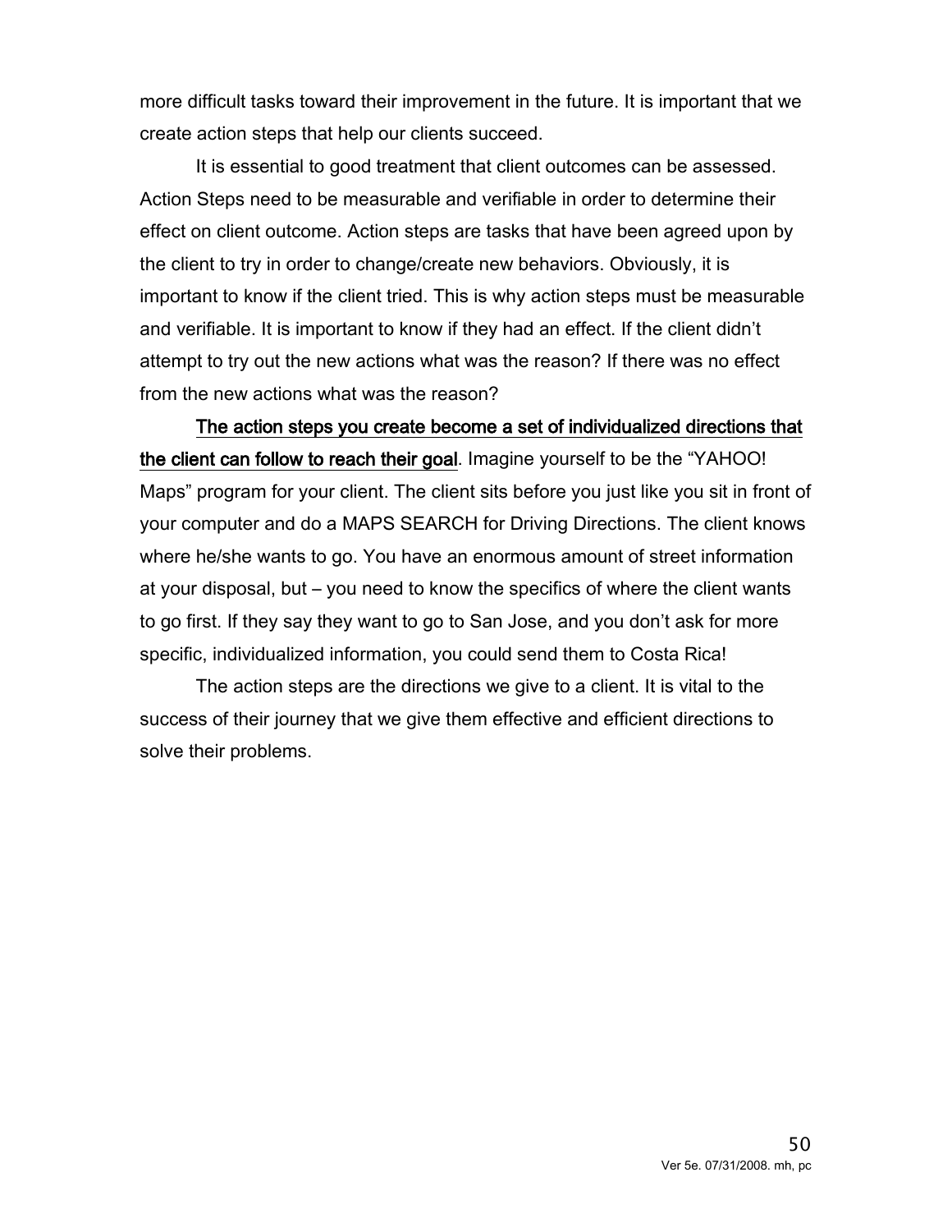more difficult tasks toward their improvement in the future. It is important that we create action steps that help our clients succeed.

It is essential to good treatment that client outcomes can be assessed. Action Steps need to be measurable and verifiable in order to determine their effect on client outcome. Action steps are tasks that have been agreed upon by the client to try in order to change/create new behaviors. Obviously, it is important to know if the client tried. This is why action steps must be measurable and verifiable. It is important to know if they had an effect. If the client didn't attempt to try out the new actions what was the reason? If there was no effect from the new actions what was the reason?

<u>**The action steps you create become a set of individualized directions that the client can follow to reach their goal**</u>. Imagine yourself to be the "YAHOO! Maps" program for your client. The client sits before you just like you sit in front of your computer and do a MAPS SEARCH for Driving Directions. The client knows where he/she wants to go. You have an enormous amount of street information at your disposal, but – you need to know the specifics of where the client wants to go first. If they say they want to go to San Jose, and you don't ask for more specific, individualized information, you could send them to Costa Rica!

The action steps are the directions we give to a client. It is vital to the success of their journey that we give them effective and efficient directions to solve their problems.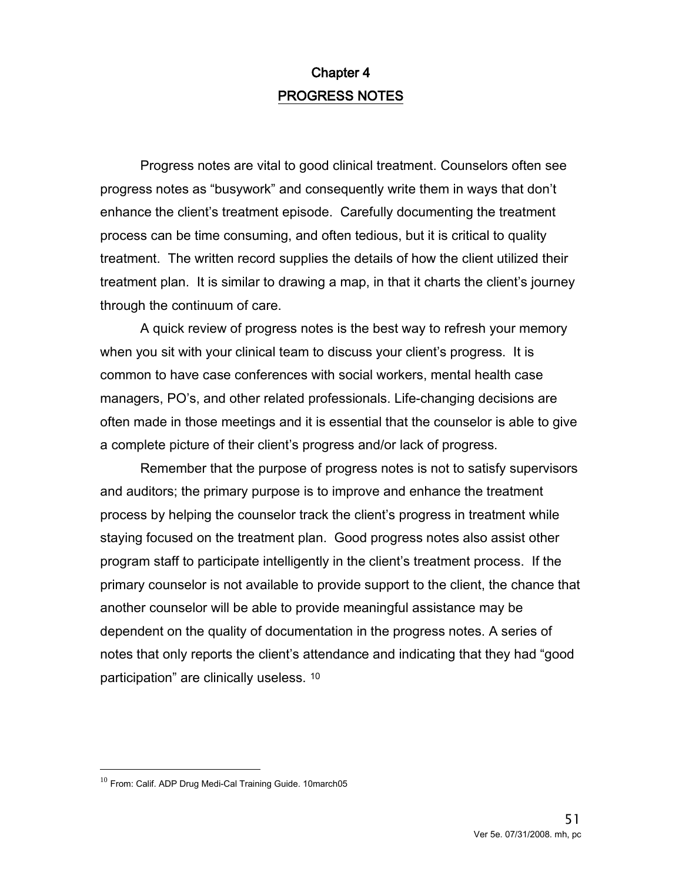# Chapter 4
## PROGRESS NOTES

Progress notes are vital to good clinical treatment. Counselors often see progress notes as "busywork" and consequently write them in ways that don't enhance the client's treatment episode. Carefully documenting the treatment process can be time consuming, and often tedious, but it is critical to quality treatment. The written record supplies the details of how the client utilized their treatment plan. It is similar to drawing a map, in that it charts the client's journey through the continuum of care.

A quick review of progress notes is the best way to refresh your memory when you sit with your clinical team to discuss your client's progress. It is common to have case conferences with social workers, mental health case managers, PO's, and other related professionals. Life-changing decisions are often made in those meetings and it is essential that the counselor is able to give a complete picture of their client's progress and/or lack of progress.

Remember that the purpose of progress notes is not to satisfy supervisors and auditors; the primary purpose is to improve and enhance the treatment process by helping the counselor track the client's progress in treatment while staying focused on the treatment plan. Good progress notes also assist other program staff to participate intelligently in the client's treatment process. If the primary counselor is not available to provide support to the client, the chance that another counselor will be able to provide meaningful assistance may be dependent on the quality of documentation in the progress notes. A series of notes that only reports the client's attendance and indicating that they had "good participation" are clinically useless. [10]

---

[10] From: Calif. ADP Drug Medi-Cal Training Guide. 10march05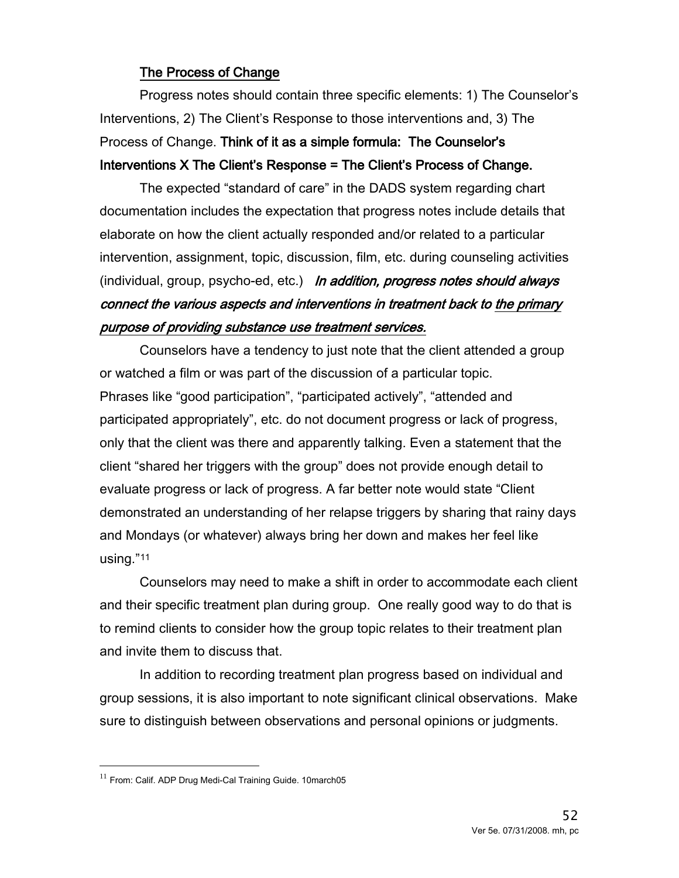## The Process of Change

Progress notes should contain three specific elements: 1) The Counselor's Interventions, 2) The Client's Response to those interventions and, 3) The Process of Change. **Think of it as a simple formula: The Counselor's Interventions X The Client's Response = The Client's Process of Change.**

The expected "standard of care" in the DADS system regarding chart documentation includes the expectation that progress notes include details that elaborate on how the client actually responded and/or related to a particular intervention, assignment, topic, discussion, film, etc. during counseling activities (individual, group, psycho-ed, etc.) ***In addition, progress notes should always connect the various aspects and interventions in treatment back to <u>the primary purpose of providing substance use treatment services.</u>***

Counselors have a tendency to just note that the client attended a group or watched a film or was part of the discussion of a particular topic. Phrases like "good participation", "participated actively", "attended and participated appropriately", etc. do not document progress or lack of progress, only that the client was there and apparently talking. Even a statement that the client "shared her triggers with the group" does not provide enough detail to evaluate progress or lack of progress. A far better note would state "Client demonstrated an understanding of her relapse triggers by sharing that rainy days and Mondays (or whatever) always bring her down and makes her feel like using."[11]

Counselors may need to make a shift in order to accommodate each client and their specific treatment plan during group. One really good way to do that is to remind clients to consider how the group topic relates to their treatment plan and invite them to discuss that.

In addition to recording treatment plan progress based on individual and group sessions, it is also important to note significant clinical observations. Make sure to distinguish between observations and personal opinions or judgments.

---

[11] From: Calif. ADP Drug Medi-Cal Training Guide. 10march05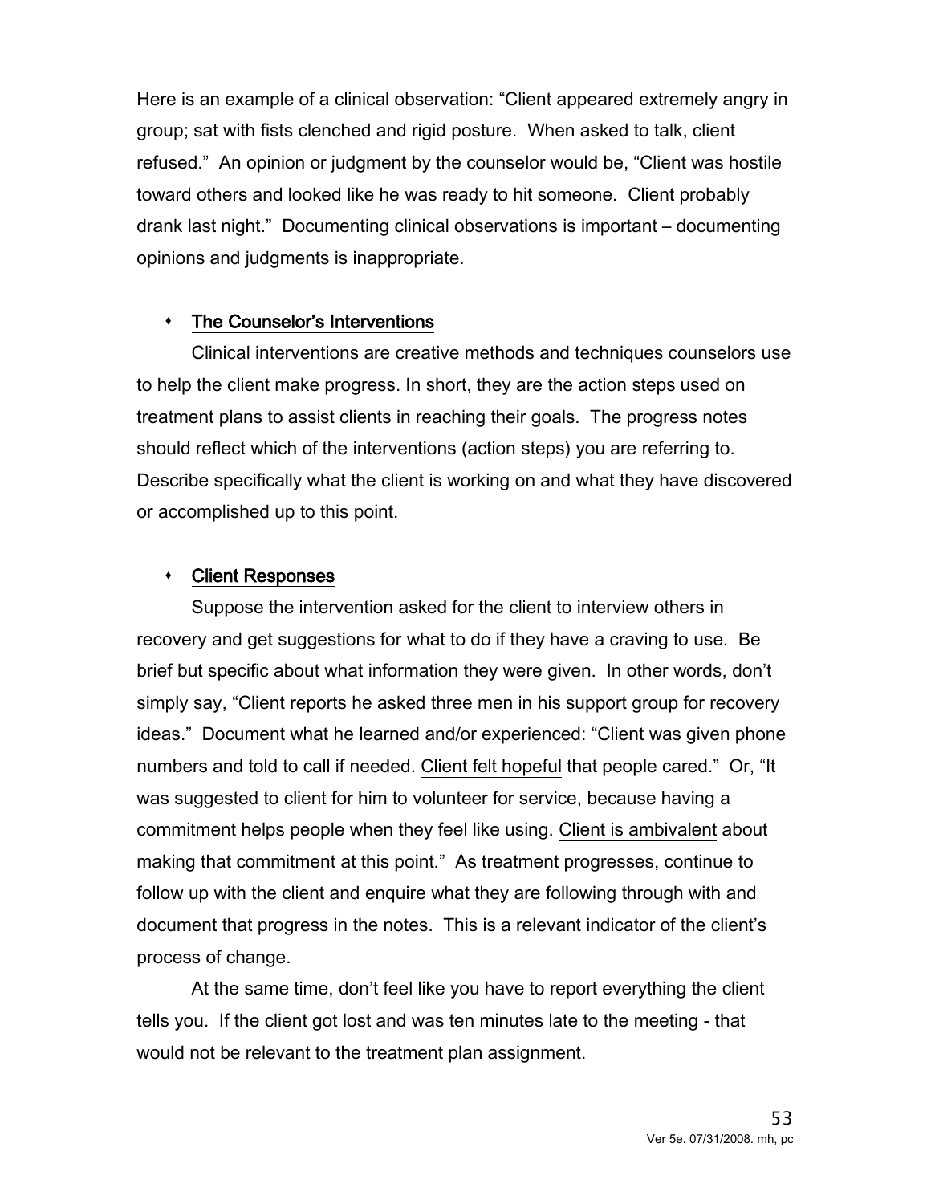Here is an example of a clinical observation: "Client appeared extremely angry in group; sat with fists clenched and rigid posture. When asked to talk, client refused." An opinion or judgment by the counselor would be, "Client was hostile toward others and looked like he was ready to hit someone. Client probably drank last night." Documenting clinical observations is important – documenting opinions and judgments is inappropriate.

- <u>The Counselor's Interventions</u>

  Clinical interventions are creative methods and techniques counselors use to help the client make progress. In short, they are the action steps used on treatment plans to assist clients in reaching their goals. The progress notes should reflect which of the interventions (action steps) you are referring to. Describe specifically what the client is working on and what they have discovered or accomplished up to this point.

- <u>Client Responses</u>

  Suppose the intervention asked for the client to interview others in recovery and get suggestions for what to do if they have a craving to use. Be brief but specific about what information they were given. In other words, don't simply say, "Client reports he asked three men in his support group for recovery ideas." Document what he learned and/or experienced: "Client was given phone numbers and told to call if needed. <u>Client felt hopeful</u> that people cared." Or, "It was suggested to client for him to volunteer for service, because having a commitment helps people when they feel like using. <u>Client is ambivalent</u> about making that commitment at this point." As treatment progresses, continue to follow up with the client and enquire what they are following through with and document that progress in the notes. This is a relevant indicator of the client's process of change.

  At the same time, don't feel like you have to report everything the client tells you. If the client got lost and was ten minutes late to the meeting - that would not be relevant to the treatment plan assignment.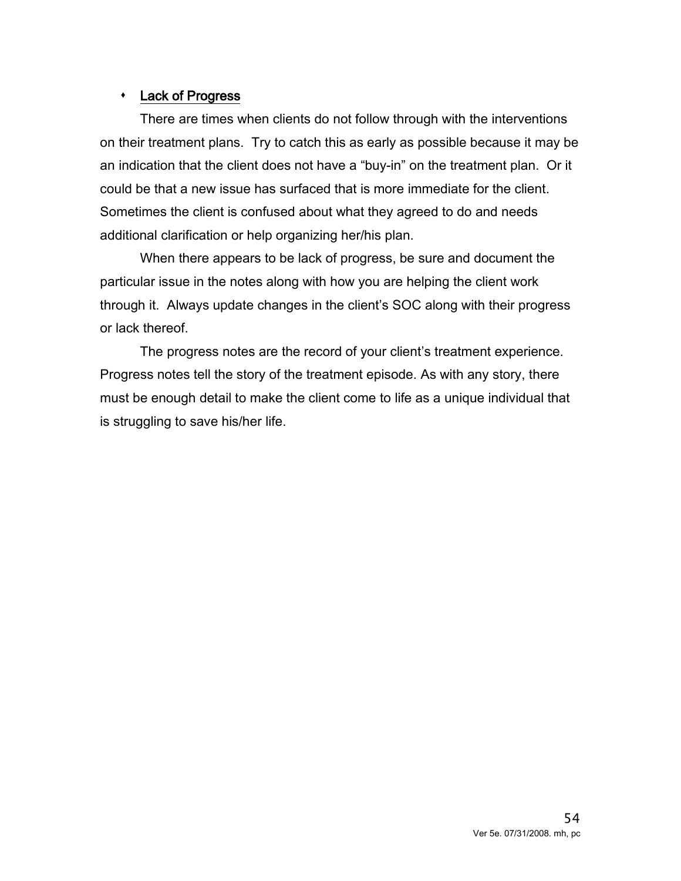- <u>Lack of Progress</u>

There are times when clients do not follow through with the interventions on their treatment plans. Try to catch this as early as possible because it may be an indication that the client does not have a "buy-in" on the treatment plan. Or it could be that a new issue has surfaced that is more immediate for the client. Sometimes the client is confused about what they agreed to do and needs additional clarification or help organizing her/his plan.

When there appears to be lack of progress, be sure and document the particular issue in the notes along with how you are helping the client work through it. Always update changes in the client's SOC along with their progress or lack thereof.

The progress notes are the record of your client's treatment experience. Progress notes tell the story of the treatment episode. As with any story, there must be enough detail to make the client come to life as a unique individual that is struggling to save his/her life.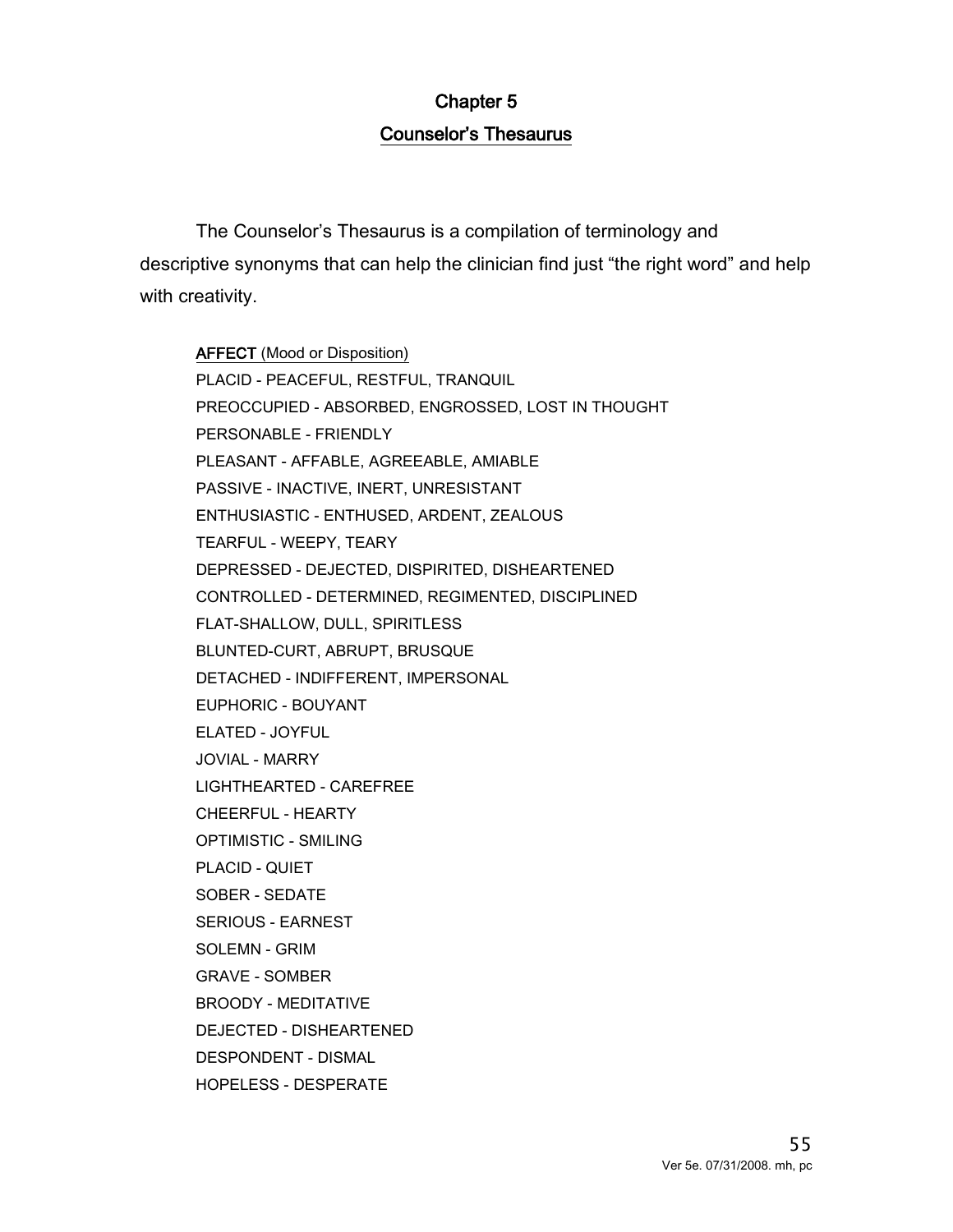# Chapter 5

## Counselor's Thesaurus

The Counselor's Thesaurus is a compilation of terminology and descriptive synonyms that can help the clinician find just "the right word" and help with creativity.

**AFFECT** (Mood or Disposition)

PLACID - PEACEFUL, RESTFUL, TRANQUIL
PREOCCUPIED - ABSORBED, ENGROSSED, LOST IN THOUGHT
PERSONABLE - FRIENDLY
PLEASANT - AFFABLE, AGREEABLE, AMIABLE
PASSIVE - INACTIVE, INERT, UNRESISTANT
ENTHUSIASTIC - ENTHUSED, ARDENT, ZEALOUS
TEARFUL - WEEPY, TEARY
DEPRESSED - DEJECTED, DISPIRITED, DISHEARTENED
CONTROLLED - DETERMINED, REGIMENTED, DISCIPLINED
FLAT-SHALLOW, DULL, SPIRITLESS
BLUNTED-CURT, ABRUPT, BRUSQUE
DETACHED - INDIFFERENT, IMPERSONAL
EUPHORIC - BOUYANT
ELATED - JOYFUL
JOVIAL - MARRY
LIGHTHEARTED - CAREFREE
CHEERFUL - HEARTY
OPTIMISTIC - SMILING
PLACID - QUIET
SOBER - SEDATE
SERIOUS - EARNEST
SOLEMN - GRIM
GRAVE - SOMBER
BROODY - MEDITATIVE
DEJECTED - DISHEARTENED
DESPONDENT - DISMAL
HOPELESS - DESPERATE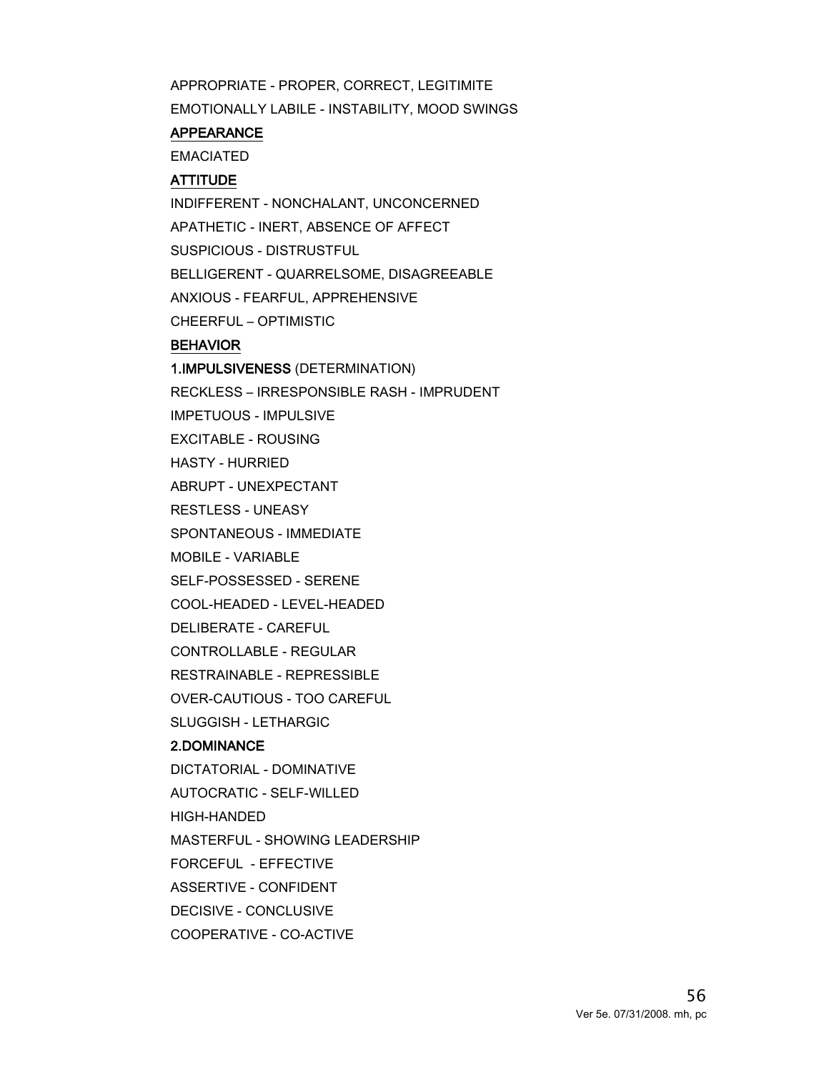APPROPRIATE - PROPER, CORRECT, LEGITIMITE

EMOTIONALLY LABILE - INSTABILITY, MOOD SWINGS

## APPEARANCE

EMACIATED

## ATTITUDE

INDIFFERENT - NONCHALANT, UNCONCERNED

APATHETIC - INERT, ABSENCE OF AFFECT

SUSPICIOUS - DISTRUSTFUL

BELLIGERENT - QUARRELSOME, DISAGREEABLE

ANXIOUS - FEARFUL, APPREHENSIVE

CHEERFUL – OPTIMISTIC

## BEHAVIOR

### 1.IMPULSIVENESS (DETERMINATION)

RECKLESS – IRRESPONSIBLE RASH - IMPRUDENT

IMPETUOUS - IMPULSIVE

EXCITABLE - ROUSING

HASTY - HURRIED

ABRUPT - UNEXPECTANT

RESTLESS - UNEASY

SPONTANEOUS - IMMEDIATE

MOBILE - VARIABLE

SELF-POSSESSED - SERENE

COOL-HEADED - LEVEL-HEADED

DELIBERATE - CAREFUL

CONTROLLABLE - REGULAR

RESTRAINABLE - REPRESSIBLE

OVER-CAUTIOUS - TOO CAREFUL

SLUGGISH - LETHARGIC

### 2.DOMINANCE

DICTATORIAL - DOMINATIVE

AUTOCRATIC - SELF-WILLED

HIGH-HANDED

MASTERFUL - SHOWING LEADERSHIP

FORCEFUL - EFFECTIVE

ASSERTIVE - CONFIDENT

DECISIVE - CONCLUSIVE

COOPERATIVE - CO-ACTIVE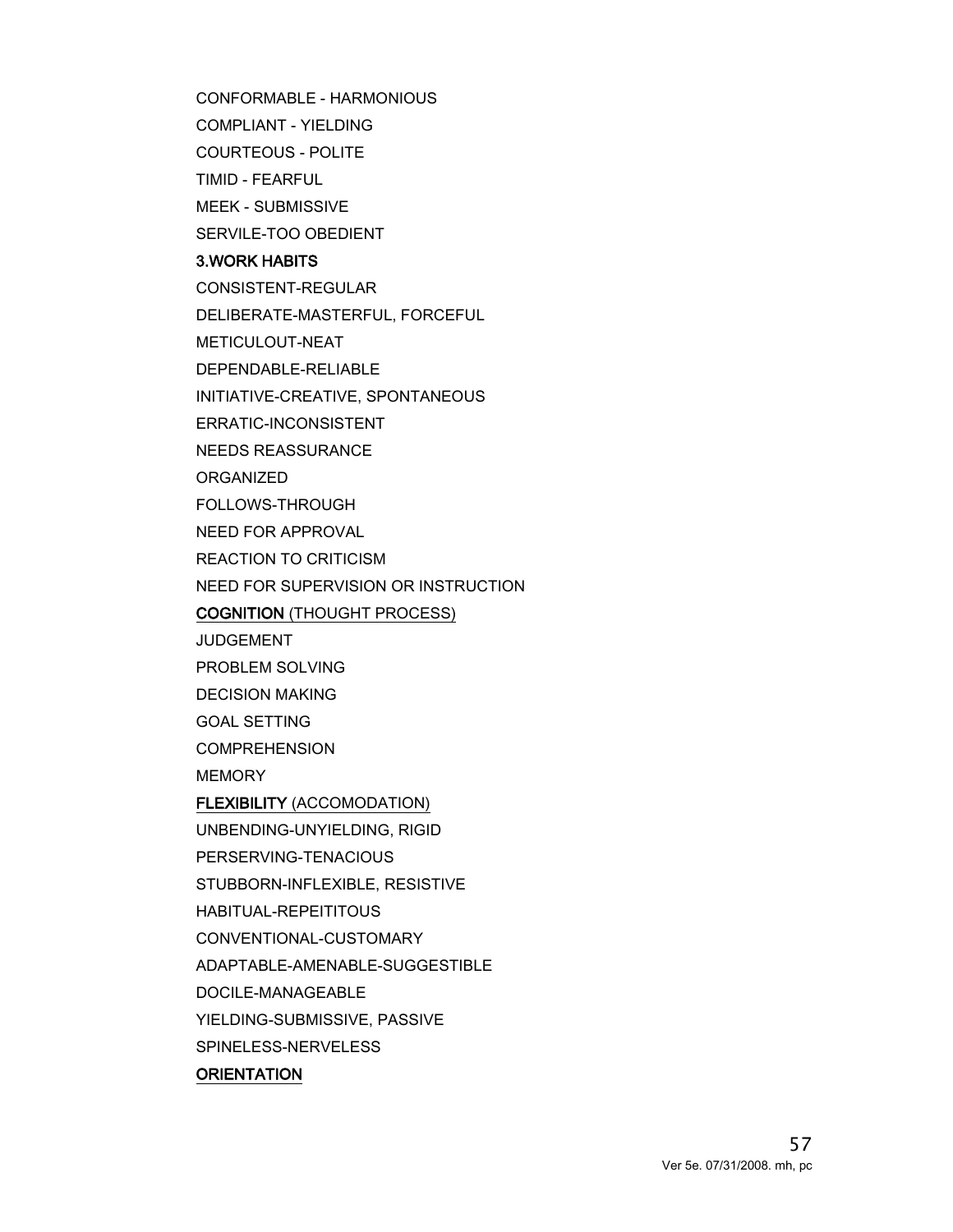CONFORMABLE - HARMONIOUS

COMPLIANT - YIELDING

COURTEOUS - POLITE

TIMID - FEARFUL

MEEK - SUBMISSIVE

SERVILE-TOO OBEDIENT

**3.WORK HABITS**

CONSISTENT-REGULAR

DELIBERATE-MASTERFUL, FORCEFUL

METICULOUT-NEAT

DEPENDABLE-RELIABLE

INITIATIVE-CREATIVE, SPONTANEOUS

ERRATIC-INCONSISTENT

NEEDS REASSURANCE

ORGANIZED

FOLLOWS-THROUGH

NEED FOR APPROVAL

REACTION TO CRITICISM

NEED FOR SUPERVISION OR INSTRUCTION

**COGNITION** (THOUGHT PROCESS)

JUDGEMENT

PROBLEM SOLVING

DECISION MAKING

GOAL SETTING

COMPREHENSION

MEMORY

**FLEXIBILITY** (ACCOMODATION)

UNBENDING-UNYIELDING, RIGID

PERSERVING-TENACIOUS

STUBBORN-INFLEXIBLE, RESISTIVE

HABITUAL-REPEITITOUS

CONVENTIONAL-CUSTOMARY

ADAPTABLE-AMENABLE-SUGGESTIBLE

DOCILE-MANAGEABLE

YIELDING-SUBMISSIVE, PASSIVE

SPINELESS-NERVELESS

**ORIENTATION**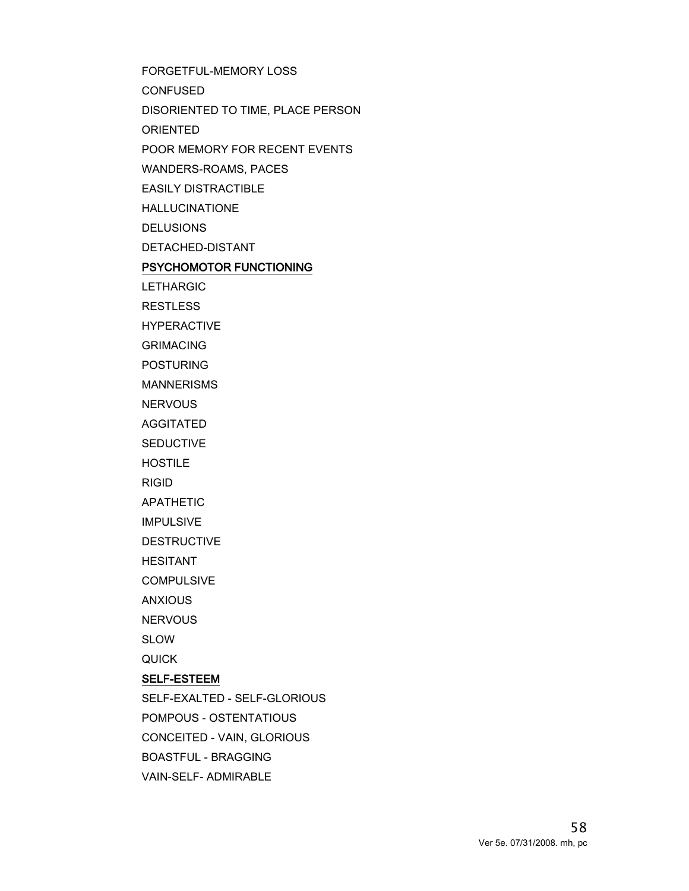FORGETFUL-MEMORY LOSS

CONFUSED

DISORIENTED TO TIME, PLACE PERSON

ORIENTED

POOR MEMORY FOR RECENT EVENTS

WANDERS-ROAMS, PACES

EASILY DISTRACTIBLE

HALLUCINATIONE

DELUSIONS

DETACHED-DISTANT

<u>PSYCHOMOTOR FUNCTIONING</u>

LETHARGIC

RESTLESS

HYPERACTIVE

GRIMACING

POSTURING

MANNERISMS

NERVOUS

AGGITATED

SEDUCTIVE

HOSTILE

RIGID

APATHETIC

IMPULSIVE

DESTRUCTIVE

HESITANT

COMPULSIVE

ANXIOUS

NERVOUS

SLOW

QUICK

<u>SELF-ESTEEM</u>

SELF-EXALTED - SELF-GLORIOUS

POMPOUS - OSTENTATIOUS

CONCEITED - VAIN, GLORIOUS

BOASTFUL - BRAGGING

VAIN-SELF- ADMIRABLE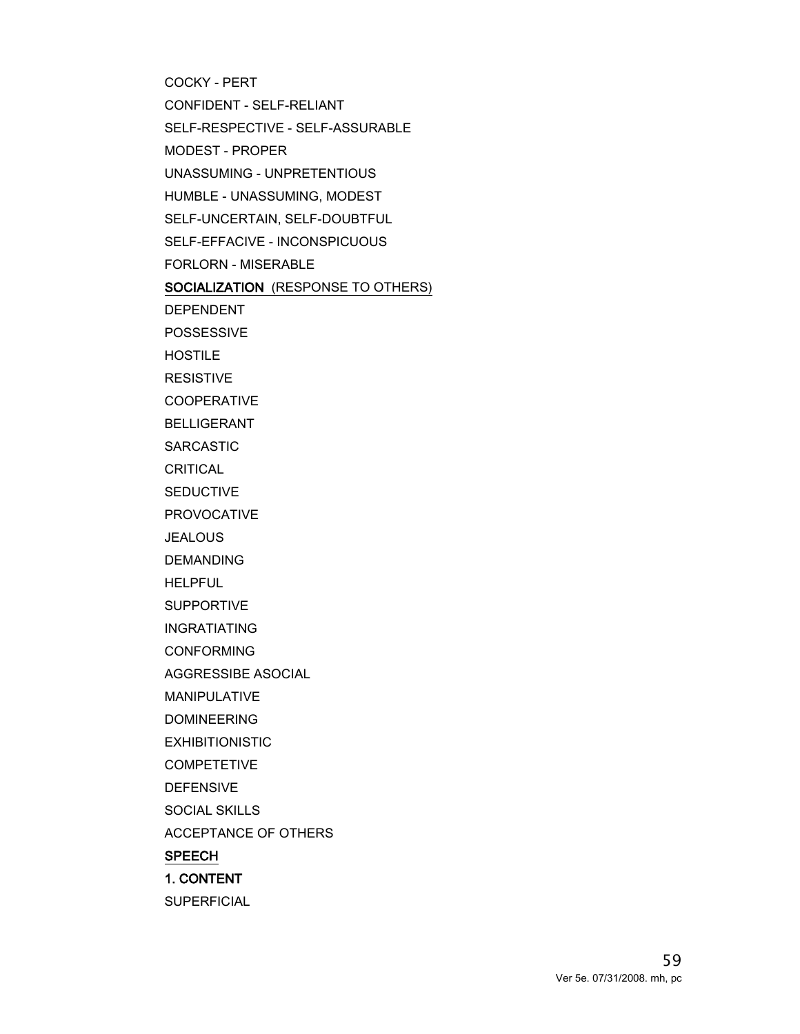COCKY - PERT

CONFIDENT - SELF-RELIANT

SELF-RESPECTIVE - SELF-ASSURABLE

MODEST - PROPER

UNASSUMING - UNPRETENTIOUS

HUMBLE - UNASSUMING, MODEST

SELF-UNCERTAIN, SELF-DOUBTFUL

SELF-EFFACIVE - INCONSPICUOUS

FORLORN - MISERABLE

<u>**SOCIALIZATION** (RESPONSE TO OTHERS)</u>

DEPENDENT

POSSESSIVE

HOSTILE

RESISTIVE

COOPERATIVE

BELLIGERANT

SARCASTIC

CRITICAL

SEDUCTIVE

PROVOCATIVE

JEALOUS

DEMANDING

HELPFUL

SUPPORTIVE

INGRATIATING

CONFORMING

AGGRESSIBE ASOCIAL

MANIPULATIVE

DOMINEERING

EXHIBITIONISTIC

COMPETETIVE

DEFENSIVE

SOCIAL SKILLS

ACCEPTANCE OF OTHERS

<u>**SPEECH**</u>

**1. CONTENT**

SUPERFICIAL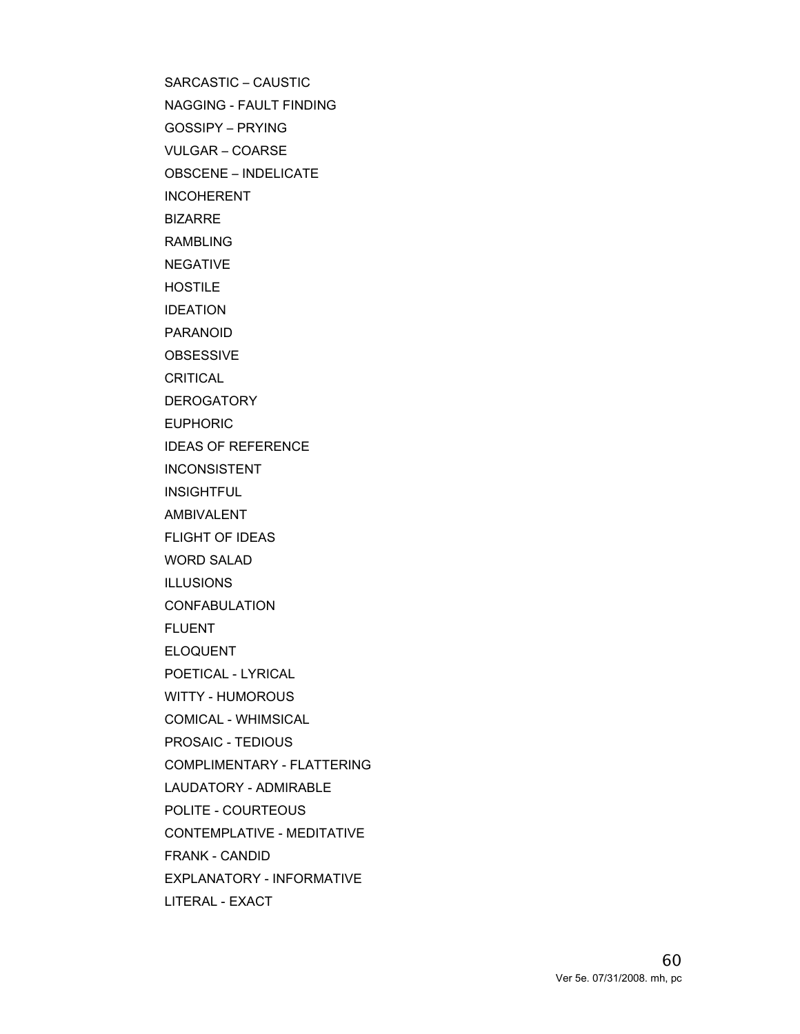SARCASTIC – CAUSTIC

NAGGING - FAULT FINDING

GOSSIPY – PRYING

VULGAR – COARSE

OBSCENE – INDELICATE

INCOHERENT

BIZARRE

RAMBLING

NEGATIVE

HOSTILE

IDEATION

PARANOID

OBSESSIVE

CRITICAL

DEROGATORY

EUPHORIC

IDEAS OF REFERENCE

INCONSISTENT

INSIGHTFUL

AMBIVALENT

FLIGHT OF IDEAS

WORD SALAD

ILLUSIONS

CONFABULATION

FLUENT

ELOQUENT

POETICAL - LYRICAL

WITTY - HUMOROUS

COMICAL - WHIMSICAL

PROSAIC - TEDIOUS

COMPLIMENTARY - FLATTERING

LAUDATORY - ADMIRABLE

POLITE - COURTEOUS

CONTEMPLATIVE - MEDITATIVE

FRANK - CANDID

EXPLANATORY - INFORMATIVE

LITERAL - EXACT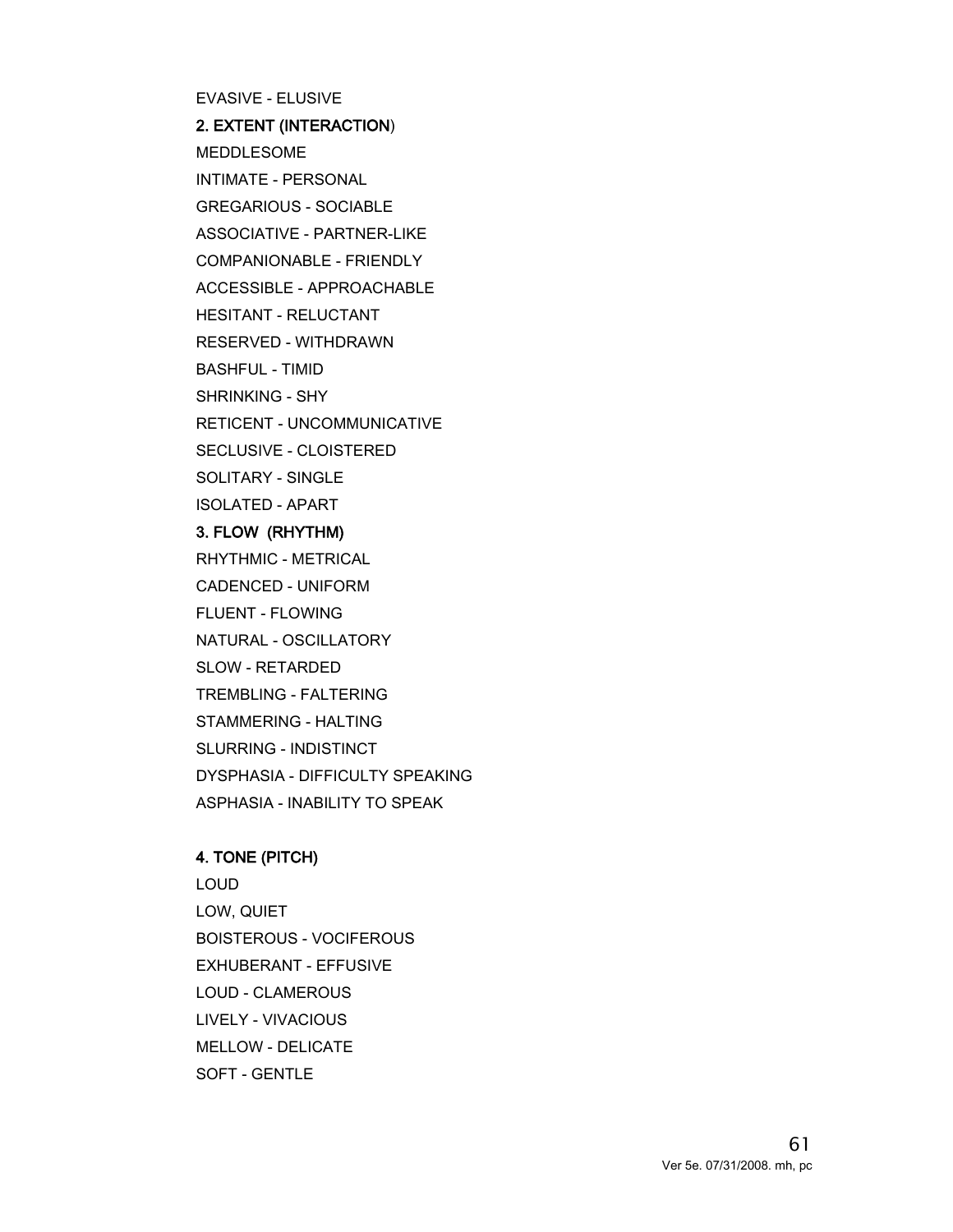EVASIVE - ELUSIVE

**2. EXTENT (INTERACTION)**

MEDDLESOME

INTIMATE - PERSONAL

GREGARIOUS - SOCIABLE

ASSOCIATIVE - PARTNER-LIKE

COMPANIONABLE - FRIENDLY

ACCESSIBLE - APPROACHABLE

HESITANT - RELUCTANT

RESERVED - WITHDRAWN

BASHFUL - TIMID

SHRINKING - SHY

RETICENT - UNCOMMUNICATIVE

SECLUSIVE - CLOISTERED

SOLITARY - SINGLE

ISOLATED - APART

**3. FLOW (RHYTHM)**

RHYTHMIC - METRICAL

CADENCED - UNIFORM

FLUENT - FLOWING

NATURAL - OSCILLATORY

SLOW - RETARDED

TREMBLING - FALTERING

STAMMERING - HALTING

SLURRING - INDISTINCT

DYSPHASIA - DIFFICULTY SPEAKING

ASPHASIA - INABILITY TO SPEAK

**4. TONE (PITCH)**

LOUD

LOW, QUIET

BOISTEROUS - VOCIFEROUS

EXHUBERANT - EFFUSIVE

LOUD - CLAMEROUS

LIVELY - VIVACIOUS

MELLOW - DELICATE

SOFT - GENTLE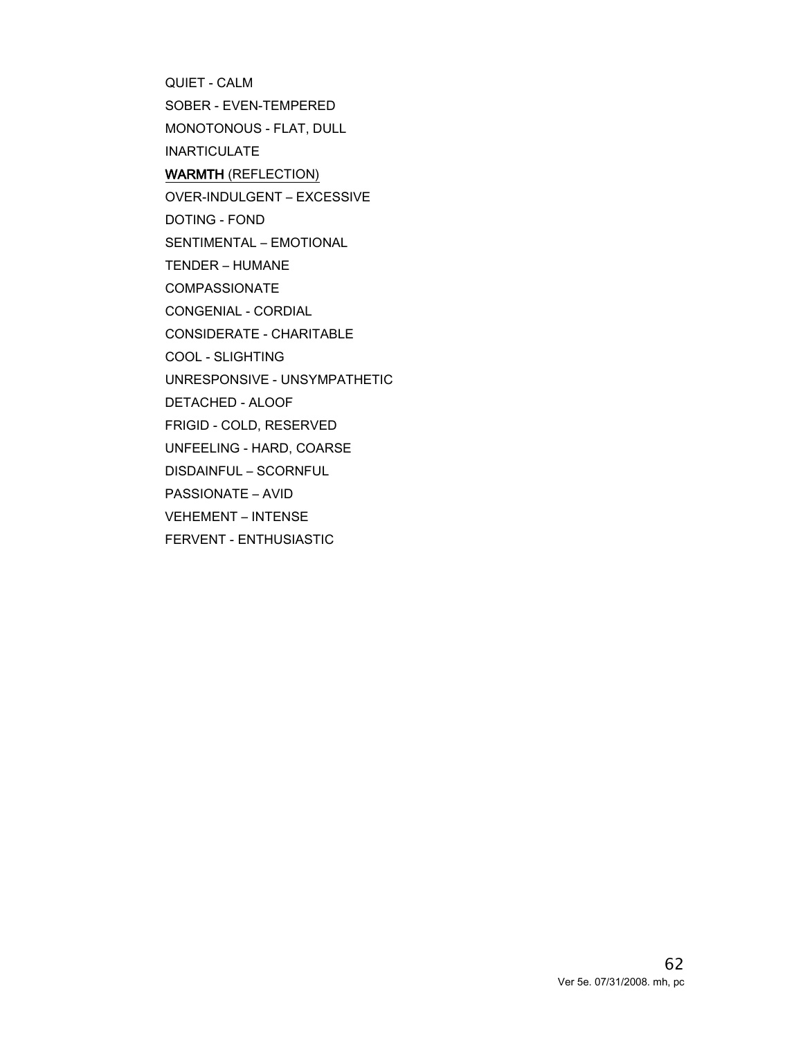QUIET - CALM

SOBER - EVEN-TEMPERED

MONOTONOUS - FLAT, DULL

INARTICULATE

<u>WARMTH</u> (REFLECTION)

OVER-INDULGENT – EXCESSIVE

DOTING - FOND

SENTIMENTAL – EMOTIONAL

TENDER – HUMANE

COMPASSIONATE

CONGENIAL - CORDIAL

CONSIDERATE - CHARITABLE

COOL - SLIGHTING

UNRESPONSIVE - UNSYMPATHETIC

DETACHED - ALOOF

FRIGID - COLD, RESERVED

UNFEELING - HARD, COARSE

DISDAINFUL – SCORNFUL

PASSIONATE – AVID

VEHEMENT – INTENSE

FERVENT - ENTHUSIASTIC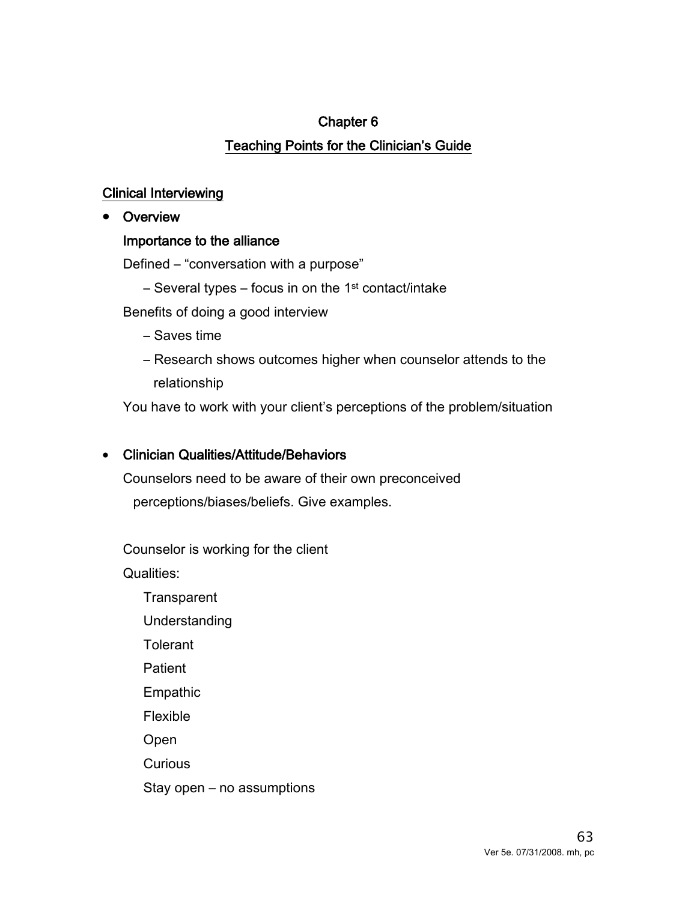## Chapter 6

## Teaching Points for the Clinician's Guide

### Clinical Interviewing

- **Overview**

  **Importance to the alliance**

  Defined – "conversation with a purpose"

  – Several types – focus in on the 1st contact/intake

  Benefits of doing a good interview

  – Saves time

  – Research shows outcomes higher when counselor attends to the relationship

  You have to work with your client's perceptions of the problem/situation

- **Clinician Qualities/Attitude/Behaviors**

  Counselors need to be aware of their own preconceived perceptions/biases/beliefs. Give examples.

  Counselor is working for the client

  Qualities:

  Transparent

  Understanding

  Tolerant

  Patient

  Empathic

  Flexible

  Open

  Curious

  Stay open – no assumptions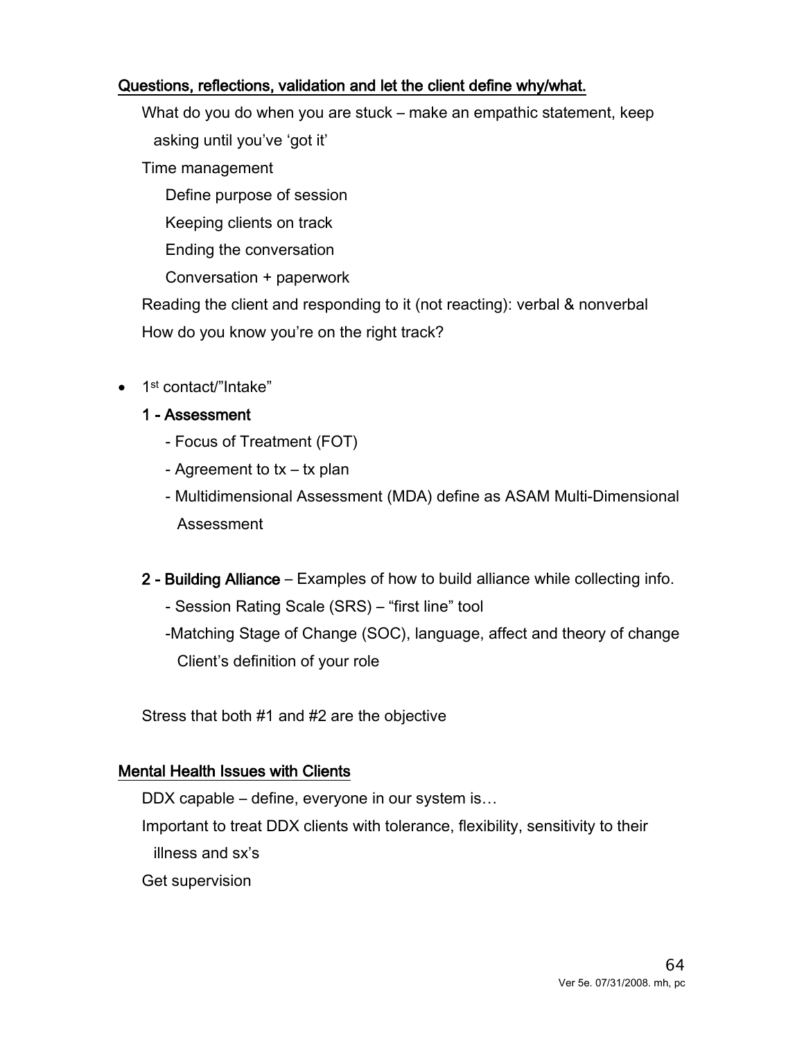<u>Questions, reflections, validation and let the client define why/what.</u>

What do you do when you are stuck – make an empathic statement, keep asking until you've 'got it'

Time management

- Define purpose of session
- Keeping clients on track
- Ending the conversation
- Conversation + paperwork

Reading the client and responding to it (not reacting): verbal & nonverbal

How do you know you're on the right track?

- 1st contact/"Intake"

  **1 - Assessment**

  - Focus of Treatment (FOT)
  - Agreement to tx – tx plan
  - Multidimensional Assessment (MDA) define as ASAM Multi-Dimensional Assessment

  **2 - Building Alliance** – Examples of how to build alliance while collecting info.

  - Session Rating Scale (SRS) – "first line" tool
  - Matching Stage of Change (SOC), language, affect and theory of change Client's definition of your role

  Stress that both #1 and #2 are the objective

<u>Mental Health Issues with Clients</u>

DDX capable – define, everyone in our system is…

Important to treat DDX clients with tolerance, flexibility, sensitivity to their illness and sx's

Get supervision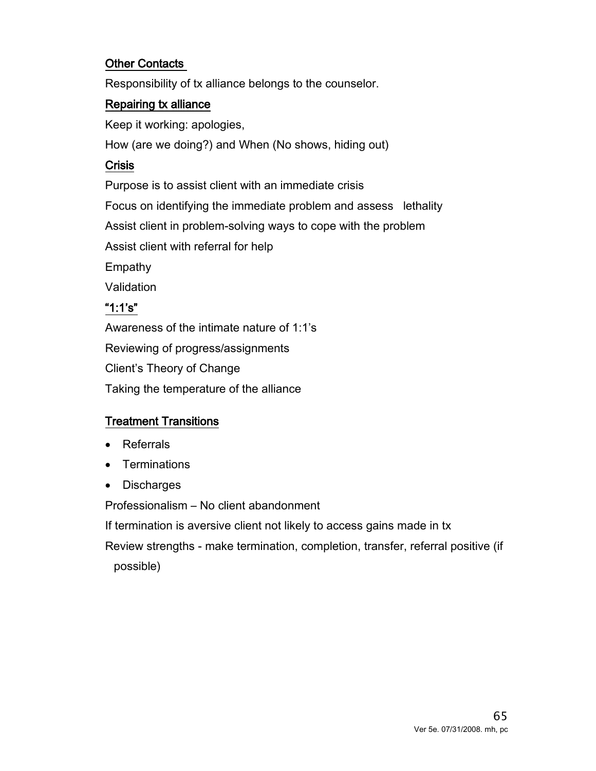## Other Contacts

Responsibility of tx alliance belongs to the counselor.

## Repairing tx alliance

Keep it working: apologies,

How (are we doing?) and When (No shows, hiding out)

## Crisis

Purpose is to assist client with an immediate crisis

Focus on identifying the immediate problem and assess lethality

Assist client in problem-solving ways to cope with the problem

Assist client with referral for help

Empathy

Validation

## "1:1's"

Awareness of the intimate nature of 1:1's

Reviewing of progress/assignments

Client's Theory of Change

Taking the temperature of the alliance

## Treatment Transitions

- Referrals
- Terminations
- Discharges

Professionalism – No client abandonment

If termination is aversive client not likely to access gains made in tx

Review strengths - make termination, completion, transfer, referral positive (if possible)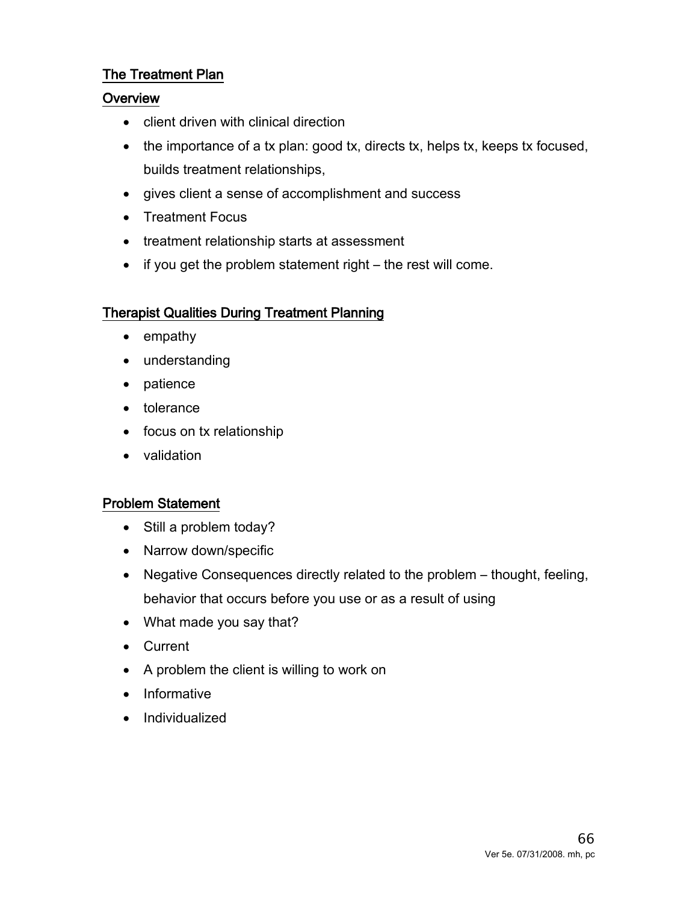## The Treatment Plan

### Overview

- client driven with clinical direction
- the importance of a tx plan: good tx, directs tx, helps tx, keeps tx focused, builds treatment relationships,
- gives client a sense of accomplishment and success
- Treatment Focus
- treatment relationship starts at assessment
- if you get the problem statement right – the rest will come.

### Therapist Qualities During Treatment Planning

- empathy
- understanding
- patience
- tolerance
- focus on tx relationship
- validation

### Problem Statement

- Still a problem today?
- Narrow down/specific
- Negative Consequences directly related to the problem – thought, feeling, behavior that occurs before you use or as a result of using
- What made you say that?
- Current
- A problem the client is willing to work on
- Informative
- Individualized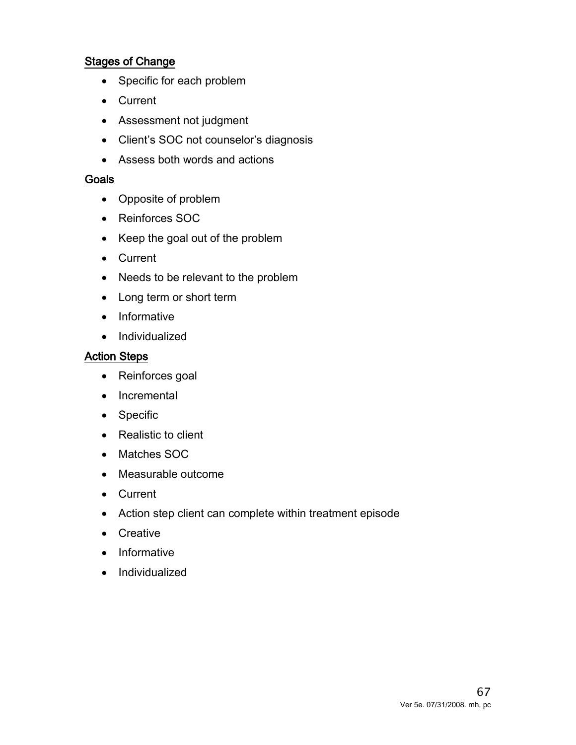## Stages of Change

- Specific for each problem
- Current
- Assessment not judgment
- Client's SOC not counselor's diagnosis
- Assess both words and actions

## Goals

- Opposite of problem
- Reinforces SOC
- Keep the goal out of the problem
- Current
- Needs to be relevant to the problem
- Long term or short term
- Informative
- Individualized

## Action Steps

- Reinforces goal
- Incremental
- Specific
- Realistic to client
- Matches SOC
- Measurable outcome
- Current
- Action step client can complete within treatment episode
- Creative
- Informative
- Individualized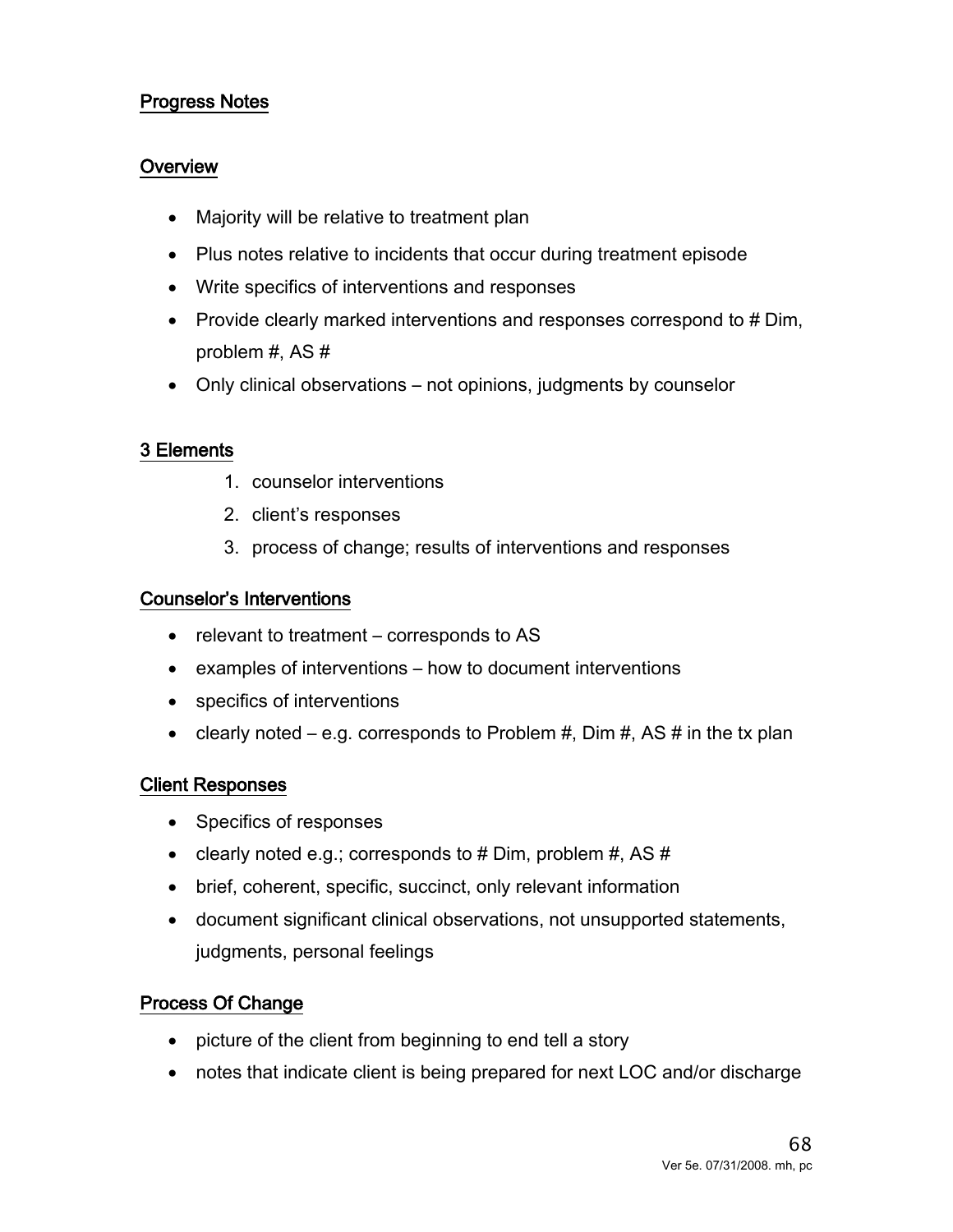## Progress Notes

### Overview

- Majority will be relative to treatment plan
- Plus notes relative to incidents that occur during treatment episode
- Write specifics of interventions and responses
- Provide clearly marked interventions and responses correspond to # Dim, problem #, AS #
- Only clinical observations – not opinions, judgments by counselor

### 3 Elements

1. counselor interventions
2. client's responses
3. process of change; results of interventions and responses

### Counselor's Interventions

- relevant to treatment – corresponds to AS
- examples of interventions – how to document interventions
- specifics of interventions
- clearly noted – e.g. corresponds to Problem #, Dim #, AS # in the tx plan

### Client Responses

- Specifics of responses
- clearly noted e.g.; corresponds to # Dim, problem #, AS #
- brief, coherent, specific, succinct, only relevant information
- document significant clinical observations, not unsupported statements, judgments, personal feelings

### Process Of Change

- picture of the client from beginning to end tell a story
- notes that indicate client is being prepared for next LOC and/or discharge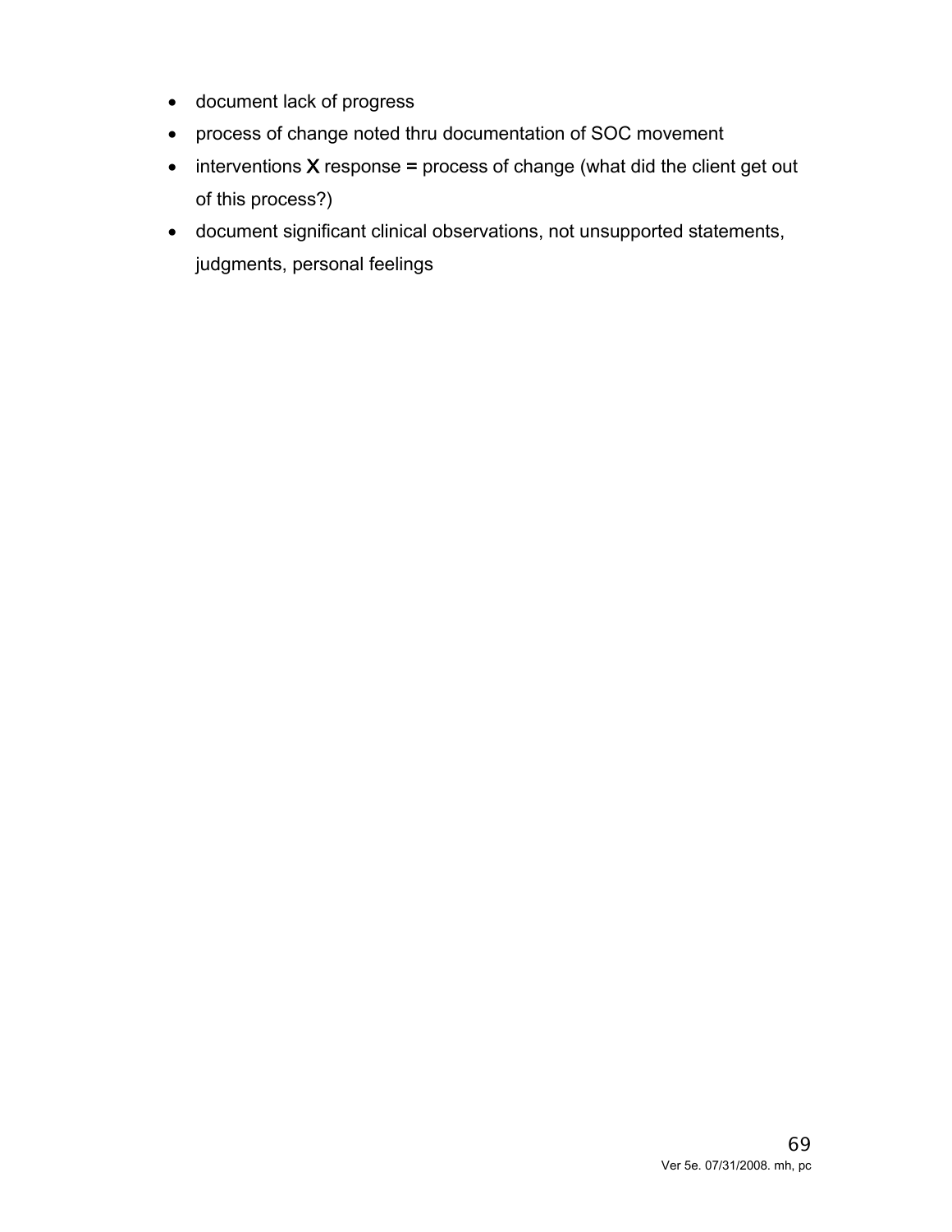- document lack of progress
- process of change noted thru documentation of SOC movement
- interventions **X** response **=** process of change (what did the client get out of this process?)
- document significant clinical observations, not unsupported statements, judgments, personal feelings